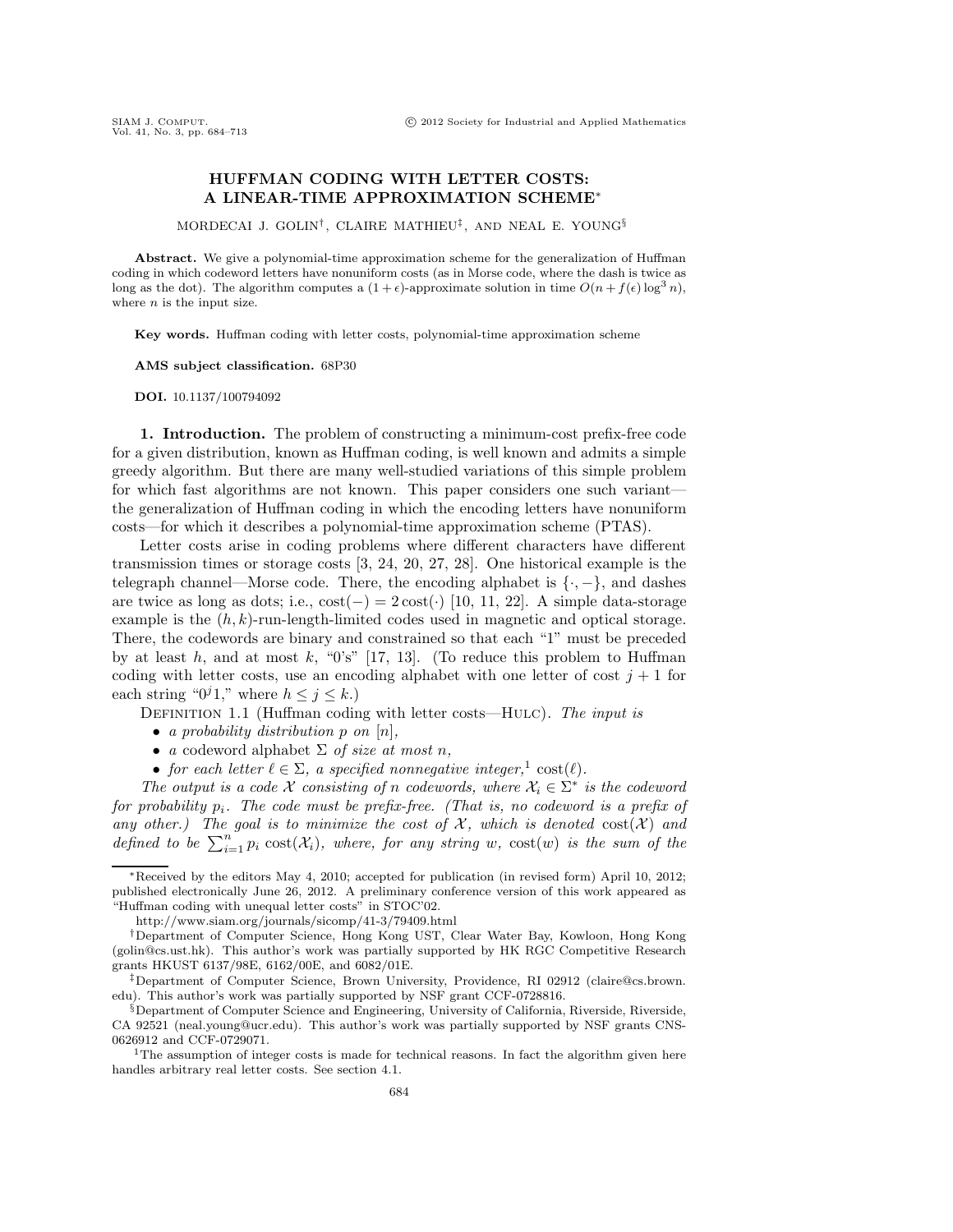# HUFFMAN CODING WITH LETTER COSTS: A LINEAR-TIME APPROXIMATION SCHEME*

MORDECAI J. GOLIN[†], CLAIRE MATHIEU[‡], AND NEAL E. YOUNG[§]

**Abstract.** We give a polynomial-time approximation scheme for the generalization of Huffman coding in which codeword letters have nonuniform costs (as in Morse code, where the dash is twice as long as the dot). The algorithm computes a $(1 + \epsilon)$-approximate solution in time $O(n + f(\epsilon) \log^3 n)$, where $n$ is the input size.

**Key words.** Huffman coding with letter costs, polynomial-time approximation scheme

**AMS subject classification.** 68P30

**DOI.** 10.1137/100794092

**1. Introduction.** The problem of constructing a minimum-cost prefix-free code for a given distribution, known as Huffman coding, is well known and admits a simple greedy algorithm. But there are many well-studied variations of this simple problem for which fast algorithms are not known. This paper considers one such variant—the generalization of Huffman coding in which the encoding letters have nonuniform costs—for which it describes a polynomial-time approximation scheme (PTAS).

Letter costs arise in coding problems where different characters have different transmission times or storage costs [3, 24, 20, 27, 28]. One historical example is the telegraph channel—Morse code. There, the encoding alphabet is $\{\cdot, -\}$, and dashes are twice as long as dots; i.e., $\text{cost}(-) = 2\,\text{cost}(\cdot)$ [10, 11, 22]. A simple data-storage example is the $(h, k)$-run-length-limited codes used in magnetic and optical storage. There, the codewords are binary and constrained so that each "1" must be preceded by at least $h$, and at most $k$, "0's" [17, 13]. (To reduce this problem to Huffman coding with letter costs, use an encoding alphabet with one letter of cost $j + 1$ for each string "$0^j1$," where $h \le j \le k$.)

DEFINITION 1.1 (Huffman coding with letter costs—HULC). *The input is*

- *a probability distribution $p$ on $[n]$,*
- *a* codeword alphabet *$\Sigma$ of size at most $n$,*
- *for each letter $\ell \in \Sigma$, a specified nonnegative integer,*[1] $\text{cost}(\ell)$.

*The output is a code $\mathcal{X}$ consisting of $n$ codewords, where $\mathcal{X}_i \in \Sigma^*$ is the codeword for probability $p_i$. The code must be prefix-free. (That is, no codeword is a prefix of any other.) The goal is to minimize the cost of $\mathcal{X}$, which is denoted $\text{cost}(\mathcal{X})$ and defined to be $\sum_{i=1}^{n} p_i \,\text{cost}(\mathcal{X}_i)$, where, for any string $w$, $\text{cost}(w)$ is the sum of the*

---

*Received by the editors May 4, 2010; accepted for publication (in revised form) April 10, 2012; published electronically June 26, 2012. A preliminary conference version of this work appeared as "Huffman coding with unequal letter costs" in STOC'02.

http://www.siam.org/journals/sicomp/41-3/79409.html

[†]Department of Computer Science, Hong Kong UST, Clear Water Bay, Kowloon, Hong Kong (golin@cs.ust.hk). This author's work was partially supported by HK RGC Competitive Research grants HKUST 6137/98E, 6162/00E, and 6082/01E.

[‡]Department of Computer Science, Brown University, Providence, RI 02912 (claire@cs.brown.edu). This author's work was partially supported by NSF grant CCF-0728816.

[§]Department of Computer Science and Engineering, University of California, Riverside, Riverside, CA 92521 (neal.young@ucr.edu). This author's work was partially supported by NSF grants CNS-0626912 and CCF-0729071.

[1]The assumption of integer costs is made for technical reasons. In fact the algorithm given here handles arbitrary real letter costs. See section 4.1.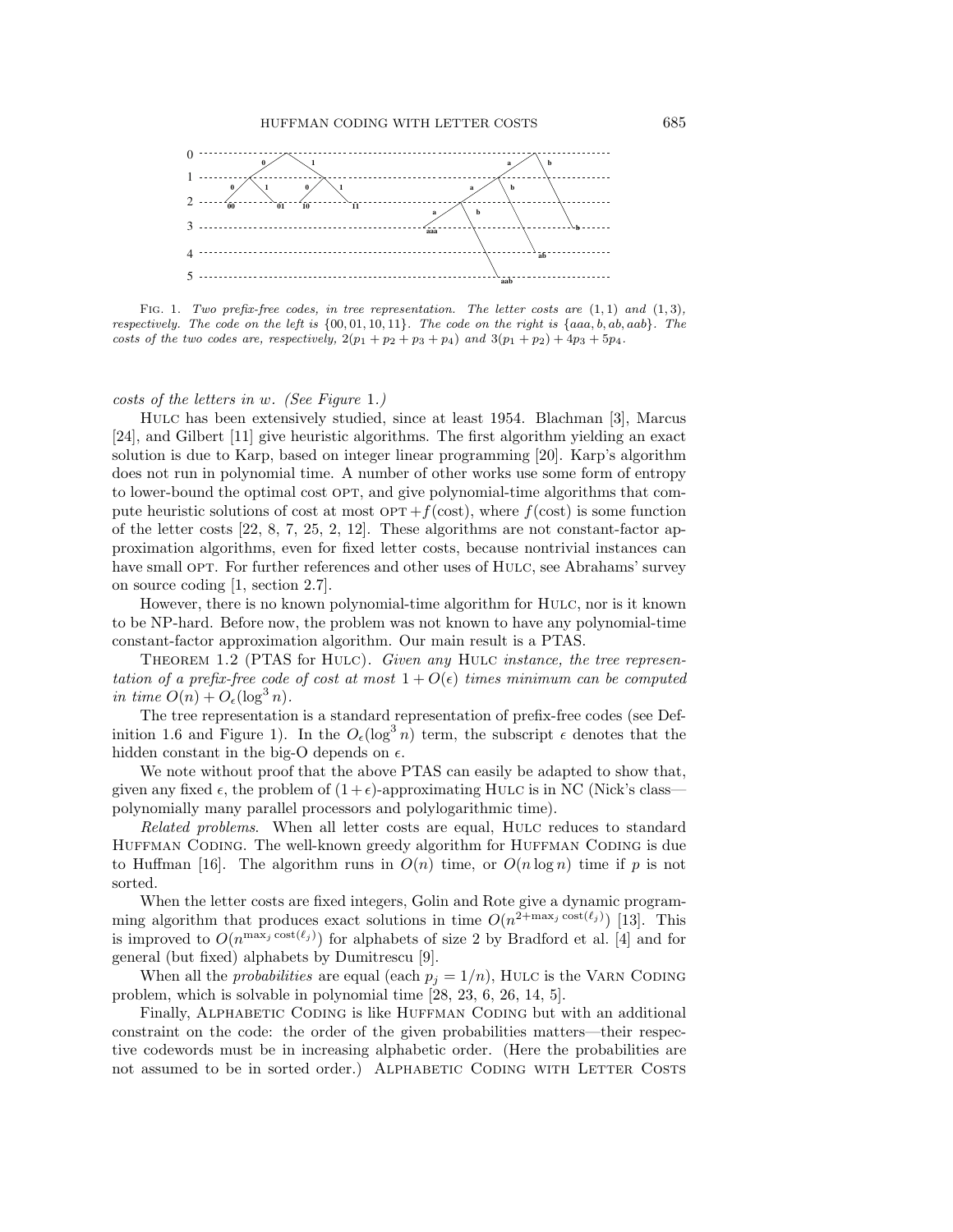FIG. 1. *Two prefix-free codes, in tree representation. The letter costs are* $(1,1)$ *and* $(1,3)$*, respectively. The code on the left is* $\{00, 01, 10, 11\}$*. The code on the right is* $\{aaa, b, ab, aab\}$*. The costs of the two codes are, respectively,* $2(p_1 + p_2 + p_3 + p_4)$ *and* $3(p_1 + p_2) + 4p_3 + 5p_4$*.*

*costs of the letters in* $w$*. (See Figure* 1*.)*

HULC has been extensively studied, since at least 1954. Blachman [3], Marcus [24], and Gilbert [11] give heuristic algorithms. The first algorithm yielding an exact solution is due to Karp, based on integer linear programming [20]. Karp's algorithm does not run in polynomial time. A number of other works use some form of entropy to lower-bound the optimal cost OPT, and give polynomial-time algorithms that compute heuristic solutions of cost at most $\text{OPT} + f(\text{cost})$, where $f(\text{cost})$ is some function of the letter costs [22, 8, 7, 25, 2, 12]. These algorithms are not constant-factor approximation algorithms, even for fixed letter costs, because nontrivial instances can have small OPT. For further references and other uses of HULC, see Abrahams' survey on source coding [1, section 2.7].

However, there is no known polynomial-time algorithm for HULC, nor is it known to be NP-hard. Before now, the problem was not known to have any polynomial-time constant-factor approximation algorithm. Our main result is a PTAS.

THEOREM 1.2 (PTAS for HULC). *Given any* HULC *instance, the tree representation of a prefix-free code of cost at most* $1 + O(\epsilon)$ *times minimum can be computed in time* $O(n) + O_\epsilon(\log^3 n)$*.*

The tree representation is a standard representation of prefix-free codes (see Definition 1.6 and Figure 1). In the $O_\epsilon(\log^3 n)$ term, the subscript $\epsilon$ denotes that the hidden constant in the big-O depends on $\epsilon$.

We note without proof that the above PTAS can easily be adapted to show that, given any fixed $\epsilon$, the problem of $(1+\epsilon)$-approximating HULC is in NC (Nick's class—polynomially many parallel processors and polylogarithmic time).

*Related problems*. When all letter costs are equal, HULC reduces to standard HUFFMAN CODING. The well-known greedy algorithm for HUFFMAN CODING is due to Huffman [16]. The algorithm runs in $O(n)$ time, or $O(n \log n)$ time if $p$ is not sorted.

When the letter costs are fixed integers, Golin and Rote give a dynamic programming algorithm that produces exact solutions in time $O(n^{2+\max_j \text{cost}(\ell_j)})$ [13]. This is improved to $O(n^{\max_j \text{cost}(\ell_j)})$ for alphabets of size 2 by Bradford et al. [4] and for general (but fixed) alphabets by Dumitrescu [9].

When all the *probabilities* are equal (each $p_j = 1/n$), HULC is the VARN CODING problem, which is solvable in polynomial time [28, 23, 6, 26, 14, 5].

Finally, ALPHABETIC CODING is like HUFFMAN CODING but with an additional constraint on the code: the order of the given probabilities matters—their respective codewords must be in increasing alphabetic order. (Here the probabilities are not assumed to be in sorted order.) ALPHABETIC CODING WITH LETTER COSTS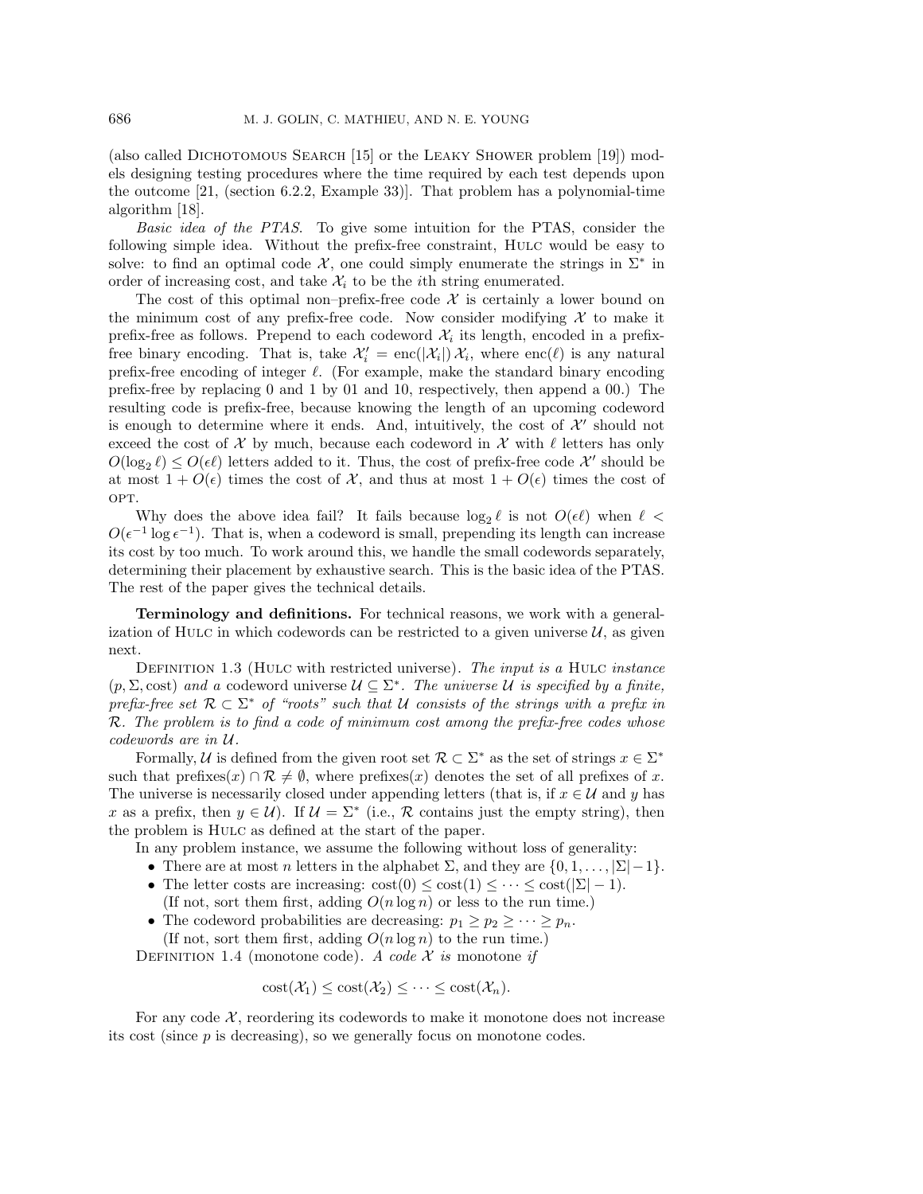(also called Dichotomous Search [15] or the Leaky Shower problem [19]) models designing testing procedures where the time required by each test depends upon the outcome [21, (section 6.2.2, Example 33)]. That problem has a polynomial-time algorithm [18].

*Basic idea of the PTAS.* To give some intuition for the PTAS, consider the following simple idea. Without the prefix-free constraint, Hulc would be easy to solve: to find an optimal code $\mathcal{X}$, one could simply enumerate the strings in $\Sigma^*$ in order of increasing cost, and take $\mathcal{X}_i$ to be the $i$th string enumerated.

The cost of this optimal non–prefix-free code $\mathcal{X}$ is certainly a lower bound on the minimum cost of any prefix-free code. Now consider modifying $\mathcal{X}$ to make it prefix-free as follows. Prepend to each codeword $\mathcal{X}_i$ its length, encoded in a prefix-free binary encoding. That is, take $\mathcal{X}'_i = \text{enc}(|\mathcal{X}_i|)\,\mathcal{X}_i$, where $\text{enc}(\ell)$ is any natural prefix-free encoding of integer $\ell$. (For example, make the standard binary encoding prefix-free by replacing 0 and 1 by 01 and 10, respectively, then append a 00.) The resulting code is prefix-free, because knowing the length of an upcoming codeword is enough to determine where it ends. And, intuitively, the cost of $\mathcal{X}'$ should not exceed the cost of $\mathcal{X}$ by much, because each codeword in $\mathcal{X}$ with $\ell$ letters has only $O(\log_2 \ell) \leq O(\epsilon\ell)$ letters added to it. Thus, the cost of prefix-free code $\mathcal{X}'$ should be at most $1 + O(\epsilon)$ times the cost of $\mathcal{X}$, and thus at most $1 + O(\epsilon)$ times the cost of opt.

Why does the above idea fail? It fails because $\log_2 \ell$ is not $O(\epsilon\ell)$ when $\ell < O(\epsilon^{-1} \log \epsilon^{-1})$. That is, when a codeword is small, prepending its length can increase its cost by too much. To work around this, we handle the small codewords separately, determining their placement by exhaustive search. This is the basic idea of the PTAS. The rest of the paper gives the technical details.

**Terminology and definitions.** For technical reasons, we work with a generalization of Hulc in which codewords can be restricted to a given universe $\mathcal{U}$, as given next.

Definition 1.3 (Hulc with restricted universe). *The input is a* Hulc *instance* $(p, \Sigma, \text{cost})$ *and a* codeword universe $\mathcal{U} \subseteq \Sigma^*$. *The universe $\mathcal{U}$ is specified by a finite, prefix-free set $\mathcal{R} \subset \Sigma^*$ of "roots" such that $\mathcal{U}$ consists of the strings with a prefix in $\mathcal{R}$. The problem is to find a code of minimum cost among the prefix-free codes whose codewords are in $\mathcal{U}$.*

Formally, $\mathcal{U}$ is defined from the given root set $\mathcal{R} \subset \Sigma^*$ as the set of strings $x \in \Sigma^*$ such that $\text{prefixes}(x) \cap \mathcal{R} \neq \emptyset$, where $\text{prefixes}(x)$ denotes the set of all prefixes of $x$. The universe is necessarily closed under appending letters (that is, if $x \in \mathcal{U}$ and $y$ has $x$ as a prefix, then $y \in \mathcal{U}$). If $\mathcal{U} = \Sigma^*$ (i.e., $\mathcal{R}$ contains just the empty string), then the problem is Hulc as defined at the start of the paper.

In any problem instance, we assume the following without loss of generality:

- There are at most $n$ letters in the alphabet $\Sigma$, and they are $\{0, 1, \ldots, |\Sigma| - 1\}$.
- The letter costs are increasing: $\text{cost}(0) \leq \text{cost}(1) \leq \cdots \leq \text{cost}(|\Sigma| - 1)$.
  (If not, sort them first, adding $O(n \log n)$ or less to the run time.)
- The codeword probabilities are decreasing: $p_1 \geq p_2 \geq \cdots \geq p_n$.
  (If not, sort them first, adding $O(n \log n)$ to the run time.)

Definition 1.4 (monotone code). *A code $\mathcal{X}$ is* monotone *if*

$$\text{cost}(\mathcal{X}_1) \leq \text{cost}(\mathcal{X}_2) \leq \cdots \leq \text{cost}(\mathcal{X}_n).$$

For any code $\mathcal{X}$, reordering its codewords to make it monotone does not increase its cost (since $p$ is decreasing), so we generally focus on monotone codes.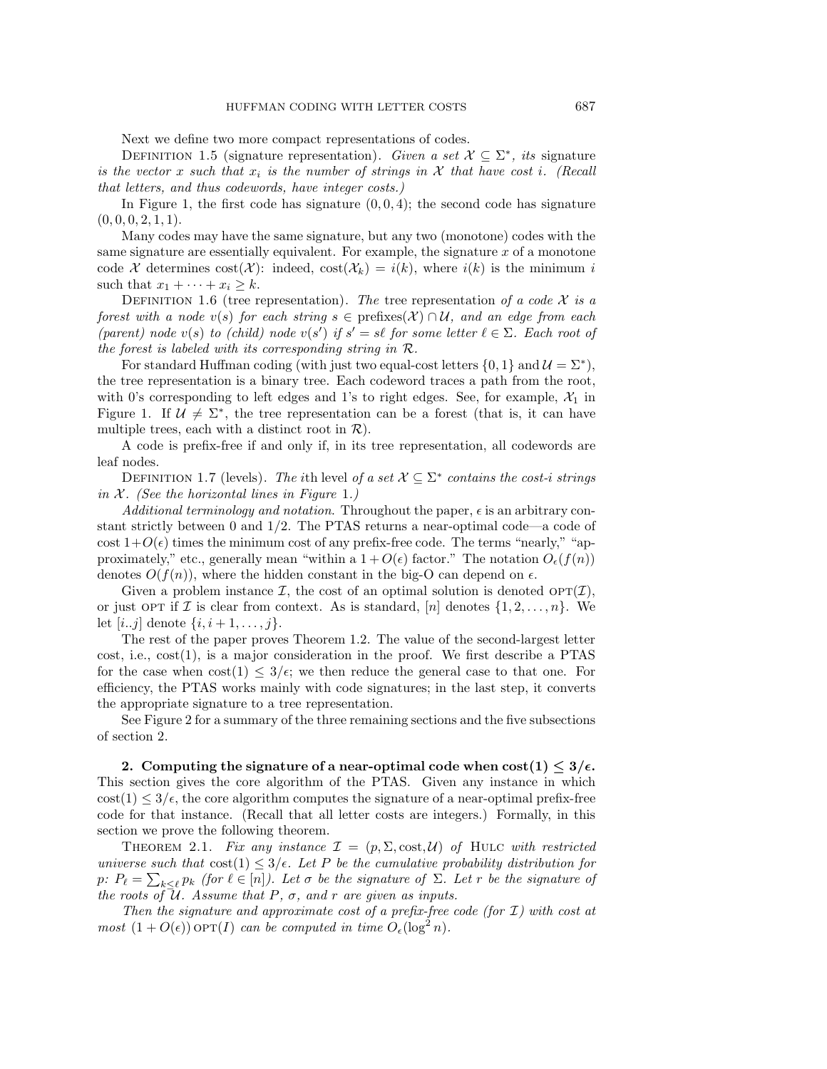Next we define two more compact representations of codes.

Definition 1.5 (signature representation). *Given a set $\mathcal{X} \subseteq \Sigma^*$, its* signature *is the vector $x$ such that $x_i$ is the number of strings in $\mathcal{X}$ that have cost $i$. (Recall that letters, and thus codewords, have integer costs.)*

In Figure 1, the first code has signature $(0, 0, 4)$; the second code has signature $(0, 0, 0, 2, 1, 1)$.

Many codes may have the same signature, but any two (monotone) codes with the same signature are essentially equivalent. For example, the signature $x$ of a monotone code $\mathcal{X}$ determines $\text{cost}(\mathcal{X})$: indeed, $\text{cost}(\mathcal{X}_k) = i(k)$, where $i(k)$ is the minimum $i$ such that $x_1 + \cdots + x_i \geq k$.

Definition 1.6 (tree representation). *The* tree representation *of a code $\mathcal{X}$ is a forest with a node $v(s)$ for each string $s \in \text{prefixes}(\mathcal{X}) \cap \mathcal{U}$, and an edge from each (parent) node $v(s)$ to (child) node $v(s')$ if $s' = s\ell$ for some letter $\ell \in \Sigma$. Each root of the forest is labeled with its corresponding string in $\mathcal{R}$.*

For standard Huffman coding (with just two equal-cost letters $\{0, 1\}$ and $\mathcal{U} = \Sigma^*$), the tree representation is a binary tree. Each codeword traces a path from the root, with 0's corresponding to left edges and 1's to right edges. See, for example, $\mathcal{X}_1$ in Figure 1. If $\mathcal{U} \neq \Sigma^*$, the tree representation can be a forest (that is, it can have multiple trees, each with a distinct root in $\mathcal{R}$).

A code is prefix-free if and only if, in its tree representation, all codewords are leaf nodes.

Definition 1.7 (levels). *The* $i$th level *of a set $\mathcal{X} \subseteq \Sigma^*$ contains the cost-$i$ strings in $\mathcal{X}$. (See the horizontal lines in Figure 1.)*

*Additional terminology and notation.* Throughout the paper, $\epsilon$ is an arbitrary constant strictly between 0 and 1/2. The PTAS returns a near-optimal code—a code of cost $1+O(\epsilon)$ times the minimum cost of any prefix-free code. The terms "nearly," "approximately," etc., generally mean "within a $1 + O(\epsilon)$ factor." The notation $O_\epsilon(f(n))$ denotes $O(f(n))$, where the hidden constant in the big-O can depend on $\epsilon$.

Given a problem instance $\mathcal{I}$, the cost of an optimal solution is denoted $\text{OPT}(\mathcal{I})$, or just OPT if $\mathcal{I}$ is clear from context. As is standard, $[n]$ denotes $\{1, 2, \ldots, n\}$. We let $[i..j]$ denote $\{i, i + 1, \ldots, j\}$.

The rest of the paper proves Theorem 1.2. The value of the second-largest letter cost, i.e., $\text{cost}(1)$, is a major consideration in the proof. We first describe a PTAS for the case when $\text{cost}(1) \leq 3/\epsilon$; we then reduce the general case to that one. For efficiency, the PTAS works mainly with code signatures; in the last step, it converts the appropriate signature to a tree representation.

See Figure 2 for a summary of the three remaining sections and the five subsections of section 2.

## 2. Computing the signature of a near-optimal code when $\text{cost}(1) \leq 3/\epsilon$.

This section gives the core algorithm of the PTAS. Given any instance in which $\text{cost}(1) \leq 3/\epsilon$, the core algorithm computes the signature of a near-optimal prefix-free code for that instance. (Recall that all letter costs are integers.) Formally, in this section we prove the following theorem.

Theorem 2.1. *Fix any instance $\mathcal{I} = (p, \Sigma, \text{cost}, \mathcal{U})$ of* Hulc *with restricted universe such that $\text{cost}(1) \leq 3/\epsilon$. Let $P$ be the cumulative probability distribution for $p$: $P_\ell = \sum_{k \leq \ell} p_k$ (for $\ell \in [n]$). Let $\sigma$ be the signature of $\Sigma$. Let $r$ be the signature of the roots of $\mathcal{U}$. Assume that $P$, $\sigma$, and $r$ are given as inputs.*

*Then the signature and approximate cost of a prefix-free code (for $\mathcal{I}$) with cost at most $(1 + O(\epsilon))\, \text{OPT}(I)$ can be computed in time $O_\epsilon(\log^2 n)$.*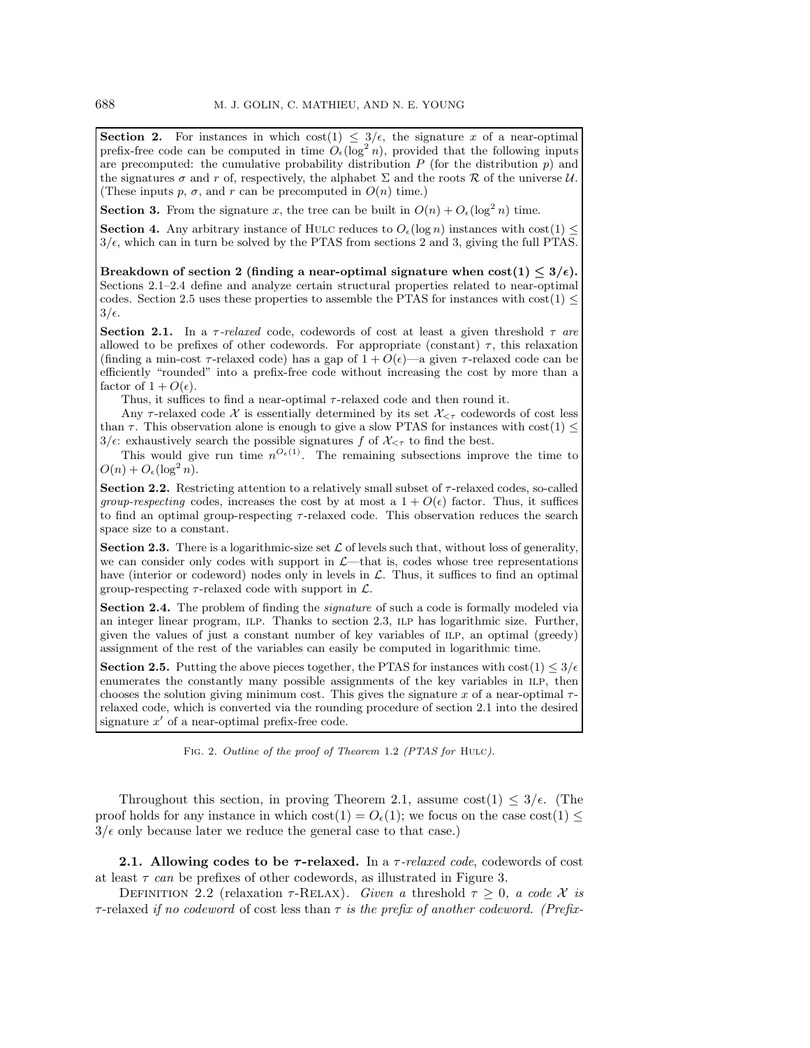**Section 2.** For instances in which $\text{cost}(1) \leq 3/\epsilon$, the signature $x$ of a near-optimal prefix-free code can be computed in time $O_\epsilon(\log^2 n)$, provided that the following inputs are precomputed: the cumulative probability distribution $P$ (for the distribution $p$) and the signatures $\sigma$ and $r$ of, respectively, the alphabet $\Sigma$ and the roots $\mathcal{R}$ of the universe $\mathcal{U}$. (These inputs $p$, $\sigma$, and $r$ can be precomputed in $O(n)$ time.)

**Section 3.** From the signature $x$, the tree can be built in $O(n) + O_\epsilon(\log^2 n)$ time.

**Section 4.** Any arbitrary instance of HULC reduces to $O_\epsilon(\log n)$ instances with $\text{cost}(1) \leq 3/\epsilon$, which can in turn be solved by the PTAS from sections 2 and 3, giving the full PTAS.

**Breakdown of section 2 (finding a near-optimal signature when $\text{cost}(1) \leq 3/\epsilon$).** Sections 2.1–2.4 define and analyze certain structural properties related to near-optimal codes. Section 2.5 uses these properties to assemble the PTAS for instances with $\text{cost}(1) \leq 3/\epsilon$.

**Section 2.1.** In a *$\tau$-relaxed* code, codewords of cost at least a given threshold $\tau$ *are* allowed to be prefixes of other codewords. For appropriate (constant) $\tau$, this relaxation (finding a min-cost $\tau$-relaxed code) has a gap of $1 + O(\epsilon)$—a given $\tau$-relaxed code can be efficiently "rounded" into a prefix-free code without increasing the cost by more than a factor of $1 + O(\epsilon)$.

Thus, it suffices to find a near-optimal $\tau$-relaxed code and then round it.

Any $\tau$-relaxed code $\mathcal{X}$ is essentially determined by its set $\mathcal{X}_{<\tau}$ codewords of cost less than $\tau$. This observation alone is enough to give a slow PTAS for instances with $\text{cost}(1) \leq 3/\epsilon$: exhaustively search the possible signatures $f$ of $\mathcal{X}_{<\tau}$ to find the best.

This would give run time $n^{O_\epsilon(1)}$. The remaining subsections improve the time to $O(n) + O_\epsilon(\log^2 n)$.

**Section 2.2.** Restricting attention to a relatively small subset of $\tau$-relaxed codes, so-called *group-respecting* codes, increases the cost by at most a $1 + O(\epsilon)$ factor. Thus, it suffices to find an optimal group-respecting $\tau$-relaxed code. This observation reduces the search space size to a constant.

**Section 2.3.** There is a logarithmic-size set $\mathcal{L}$ of levels such that, without loss of generality, we can consider only codes with support in $\mathcal{L}$—that is, codes whose tree representations have (interior or codeword) nodes only in levels in $\mathcal{L}$. Thus, it suffices to find an optimal group-respecting $\tau$-relaxed code with support in $\mathcal{L}$.

**Section 2.4.** The problem of finding the *signature* of such a code is formally modeled via an integer linear program, ILP. Thanks to section 2.3, ILP has logarithmic size. Further, given the values of just a constant number of key variables of ILP, an optimal (greedy) assignment of the rest of the variables can easily be computed in logarithmic time.

**Section 2.5.** Putting the above pieces together, the PTAS for instances with $\text{cost}(1) \leq 3/\epsilon$ enumerates the constantly many possible assignments of the key variables in ILP, then chooses the solution giving minimum cost. This gives the signature $x$ of a near-optimal $\tau$-relaxed code, which is converted via the rounding procedure of section 2.1 into the desired signature $x'$ of a near-optimal prefix-free code.

FIG. 2. *Outline of the proof of Theorem* 1.2 *(PTAS for* HULC*).*

Throughout this section, in proving Theorem 2.1, assume $\text{cost}(1) \leq 3/\epsilon$. (The proof holds for any instance in which $\text{cost}(1) = O_\epsilon(1)$; we focus on the case $\text{cost}(1) \leq 3/\epsilon$ only because later we reduce the general case to that case.)

### 2.1. Allowing codes to be $\tau$-relaxed.

In a *$\tau$-relaxed code*, codewords of cost at least $\tau$ *can* be prefixes of other codewords, as illustrated in Figure 3.

DEFINITION 2.2 (relaxation $\tau$-RELAX). *Given a* threshold $\tau \geq 0$, *a code* $\mathcal{X}$ *is* $\tau$-relaxed *if no codeword* of cost less than $\tau$ *is the prefix of another codeword. (Prefix-*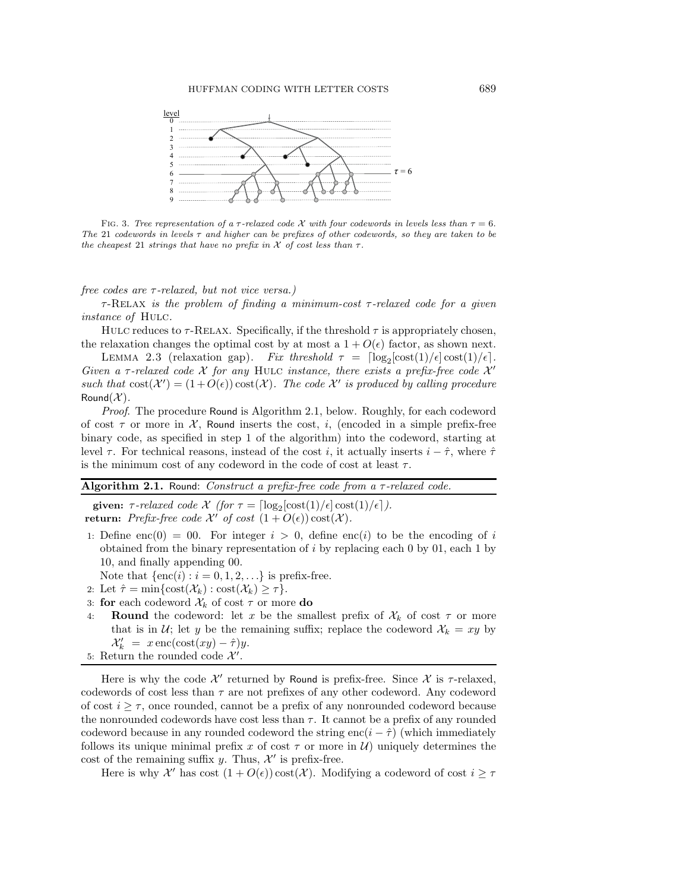FIG. 3. *Tree representation of a $\tau$-relaxed code $\mathcal{X}$ with four codewords in levels less than $\tau = 6$. The* 21 *codewords in levels $\tau$ and higher can be prefixes of other codewords, so they are taken to be the cheapest* 21 *strings that have no prefix in $\mathcal{X}$ of cost less than $\tau$.*

*free codes are $\tau$-relaxed, but not vice versa.)*

$\tau$-RELAX *is the problem of finding a minimum-cost $\tau$-relaxed code for a given instance of* HULC.

HULC reduces to $\tau$-RELAX. Specifically, if the threshold $\tau$ is appropriately chosen, the relaxation changes the optimal cost by at most a $1 + O(\epsilon)$ factor, as shown next.

LEMMA 2.3 (relaxation gap). *Fix threshold $\tau = \lceil \log_2[\mathrm{cost}(1)/\epsilon]\,\mathrm{cost}(1)/\epsilon \rceil$. Given a $\tau$-relaxed code $\mathcal{X}$ for any* HULC *instance, there exists a prefix-free code $\mathcal{X}'$ such that $\mathrm{cost}(\mathcal{X}') = (1+O(\epsilon))\,\mathrm{cost}(\mathcal{X})$. The code $\mathcal{X}'$ is produced by calling procedure* Round$(\mathcal{X})$.

*Proof.* The procedure Round is Algorithm 2.1, below. Roughly, for each codeword of cost $\tau$ or more in $\mathcal{X}$, Round inserts the cost, $i$, (encoded in a simple prefix-free binary code, as specified in step 1 of the algorithm) into the codeword, starting at level $\tau$. For technical reasons, instead of the cost $i$, it actually inserts $i - \hat{\tau}$, where $\hat{\tau}$ is the minimum cost of any codeword in the code of cost at least $\tau$.

**Algorithm 2.1.** Round: *Construct a prefix-free code from a $\tau$-relaxed code.*

**given:** *$\tau$-relaxed code $\mathcal{X}$ (for $\tau = \lceil \log_2[\mathrm{cost}(1)/\epsilon]\,\mathrm{cost}(1)/\epsilon \rceil$).*
**return:** *Prefix-free code $\mathcal{X}'$ of cost $(1+O(\epsilon))\,\mathrm{cost}(\mathcal{X})$.*

1: Define $\mathrm{enc}(0) = 00$. For integer $i > 0$, define $\mathrm{enc}(i)$ to be the encoding of $i$ obtained from the binary representation of $i$ by replacing each 0 by 01, each 1 by 10, and finally appending 00.
Note that $\{\mathrm{enc}(i) : i = 0, 1, 2, \ldots\}$ is prefix-free.
2: Let $\hat{\tau} = \min\{\mathrm{cost}(\mathcal{X}_k) : \mathrm{cost}(\mathcal{X}_k) \geq \tau\}$.
3: **for** each codeword $\mathcal{X}_k$ of cost $\tau$ or more **do**
4: **Round** the codeword: let $x$ be the smallest prefix of $\mathcal{X}_k$ of cost $\tau$ or more that is in $\mathcal{U}$; let $y$ be the remaining suffix; replace the codeword $\mathcal{X}_k = xy$ by $\mathcal{X}'_k = x\,\mathrm{enc}(\mathrm{cost}(xy) - \hat{\tau})y$.
5: Return the rounded code $\mathcal{X}'$.

Here is why the code $\mathcal{X}'$ returned by Round is prefix-free. Since $\mathcal{X}$ is $\tau$-relaxed, codewords of cost less than $\tau$ are not prefixes of any other codeword. Any codeword of cost $i \geq \tau$, once rounded, cannot be a prefix of any nonrounded codeword because the nonrounded codewords have cost less than $\tau$. It cannot be a prefix of any rounded codeword because in any rounded codeword the string $\mathrm{enc}(i - \hat{\tau})$ (which immediately follows its unique minimal prefix $x$ of cost $\tau$ or more in $\mathcal{U}$) uniquely determines the cost of the remaining suffix $y$. Thus, $\mathcal{X}'$ is prefix-free.

Here is why $\mathcal{X}'$ has cost $(1 + O(\epsilon))\,\mathrm{cost}(\mathcal{X})$. Modifying a codeword of cost $i \geq \tau$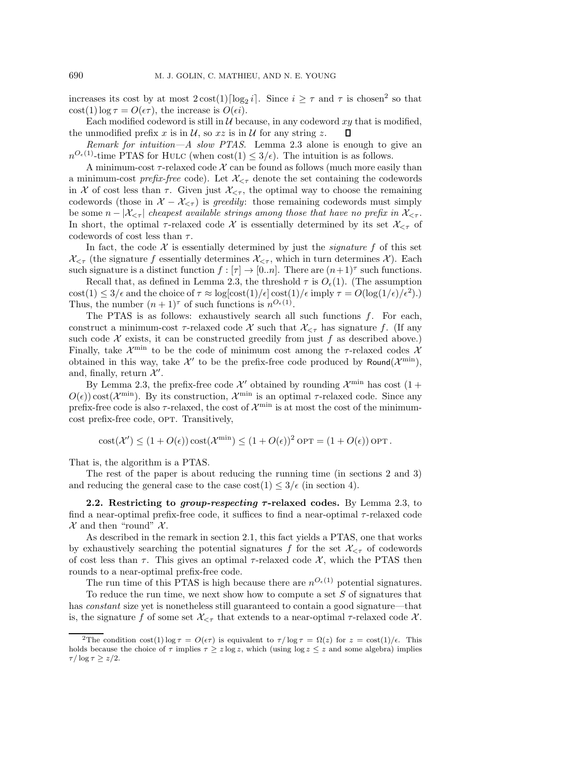increases its cost by at most $2\,\text{cost}(1)\lceil \log_2 i \rceil$. Since $i \geq \tau$ and $\tau$ is chosen[2] so that $\text{cost}(1) \log \tau = O(\epsilon\tau)$, the increase is $O(\epsilon i)$.

Each modified codeword is still in $\mathcal{U}$ because, in any codeword $xy$ that is modified, the unmodified prefix $x$ is in $\mathcal{U}$, so $xz$ is in $\mathcal{U}$ for any string $z$. ☐

*Remark for intuition—A slow PTAS.* Lemma 2.3 alone is enough to give an $n^{O_\epsilon(1)}$-time PTAS for HULC (when $\text{cost}(1) \leq 3/\epsilon$). The intuition is as follows.

A minimum-cost $\tau$-relaxed code $\mathcal{X}$ can be found as follows (much more easily than a minimum-cost *prefix-free* code). Let $\mathcal{X}_{<\tau}$ denote the set containing the codewords in $\mathcal{X}$ of cost less than $\tau$. Given just $\mathcal{X}_{<\tau}$, the optimal way to choose the remaining codewords (those in $\mathcal{X} - \mathcal{X}_{<\tau}$) is *greedily*: those remaining codewords must simply be some $n - |\mathcal{X}_{<\tau}|$ *cheapest available strings among those that have no prefix in* $\mathcal{X}_{<\tau}$. In short, the optimal $\tau$-relaxed code $\mathcal{X}$ is essentially determined by its set $\mathcal{X}_{<\tau}$ of codewords of cost less than $\tau$.

In fact, the code $\mathcal{X}$ is essentially determined by just the *signature* $f$ of this set $\mathcal{X}_{<\tau}$ (the signature $f$ essentially determines $\mathcal{X}_{<\tau}$, which in turn determines $\mathcal{X}$). Each such signature is a distinct function $f : [\tau] \to [0..n]$. There are $(n+1)^\tau$ such functions.

Recall that, as defined in Lemma 2.3, the threshold $\tau$ is $O_\epsilon(1)$. (The assumption $\text{cost}(1) \leq 3/\epsilon$ and the choice of $\tau \approx \log[\text{cost}(1)/\epsilon]\,\text{cost}(1)/\epsilon$ imply $\tau = O(\log(1/\epsilon)/\epsilon^2)$.) Thus, the number $(n+1)^\tau$ of such functions is $n^{O_\epsilon(1)}$.

The PTAS is as follows: exhaustively search all such functions $f$. For each, construct a minimum-cost $\tau$-relaxed code $\mathcal{X}$ such that $\mathcal{X}_{<\tau}$ has signature $f$. (If any such code $\mathcal{X}$ exists, it can be constructed greedily from just $f$ as described above.) Finally, take $\mathcal{X}^{\min}$ to be the code of minimum cost among the $\tau$-relaxed codes $\mathcal{X}$ obtained in this way, take $\mathcal{X}'$ to be the prefix-free code produced by $\mathsf{Round}(\mathcal{X}^{\min})$, and, finally, return $\mathcal{X}'$.

By Lemma 2.3, the prefix-free code $\mathcal{X}'$ obtained by rounding $\mathcal{X}^{\min}$ has cost $(1 + O(\epsilon))\,\text{cost}(\mathcal{X}^{\min})$. By its construction, $\mathcal{X}^{\min}$ is an optimal $\tau$-relaxed code. Since any prefix-free code is also $\tau$-relaxed, the cost of $\mathcal{X}^{\min}$ is at most the cost of the minimum-cost prefix-free code, OPT. Transitively,

$$\text{cost}(\mathcal{X}') \leq (1 + O(\epsilon))\,\text{cost}(\mathcal{X}^{\min}) \leq (1 + O(\epsilon))^2\,\text{OPT} = (1 + O(\epsilon))\,\text{OPT}\,.$$

That is, the algorithm is a PTAS.

The rest of the paper is about reducing the running time (in sections 2 and 3) and reducing the general case to the case $\text{cost}(1) \leq 3/\epsilon$ (in section 4).

**2.2. Restricting to *group-respecting* $\tau$-relaxed codes.** By Lemma 2.3, to find a near-optimal prefix-free code, it suffices to find a near-optimal $\tau$-relaxed code $\mathcal{X}$ and then "round" $\mathcal{X}$.

As described in the remark in section 2.1, this fact yields a PTAS, one that works by exhaustively searching the potential signatures $f$ for the set $\mathcal{X}_{<\tau}$ of codewords of cost less than $\tau$. This gives an optimal $\tau$-relaxed code $\mathcal{X}$, which the PTAS then rounds to a near-optimal prefix-free code.

The run time of this PTAS is high because there are $n^{O_\epsilon(1)}$ potential signatures.

To reduce the run time, we next show how to compute a set $S$ of signatures that has *constant* size yet is nonetheless still guaranteed to contain a good signature—that is, the signature $f$ of some set $\mathcal{X}_{<\tau}$ that extends to a near-optimal $\tau$-relaxed code $\mathcal{X}$.

[2]The condition $\text{cost}(1) \log \tau = O(\epsilon\tau)$ is equivalent to $\tau/\log\tau = \Omega(z)$ for $z = \text{cost}(1)/\epsilon$. This holds because the choice of $\tau$ implies $\tau \geq z \log z$, which (using $\log z \leq z$ and some algebra) implies $\tau/\log\tau \geq z/2$.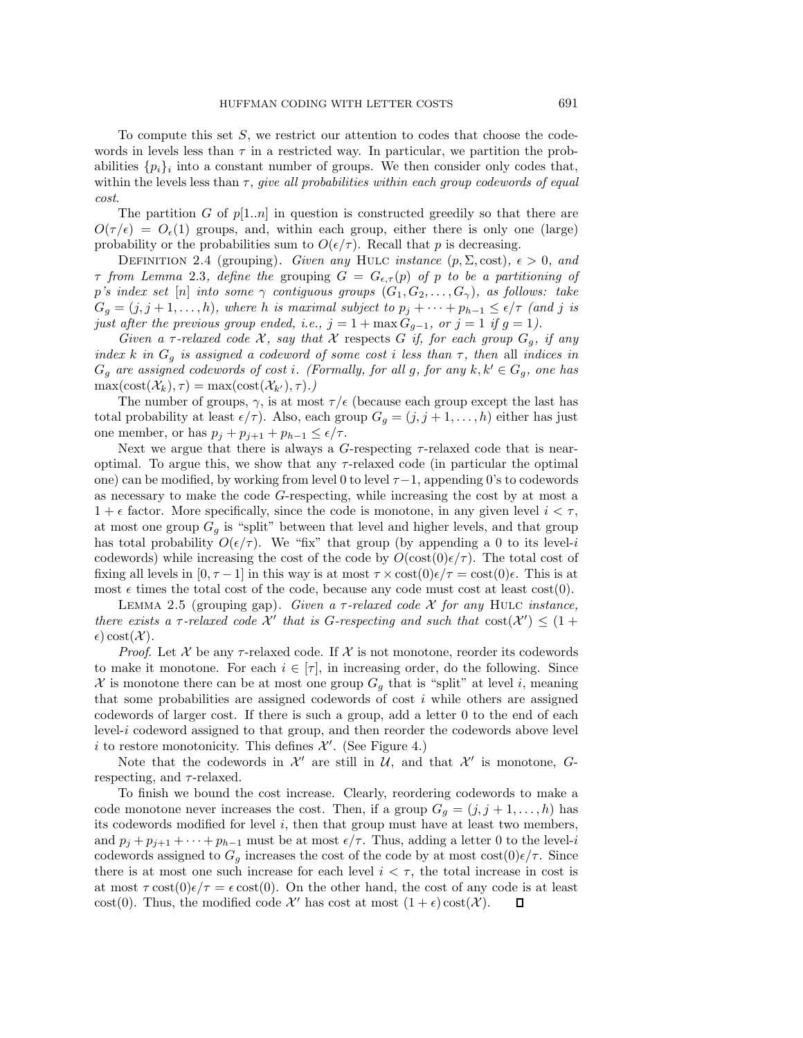To compute this set $S$, we restrict our attention to codes that choose the codewords in levels less than $\tau$ in a restricted way. In particular, we partition the probabilities $\{p_i\}_i$ into a constant number of groups. We then consider only codes that, within the levels less than $\tau$, *give all probabilities within each group codewords of equal cost*.

The partition $G$ of $p[1..n]$ in question is constructed greedily so that there are $O(\tau/\epsilon) = O_\epsilon(1)$ groups, and, within each group, either there is only one (large) probability or the probabilities sum to $O(\epsilon/\tau)$. Recall that $p$ is decreasing.

Definition 2.4 (grouping). *Given any* Hulc *instance* $(p, \Sigma, \text{cost})$*,* $\epsilon > 0$*, and* $\tau$ *from Lemma* 2.3*, define the* grouping $G = G_{\epsilon,\tau}(p)$ *of* $p$ *to be a partitioning of* $p$*'s index set* $[n]$ *into some* $\gamma$ *contiguous groups* $(G_1, G_2, \ldots, G_\gamma)$*, as follows: take* $G_g = (j, j+1, \ldots, h)$*, where* $h$ *is maximal subject to* $p_j + \cdots + p_{h-1} \le \epsilon/\tau$ *(and* $j$ *is just after the previous group ended, i.e.,* $j = 1 + \max G_{g-1}$*, or* $j = 1$ *if* $g = 1$*).*

*Given a* $\tau$*-relaxed code* $\mathcal{X}$*, say that* $\mathcal{X}$ respects $G$ *if, for each group* $G_g$*, if any index* $k$ *in* $G_g$ *is assigned a codeword of some cost* $i$ *less than* $\tau$*, then* all *indices in* $G_g$ *are assigned codewords of cost* $i$*. (Formally, for all* $g$*, for any* $k, k' \in G_g$*, one has* $\max(\text{cost}(\mathcal{X}_k), \tau) = \max(\text{cost}(\mathcal{X}_{k'}), \tau)$*.)*

The number of groups, $\gamma$, is at most $\tau/\epsilon$ (because each group except the last has total probability at least $\epsilon/\tau$). Also, each group $G_g = (j, j+1, \ldots, h)$ either has just one member, or has $p_j + p_{j+1} + p_{h-1} \le \epsilon/\tau$.

Next we argue that there is always a $G$-respecting $\tau$-relaxed code that is near-optimal. To argue this, we show that any $\tau$-relaxed code (in particular the optimal one) can be modified, by working from level 0 to level $\tau-1$, appending 0's to codewords as necessary to make the code $G$-respecting, while increasing the cost by at most a $1+\epsilon$ factor. More specifically, since the code is monotone, in any given level $i < \tau$, at most one group $G_g$ is "split" between that level and higher levels, and that group has total probability $O(\epsilon/\tau)$. We "fix" that group (by appending a 0 to its level-$i$ codewords) while increasing the cost of the code by $O(\text{cost}(0)\epsilon/\tau)$. The total cost of fixing all levels in $[0, \tau-1]$ in this way is at most $\tau \times \text{cost}(0)\epsilon/\tau = \text{cost}(0)\epsilon$. This is at most $\epsilon$ times the total cost of the code, because any code must cost at least $\text{cost}(0)$.

Lemma 2.5 (grouping gap). *Given a* $\tau$*-relaxed code* $\mathcal{X}$ *for any* Hulc *instance, there exists a* $\tau$*-relaxed code* $\mathcal{X}'$ *that is* $G$*-respecting and such that* $\text{cost}(\mathcal{X}') \le (1+\epsilon)\,\text{cost}(\mathcal{X})$*.*

*Proof.* Let $\mathcal{X}$ be any $\tau$-relaxed code. If $\mathcal{X}$ is not monotone, reorder its codewords to make it monotone. For each $i \in [\tau]$, in increasing order, do the following. Since $\mathcal{X}$ is monotone there can be at most one group $G_g$ that is "split" at level $i$, meaning that some probabilities are assigned codewords of cost $i$ while others are assigned codewords of larger cost. If there is such a group, add a letter 0 to the end of each level-$i$ codeword assigned to that group, and then reorder the codewords above level $i$ to restore monotonicity. This defines $\mathcal{X}'$. (See Figure 4.)

Note that the codewords in $\mathcal{X}'$ are still in $\mathcal{U}$, and that $\mathcal{X}'$ is monotone, $G$-respecting, and $\tau$-relaxed.

To finish we bound the cost increase. Clearly, reordering codewords to make a code monotone never increases the cost. Then, if a group $G_g = (j, j+1, \ldots, h)$ has its codewords modified for level $i$, then that group must have at least two members, and $p_j + p_{j+1} + \cdots + p_{h-1}$ must be at most $\epsilon/\tau$. Thus, adding a letter 0 to the level-$i$ codewords assigned to $G_g$ increases the cost of the code by at most $\text{cost}(0)\epsilon/\tau$. Since there is at most one such increase for each level $i < \tau$, the total increase in cost is at most $\tau\,\text{cost}(0)\epsilon/\tau = \epsilon\,\text{cost}(0)$. On the other hand, the cost of any code is at least $\text{cost}(0)$. Thus, the modified code $\mathcal{X}'$ has cost at most $(1+\epsilon)\,\text{cost}(\mathcal{X})$. ◻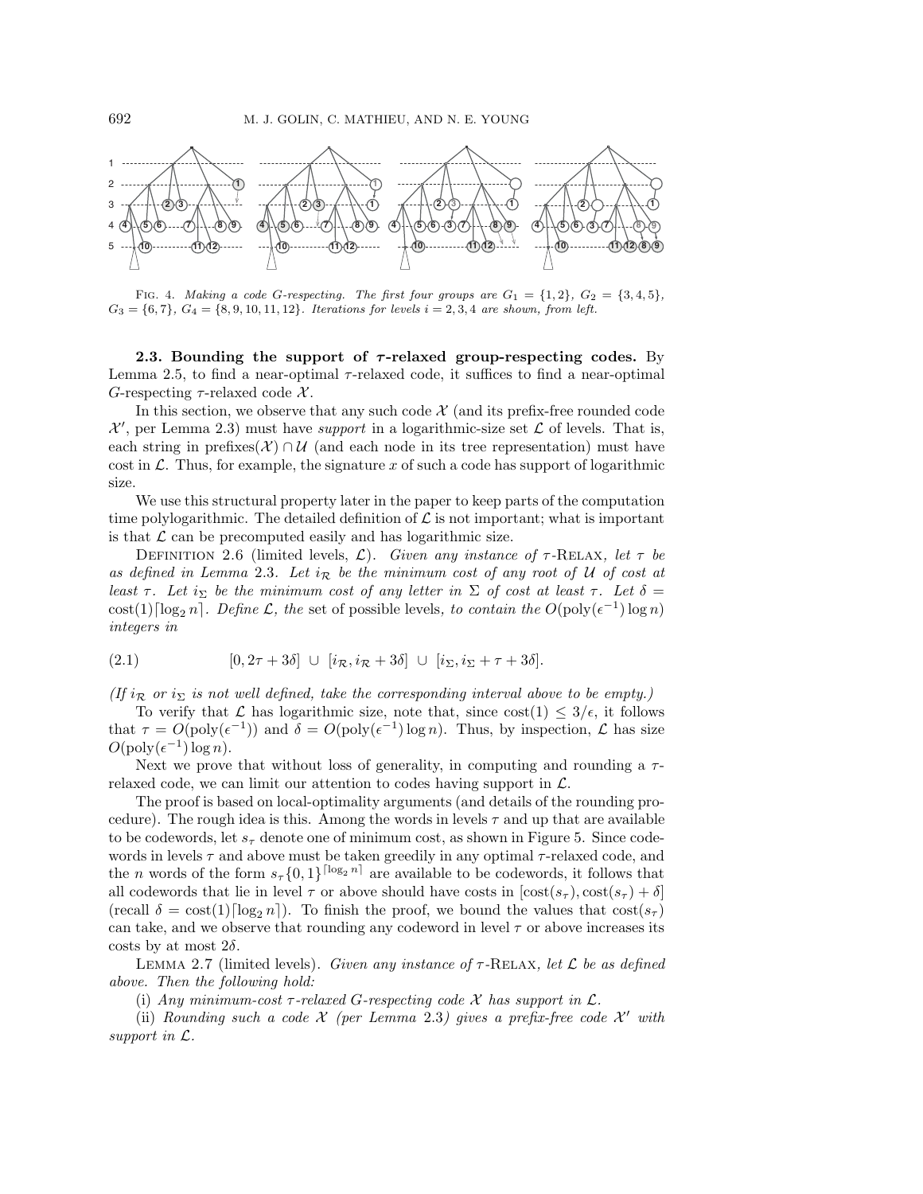Fig. 4. *Making a code G-respecting. The first four groups are $G_1 = \{1, 2\}$, $G_2 = \{3, 4, 5\}$, $G_3 = \{6, 7\}$, $G_4 = \{8, 9, 10, 11, 12\}$. Iterations for levels $i = 2, 3, 4$ are shown, from left.*

**2.3. Bounding the support of $\tau$-relaxed group-respecting codes.** By Lemma 2.5, to find a near-optimal $\tau$-relaxed code, it suffices to find a near-optimal $G$-respecting $\tau$-relaxed code $\mathcal{X}$.

In this section, we observe that any such code $\mathcal{X}$ (and its prefix-free rounded code $\mathcal{X}'$, per Lemma 2.3) must have *support* in a logarithmic-size set $\mathcal{L}$ of levels. That is, each string in prefixes$(\mathcal{X}) \cap \mathcal{U}$ (and each node in its tree representation) must have cost in $\mathcal{L}$. Thus, for example, the signature $x$ of such a code has support of logarithmic size.

We use this structural property later in the paper to keep parts of the computation time polylogarithmic. The detailed definition of $\mathcal{L}$ is not important; what is important is that $\mathcal{L}$ can be precomputed easily and has logarithmic size.

Definition 2.6 (limited levels, $\mathcal{L}$). *Given any instance of $\tau$-Relax, let $\tau$ be as defined in Lemma 2.3. Let $i_{\mathcal{R}}$ be the minimum cost of any root of $\mathcal{U}$ of cost at least $\tau$. Let $i_\Sigma$ be the minimum cost of any letter in $\Sigma$ of cost at least $\tau$. Let $\delta = \mathrm{cost}(1)\lceil \log_2 n \rceil$. Define $\mathcal{L}$, the* set of possible levels, *to contain the $O(\mathrm{poly}(\epsilon^{-1}) \log n)$ integers in*

$$[0, 2\tau + 3\delta] \;\cup\; [i_{\mathcal{R}}, i_{\mathcal{R}} + 3\delta] \;\cup\; [i_\Sigma, i_\Sigma + \tau + 3\delta]. \tag{2.1}$$

*(If $i_{\mathcal{R}}$ or $i_\Sigma$ is not well defined, take the corresponding interval above to be empty.)*

To verify that $\mathcal{L}$ has logarithmic size, note that, since $\mathrm{cost}(1) \le 3/\epsilon$, it follows that $\tau = O(\mathrm{poly}(\epsilon^{-1}))$ and $\delta = O(\mathrm{poly}(\epsilon^{-1}) \log n)$. Thus, by inspection, $\mathcal{L}$ has size $O(\mathrm{poly}(\epsilon^{-1}) \log n)$.

Next we prove that without loss of generality, in computing and rounding a $\tau$-relaxed code, we can limit our attention to codes having support in $\mathcal{L}$.

The proof is based on local-optimality arguments (and details of the rounding procedure). The rough idea is this. Among the words in levels $\tau$ and up that are available to be codewords, let $s_\tau$ denote one of minimum cost, as shown in Figure 5. Since codewords in levels $\tau$ and above must be taken greedily in any optimal $\tau$-relaxed code, and the $n$ words of the form $s_\tau\{0,1\}^{\lceil \log_2 n \rceil}$ are available to be codewords, it follows that all codewords that lie in level $\tau$ or above should have costs in $[\mathrm{cost}(s_\tau), \mathrm{cost}(s_\tau) + \delta]$ (recall $\delta = \mathrm{cost}(1)\lceil \log_2 n \rceil$). To finish the proof, we bound the values that $\mathrm{cost}(s_\tau)$ can take, and we observe that rounding any codeword in level $\tau$ or above increases its costs by at most $2\delta$.

Lemma 2.7 (limited levels). *Given any instance of $\tau$-Relax, let $\mathcal{L}$ be as defined above. Then the following hold:*

(i) *Any minimum-cost $\tau$-relaxed $G$-respecting code $\mathcal{X}$ has support in $\mathcal{L}$.*

(ii) *Rounding such a code $\mathcal{X}$ (per Lemma 2.3) gives a prefix-free code $\mathcal{X}'$ with support in $\mathcal{L}$.*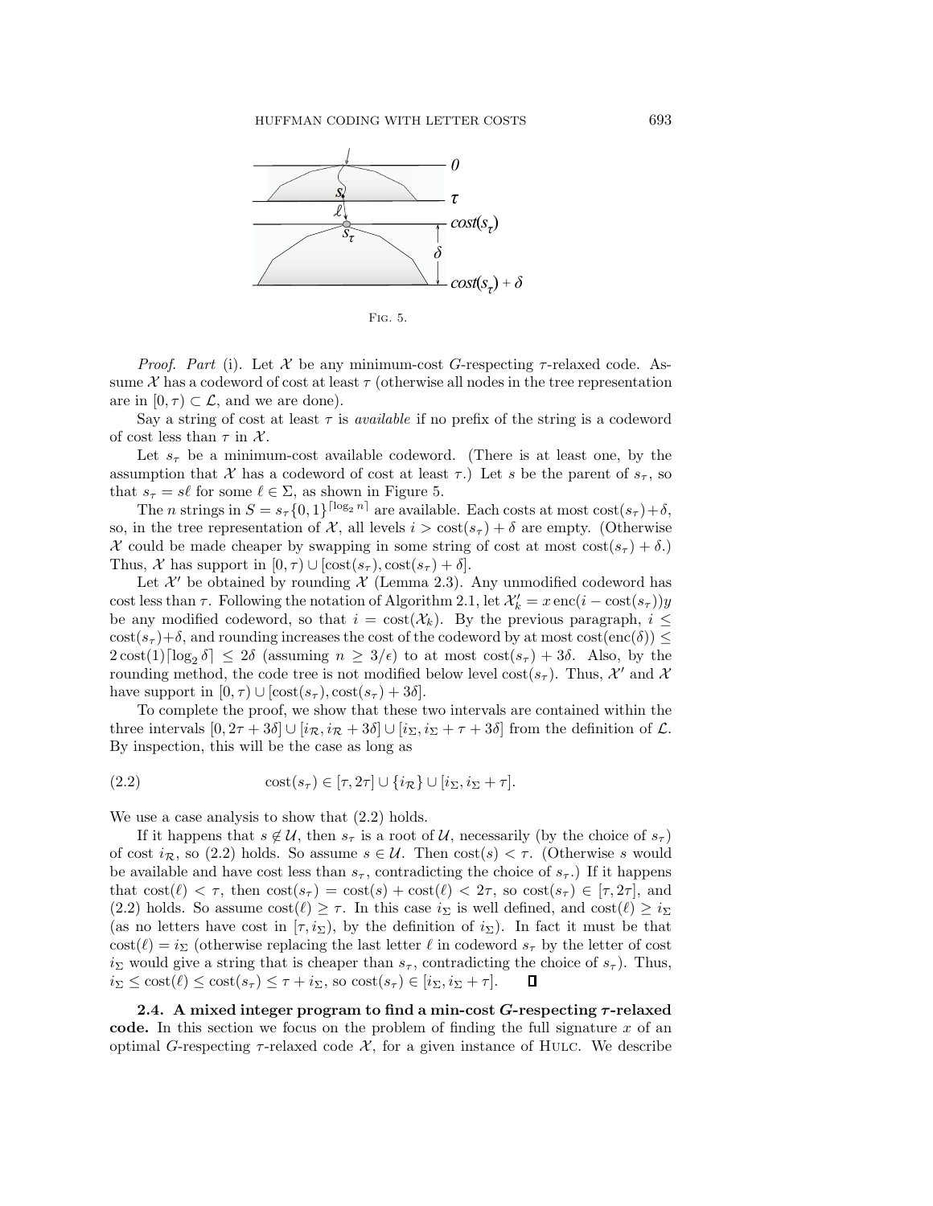Fig. 5.

*Proof. Part* (i). Let $\mathcal{X}$ be any minimum-cost $G$-respecting $\tau$-relaxed code. Assume $\mathcal{X}$ has a codeword of cost at least $\tau$ (otherwise all nodes in the tree representation are in $[0, \tau) \subset \mathcal{L}$, and we are done).

Say a string of cost at least $\tau$ is *available* if no prefix of the string is a codeword of cost less than $\tau$ in $\mathcal{X}$.

Let $s_\tau$ be a minimum-cost available codeword. (There is at least one, by the assumption that $\mathcal{X}$ has a codeword of cost at least $\tau$.) Let $s$ be the parent of $s_\tau$, so that $s_\tau = s\ell$ for some $\ell \in \Sigma$, as shown in Figure 5.

The $n$ strings in $S = s_\tau\{0,1\}^{\lceil \log_2 n \rceil}$ are available. Each costs at most $\text{cost}(s_\tau)+\delta$, so, in the tree representation of $\mathcal{X}$, all levels $i > \text{cost}(s_\tau) + \delta$ are empty. (Otherwise $\mathcal{X}$ could be made cheaper by swapping in some string of cost at most $\text{cost}(s_\tau) + \delta$.) Thus, $\mathcal{X}$ has support in $[0, \tau) \cup [\text{cost}(s_\tau), \text{cost}(s_\tau) + \delta]$.

Let $\mathcal{X}'$ be obtained by rounding $\mathcal{X}$ (Lemma 2.3). Any unmodified codeword has cost less than $\tau$. Following the notation of Algorithm 2.1, let $\mathcal{X}'_k = x\,\text{enc}(i - \text{cost}(s_\tau))y$ be any modified codeword, so that $i = \text{cost}(\mathcal{X}_k)$. By the previous paragraph, $i \leq \text{cost}(s_\tau)+\delta$, and rounding increases the cost of the codeword by at most $\text{cost}(\text{enc}(\delta)) \leq 2\,\text{cost}(1)\lceil \log_2 \delta \rceil \leq 2\delta$ (assuming $n \geq 3/\epsilon$) to at most $\text{cost}(s_\tau) + 3\delta$. Also, by the rounding method, the code tree is not modified below level $\text{cost}(s_\tau)$. Thus, $\mathcal{X}'$ and $\mathcal{X}$ have support in $[0, \tau) \cup [\text{cost}(s_\tau), \text{cost}(s_\tau) + 3\delta]$.

To complete the proof, we show that these two intervals are contained within the three intervals $[0, 2\tau + 3\delta] \cup [i_{\mathcal{R}}, i_{\mathcal{R}} + 3\delta] \cup [i_\Sigma, i_\Sigma + \tau + 3\delta]$ from the definition of $\mathcal{L}$. By inspection, this will be the case as long as

$$\text{cost}(s_\tau) \in [\tau, 2\tau] \cup \{i_{\mathcal{R}}\} \cup [i_\Sigma, i_\Sigma + \tau]. \tag{2.2}$$

We use a case analysis to show that (2.2) holds.

If it happens that $s \notin \mathcal{U}$, then $s_\tau$ is a root of $\mathcal{U}$, necessarily (by the choice of $s_\tau$) of cost $i_{\mathcal{R}}$, so (2.2) holds. So assume $s \in \mathcal{U}$. Then $\text{cost}(s) < \tau$. (Otherwise $s$ would be available and have cost less than $s_\tau$, contradicting the choice of $s_\tau$.) If it happens that $\text{cost}(\ell) < \tau$, then $\text{cost}(s_\tau) = \text{cost}(s) + \text{cost}(\ell) < 2\tau$, so $\text{cost}(s_\tau) \in [\tau, 2\tau]$, and (2.2) holds. So assume $\text{cost}(\ell) \geq \tau$. In this case $i_\Sigma$ is well defined, and $\text{cost}(\ell) \geq i_\Sigma$ (as no letters have cost in $[\tau, i_\Sigma)$, by the definition of $i_\Sigma$). In fact it must be that $\text{cost}(\ell) = i_\Sigma$ (otherwise replacing the last letter $\ell$ in codeword $s_\tau$ by the letter of cost $i_\Sigma$ would give a string that is cheaper than $s_\tau$, contradicting the choice of $s_\tau$). Thus, $i_\Sigma \leq \text{cost}(\ell) \leq \text{cost}(s_\tau) \leq \tau + i_\Sigma$, so $\text{cost}(s_\tau) \in [i_\Sigma, i_\Sigma + \tau]$. ∎

**2.4. A mixed integer program to find a min-cost $G$-respecting $\tau$-relaxed code.** In this section we focus on the problem of finding the full signature $x$ of an optimal $G$-respecting $\tau$-relaxed code $\mathcal{X}$, for a given instance of HULC. We describe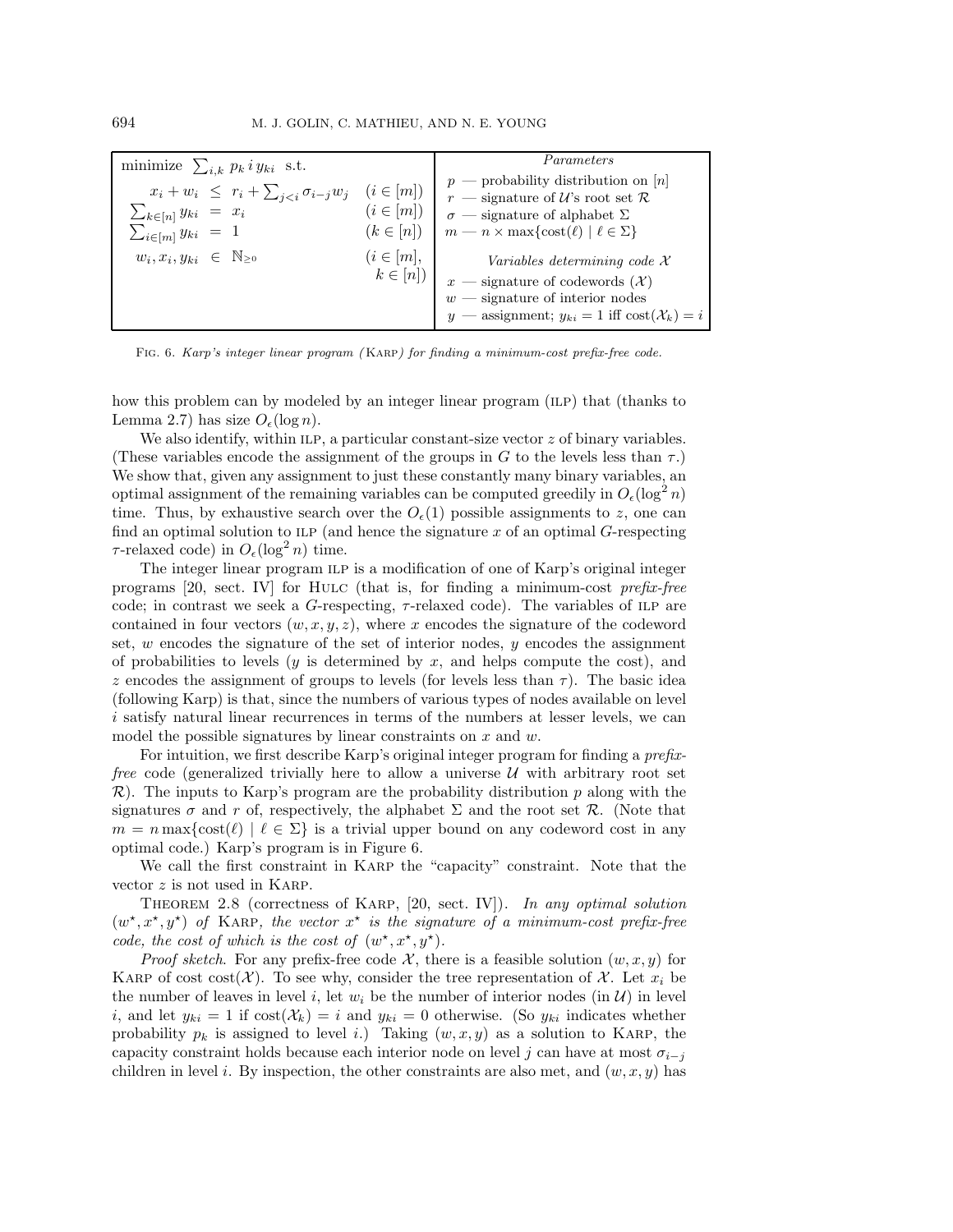| minimize $\sum_{i,k} p_k \, i \, y_{ki}$ s.t. | | *Parameters* |
|---|---|---|
| $x_i + w_i \;\leq\; r_i + \sum_{j<i} \sigma_{i-j} w_j$ | $(i \in [m])$ | $p$ — probability distribution on $[n]$ |
| $\sum_{k\in[n]} y_{ki} \;=\; x_i$ | $(i \in [m])$ | $r$ — signature of $\mathcal{U}$'s root set $\mathcal{R}$ |
| $\sum_{i\in[m]} y_{ki} \;=\; 1$ | $(k \in [n])$ | $\sigma$ — signature of alphabet $\Sigma$ |
| $w_i, x_i, y_{ki} \;\in\; \mathbb{N}_{\geq 0}$ | $(i \in [m],$ $k \in [n])$ | $m$ — $n \times \max\{\text{cost}(\ell) \mid \ell \in \Sigma\}$ |
| | | *Variables determining code* $\mathcal{X}$ |
| | | $x$ — signature of codewords ($\mathcal{X}$) |
| | | $w$ — signature of interior nodes |
| | | $y$ — assignment; $y_{ki} = 1$ iff $\text{cost}(\mathcal{X}_k) = i$ |

Fig. 6. *Karp's integer linear program (*Karp*) for finding a minimum-cost prefix-free code.*

how this problem can by modeled by an integer linear program (ilp) that (thanks to Lemma 2.7) has size $O_\epsilon(\log n)$.

We also identify, within ilp, a particular constant-size vector $z$ of binary variables. (These variables encode the assignment of the groups in $G$ to the levels less than $\tau$.) We show that, given any assignment to just these constantly many binary variables, an optimal assignment of the remaining variables can be computed greedily in $O_\epsilon(\log^2 n)$ time. Thus, by exhaustive search over the $O_\epsilon(1)$ possible assignments to $z$, one can find an optimal solution to ilp (and hence the signature $x$ of an optimal $G$-respecting $\tau$-relaxed code) in $O_\epsilon(\log^2 n)$ time.

The integer linear program ilp is a modification of one of Karp's original integer programs [20, sect. IV] for Hulc (that is, for finding a minimum-cost *prefix-free* code; in contrast we seek a $G$-respecting, $\tau$-relaxed code). The variables of ilp are contained in four vectors $(w, x, y, z)$, where $x$ encodes the signature of the codeword set, $w$ encodes the signature of the set of interior nodes, $y$ encodes the assignment of probabilities to levels ($y$ is determined by $x$, and helps compute the cost), and $z$ encodes the assignment of groups to levels (for levels less than $\tau$). The basic idea (following Karp) is that, since the numbers of various types of nodes available on level $i$ satisfy natural linear recurrences in terms of the numbers at lesser levels, we can model the possible signatures by linear constraints on $x$ and $w$.

For intuition, we first describe Karp's original integer program for finding a *prefix-free* code (generalized trivially here to allow a universe $\mathcal{U}$ with arbitrary root set $\mathcal{R}$). The inputs to Karp's program are the probability distribution $p$ along with the signatures $\sigma$ and $r$ of, respectively, the alphabet $\Sigma$ and the root set $\mathcal{R}$. (Note that $m = n \max\{\text{cost}(\ell) \mid \ell \in \Sigma\}$ is a trivial upper bound on any codeword cost in any optimal code.) Karp's program is in Figure 6.

We call the first constraint in Karp the "capacity" constraint. Note that the vector $z$ is not used in Karp.

Theorem 2.8 (correctness of Karp, [20, sect. IV]). *In any optimal solution* $(w^\star, x^\star, y^\star)$ *of* Karp*, the vector* $x^\star$ *is the signature of a minimum-cost prefix-free code, the cost of which is the cost of* $(w^\star, x^\star, y^\star)$.

*Proof sketch.* For any prefix-free code $\mathcal{X}$, there is a feasible solution $(w, x, y)$ for Karp of cost $\text{cost}(\mathcal{X})$. To see why, consider the tree representation of $\mathcal{X}$. Let $x_i$ be the number of leaves in level $i$, let $w_i$ be the number of interior nodes (in $\mathcal{U}$) in level $i$, and let $y_{ki} = 1$ if $\text{cost}(\mathcal{X}_k) = i$ and $y_{ki} = 0$ otherwise. (So $y_{ki}$ indicates whether probability $p_k$ is assigned to level $i$.) Taking $(w, x, y)$ as a solution to Karp, the capacity constraint holds because each interior node on level $j$ can have at most $\sigma_{i-j}$ children in level $i$. By inspection, the other constraints are also met, and $(w, x, y)$ has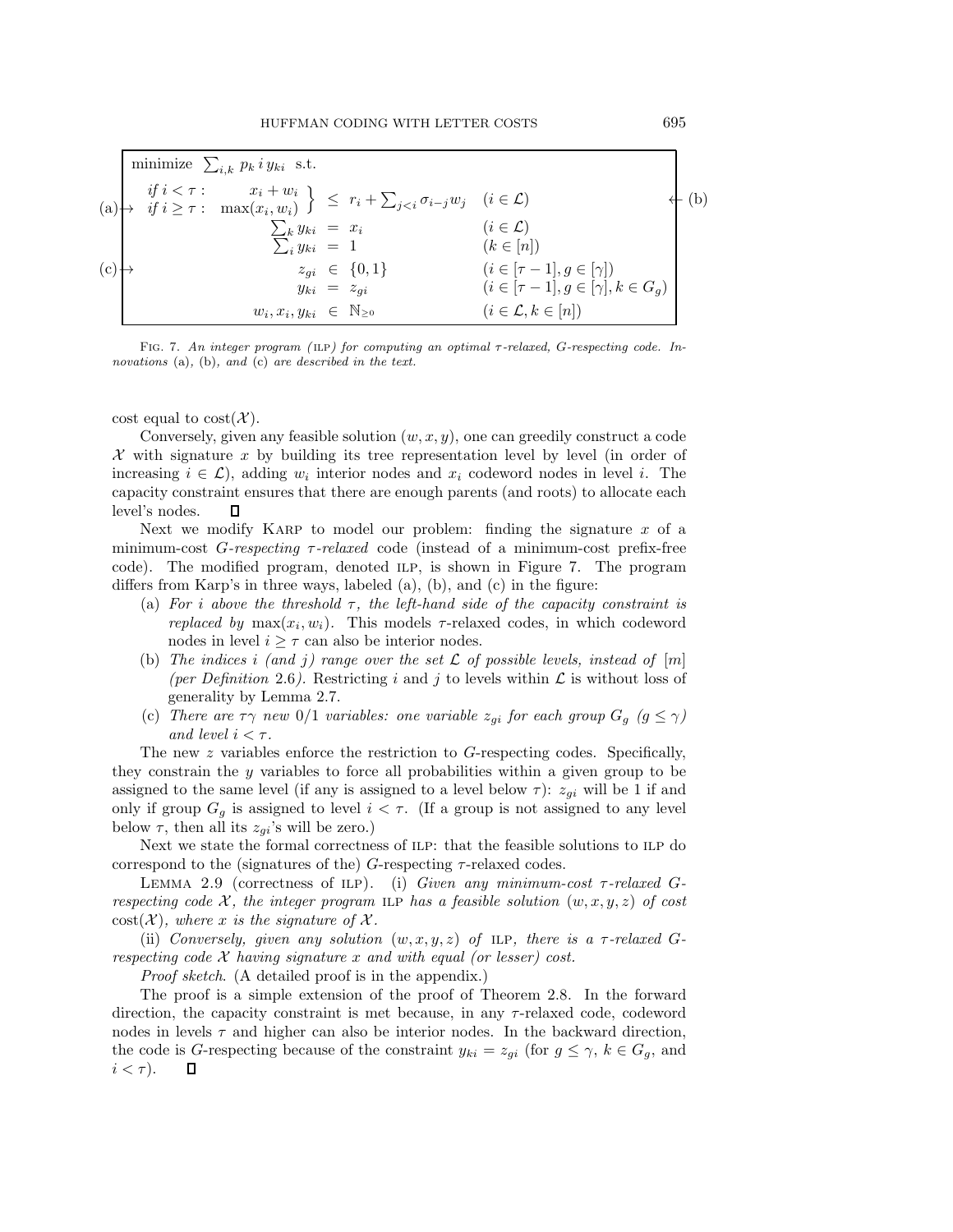$$
\begin{array}{l}
\text{minimize } \sum_{i,k} p_k\, i\, y_{ki} \text{ s.t.} \\
\text{(a)} \mapsto \left.\begin{array}{ll} \textit{if } i < \tau: & x_i + w_i \\ \textit{if } i \geq \tau: & \max(x_i, w_i) \end{array}\right\} \leq r_i + \sum_{j<i} \sigma_{i-j} w_j \quad (i \in \mathcal{L}) \quad \leftarrow \text{(b)} \\
\qquad \sum_k y_{ki} = x_i \quad (i \in \mathcal{L}) \\
\qquad \sum_i y_{ki} = 1 \quad (k \in [n]) \\
\text{(c)} \mapsto \quad z_{gi} \in \{0,1\} \quad (i \in [\tau-1], g \in [\gamma]) \\
\qquad y_{ki} = z_{gi} \quad (i \in [\tau-1], g \in [\gamma], k \in G_g) \\
\qquad w_i, x_i, y_{ki} \in \mathbb{N}_{\geq 0} \quad (i \in \mathcal{L}, k \in [n])
\end{array}
$$

Fig. 7. *An integer program* (ILP) *for computing an optimal $\tau$-relaxed, $G$-respecting code. Innovations* (a), (b), *and* (c) *are described in the text.*

cost equal to $\text{cost}(\mathcal{X})$.

Conversely, given any feasible solution $(w, x, y)$, one can greedily construct a code $\mathcal{X}$ with signature $x$ by building its tree representation level by level (in order of increasing $i \in \mathcal{L}$), adding $w_i$ interior nodes and $x_i$ codeword nodes in level $i$. The capacity constraint ensures that there are enough parents (and roots) to allocate each level's nodes. ◻

Next we modify Karp to model our problem: finding the signature $x$ of a minimum-cost $G$-*respecting* $\tau$-*relaxed* code (instead of a minimum-cost prefix-free code). The modified program, denoted ILP, is shown in Figure 7. The program differs from Karp's in three ways, labeled (a), (b), and (c) in the figure:

(a) *For $i$ above the threshold $\tau$, the left-hand side of the capacity constraint is replaced by* $\max(x_i, w_i)$. This models $\tau$-relaxed codes, in which codeword nodes in level $i \geq \tau$ can also be interior nodes.

(b) *The indices $i$ (and $j$) range over the set $\mathcal{L}$ of possible levels, instead of $[m]$ (per Definition* 2.6*).* Restricting $i$ and $j$ to levels within $\mathcal{L}$ is without loss of generality by Lemma 2.7.

(c) *There are $\tau\gamma$ new 0/1 variables: one variable $z_{gi}$ for each group $G_g$ ($g \leq \gamma$) and level $i < \tau$.*

The new $z$ variables enforce the restriction to $G$-respecting codes. Specifically, they constrain the $y$ variables to force all probabilities within a given group to be assigned to the same level (if any is assigned to a level below $\tau$): $z_{gi}$ will be 1 if and only if group $G_g$ is assigned to level $i < \tau$. (If a group is not assigned to any level below $\tau$, then all its $z_{gi}$'s will be zero.)

Next we state the formal correctness of ILP: that the feasible solutions to ILP do correspond to the (signatures of the) $G$-respecting $\tau$-relaxed codes.

Lemma 2.9 (correctness of ILP). (i) *Given any minimum-cost $\tau$-relaxed $G$-respecting code $\mathcal{X}$, the integer program* ILP *has a feasible solution $(w, x, y, z)$ of cost* $\text{cost}(\mathcal{X})$, *where $x$ is the signature of $\mathcal{X}$.*

(ii) *Conversely, given any solution $(w, x, y, z)$ of* ILP, *there is a $\tau$-relaxed $G$-respecting code $\mathcal{X}$ having signature $x$ and with equal (or lesser) cost.*

*Proof sketch*. (A detailed proof is in the appendix.)

The proof is a simple extension of the proof of Theorem 2.8. In the forward direction, the capacity constraint is met because, in any $\tau$-relaxed code, codeword nodes in levels $\tau$ and higher can also be interior nodes. In the backward direction, the code is $G$-respecting because of the constraint $y_{ki} = z_{gi}$ (for $g \leq \gamma$, $k \in G_g$, and $i < \tau$). ◻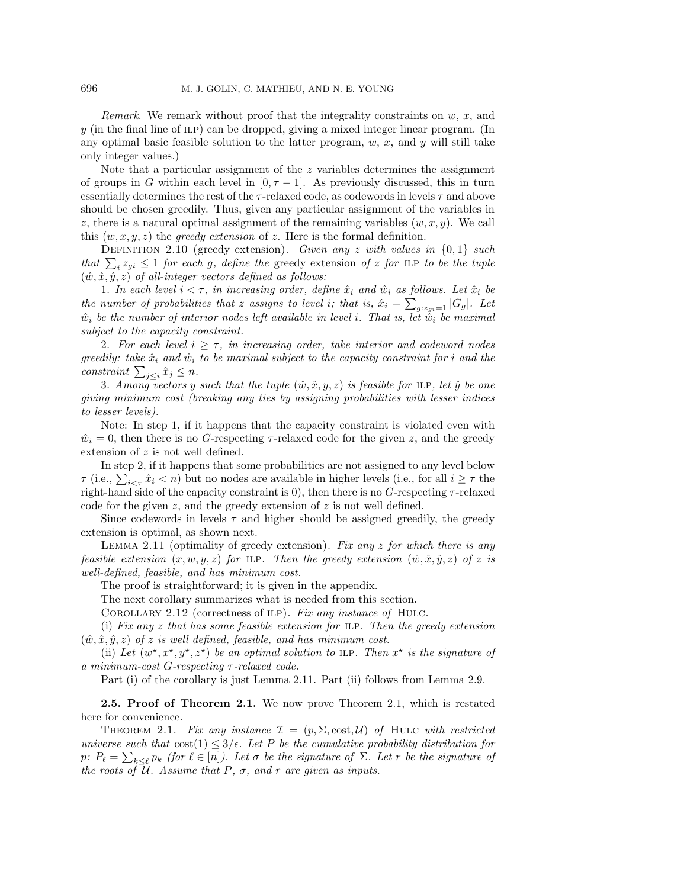*Remark*. We remark without proof that the integrality constraints on $w$, $x$, and $y$ (in the final line of ILP) can be dropped, giving a mixed integer linear program. (In any optimal basic feasible solution to the latter program, $w$, $x$, and $y$ will still take only integer values.)

Note that a particular assignment of the $z$ variables determines the assignment of groups in $G$ within each level in $[0, \tau - 1]$. As previously discussed, this in turn essentially determines the rest of the $\tau$-relaxed code, as codewords in levels $\tau$ and above should be chosen greedily. Thus, given any particular assignment of the variables in $z$, there is a natural optimal assignment of the remaining variables $(w, x, y)$. We call this $(w, x, y, z)$ the *greedy extension* of $z$. Here is the formal definition.

DEFINITION 2.10 (greedy extension). *Given any $z$ with values in $\{0, 1\}$ such that $\sum_i z_{gi} \le 1$ for each $g$, define the* greedy extension *of $z$ for* ILP *to be the tuple $(\hat{w}, \hat{x}, \hat{y}, z)$ of all-integer vectors defined as follows:*

1. *In each level $i < \tau$, in increasing order, define $\hat{x}_i$ and $\hat{w}_i$ as follows. Let $\hat{x}_i$ be the number of probabilities that $z$ assigns to level $i$; that is, $\hat{x}_i = \sum_{g: z_{gi}=1} |G_g|$. Let $\hat{w}_i$ be the number of interior nodes left available in level $i$. That is, let $\hat{w}_i$ be maximal subject to the capacity constraint.*

2. *For each level $i \ge \tau$, in increasing order, take interior and codeword nodes greedily: take $\hat{x}_i$ and $\hat{w}_i$ to be maximal subject to the capacity constraint for $i$ and the constraint $\sum_{j \le i} \hat{x}_j \le n$.*

3. *Among vectors $y$ such that the tuple $(\hat{w}, \hat{x}, y, z)$ is feasible for* ILP, *let $\hat{y}$ be one giving minimum cost (breaking any ties by assigning probabilities with lesser indices to lesser levels).*

Note: In step 1, if it happens that the capacity constraint is violated even with $\hat{w}_i = 0$, then there is no $G$-respecting $\tau$-relaxed code for the given $z$, and the greedy extension of $z$ is not well defined.

In step 2, if it happens that some probabilities are not assigned to any level below $\tau$ (i.e., $\sum_{i<\tau} \hat{x}_i < n$) but no nodes are available in higher levels (i.e., for all $i \ge \tau$ the right-hand side of the capacity constraint is 0), then there is no $G$-respecting $\tau$-relaxed code for the given $z$, and the greedy extension of $z$ is not well defined.

Since codewords in levels $\tau$ and higher should be assigned greedily, the greedy extension is optimal, as shown next.

LEMMA 2.11 (optimality of greedy extension). *Fix any $z$ for which there is any feasible extension $(x, w, y, z)$ for* ILP. *Then the greedy extension $(\hat{w}, \hat{x}, \hat{y}, z)$ of $z$ is well-defined, feasible, and has minimum cost.*

The proof is straightforward; it is given in the appendix.

The next corollary summarizes what is needed from this section.

COROLLARY 2.12 (correctness of ILP). *Fix any instance of* HULC.

(i) *Fix any $z$ that has some feasible extension for* ILP. *Then the greedy extension $(\hat{w}, \hat{x}, \hat{y}, z)$ of $z$ is well defined, feasible, and has minimum cost.*

(ii) *Let $(w^\star, x^\star, y^\star, z^\star)$ be an optimal solution to* ILP. *Then $x^\star$ is the signature of a minimum-cost $G$-respecting $\tau$-relaxed code.*

Part (i) of the corollary is just Lemma 2.11. Part (ii) follows from Lemma 2.9.

### 2.5. Proof of Theorem 2.1.

We now prove Theorem 2.1, which is restated here for convenience.

THEOREM 2.1. *Fix any instance $\mathcal{I} = (p, \Sigma, \text{cost}, \mathcal{U})$ of* HULC *with restricted universe such that $\text{cost}(1) \le 3/\epsilon$. Let $P$ be the cumulative probability distribution for $p$: $P_\ell = \sum_{k \le \ell} p_k$ (for $\ell \in [n]$). Let $\sigma$ be the signature of $\Sigma$. Let $r$ be the signature of the roots of $\mathcal{U}$. Assume that $P$, $\sigma$, and $r$ are given as inputs.*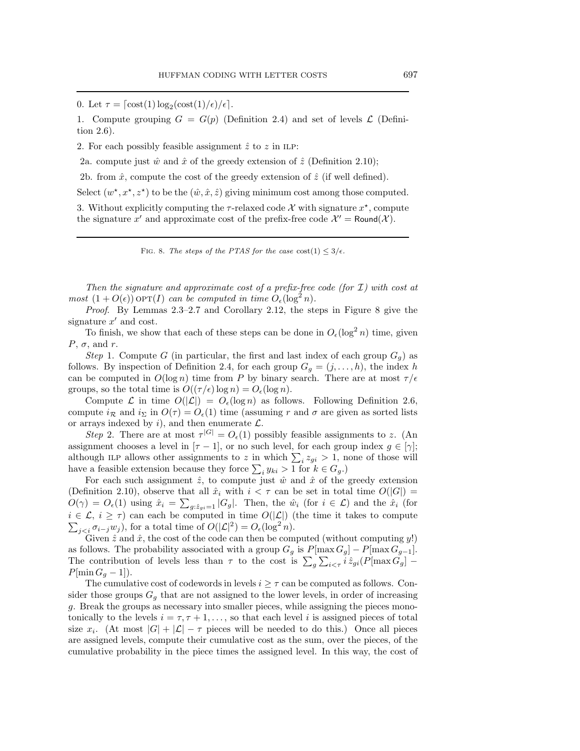0. Let $\tau = \lceil \mathrm{cost}(1) \log_2(\mathrm{cost}(1)/\epsilon)/\epsilon \rceil$.

1. Compute grouping $G = G(p)$ (Definition 2.4) and set of levels $\mathcal{L}$ (Definition 2.6).

2. For each possibly feasible assignment $\hat{z}$ to $z$ in ILP:

2a. compute just $\hat{w}$ and $\hat{x}$ of the greedy extension of $\hat{z}$ (Definition 2.10);

2b. from $\hat{x}$, compute the cost of the greedy extension of $\hat{z}$ (if well defined).

Select $(w^\star, x^\star, z^\star)$ to be the $(\hat{w}, \hat{x}, \hat{z})$ giving minimum cost among those computed.

3. Without explicitly computing the $\tau$-relaxed code $\mathcal{X}$ with signature $x^\star$, compute the signature $x'$ and approximate cost of the prefix-free code $\mathcal{X}' = \mathsf{Round}(\mathcal{X})$.

Fig. 8. *The steps of the PTAS for the case* $\mathrm{cost}(1) \le 3/\epsilon$.

*Then the signature and approximate cost of a prefix-free code (for $\mathcal{I}$) with cost at most $(1 + O(\epsilon))\,\mathrm{OPT}(I)$ can be computed in time $O_\epsilon(\log^2 n)$.*

*Proof.* By Lemmas 2.3–2.7 and Corollary 2.12, the steps in Figure 8 give the signature $x'$ and cost.

To finish, we show that each of these steps can be done in $O_\epsilon(\log^2 n)$ time, given $P$, $\sigma$, and $r$.

*Step* 1. Compute $G$ (in particular, the first and last index of each group $G_g$) as follows. By inspection of Definition 2.4, for each group $G_g = (j, \ldots, h)$, the index $h$ can be computed in $O(\log n)$ time from $P$ by binary search. There are at most $\tau/\epsilon$ groups, so the total time is $O((\tau/\epsilon)\log n) = O_\epsilon(\log n)$.

Compute $\mathcal{L}$ in time $O(|\mathcal{L}|) = O_\epsilon(\log n)$ as follows. Following Definition 2.6, compute $i_{\mathcal{R}}$ and $i_\Sigma$ in $O(\tau) = O_\epsilon(1)$ time (assuming $r$ and $\sigma$ are given as sorted lists or arrays indexed by $i$), and then enumerate $\mathcal{L}$.

*Step* 2. There are at most $\tau^{|G|} = O_\epsilon(1)$ possibly feasible assignments to $z$. (An assignment chooses a level in $[\tau - 1]$, or no such level, for each group index $g \in [\gamma]$; although ILP allows other assignments to $z$ in which $\sum_i z_{gi} > 1$, none of those will have a feasible extension because they force $\sum_i y_{ki} > 1$ for $k \in G_g$.)

For each such assignment $\hat{z}$, to compute just $\hat{w}$ and $\hat{x}$ of the greedy extension (Definition 2.10), observe that all $\hat{x}_i$ with $i < \tau$ can be set in total time $O(|G|) = O(\gamma) = O_\epsilon(1)$ using $\hat{x}_i = \sum_{g:\hat{z}_{gi}=1} |G_g|$. Then, the $\hat{w}_i$ (for $i \in \mathcal{L}$) and the $\hat{x}_i$ (for $i \in \mathcal{L}$, $i \ge \tau$) can each be computed in time $O(|\mathcal{L}|)$ (the time it takes to compute $\sum_{j<i} \sigma_{i-j} w_j$), for a total time of $O(|\mathcal{L}|^2) = O_\epsilon(\log^2 n)$.

Given $\hat{z}$ and $\hat{x}$, the cost of the code can then be computed (without computing $y$!) as follows. The probability associated with a group $G_g$ is $P[\max G_g] - P[\max G_{g-1}]$. The contribution of levels less than $\tau$ to the cost is $\sum_g \sum_{i<\tau} i\, \hat{z}_{gi}(P[\max G_g] - P[\min G_g - 1])$.

The cumulative cost of codewords in levels $i \ge \tau$ can be computed as follows. Consider those groups $G_g$ that are not assigned to the lower levels, in order of increasing $g$. Break the groups as necessary into smaller pieces, while assigning the pieces monotonically to the levels $i = \tau, \tau + 1, \ldots$, so that each level $i$ is assigned pieces of total size $x_i$. (At most $|G| + |\mathcal{L}| - \tau$ pieces will be needed to do this.) Once all pieces are assigned levels, compute their cumulative cost as the sum, over the pieces, of the cumulative probability in the piece times the assigned level. In this way, the cost of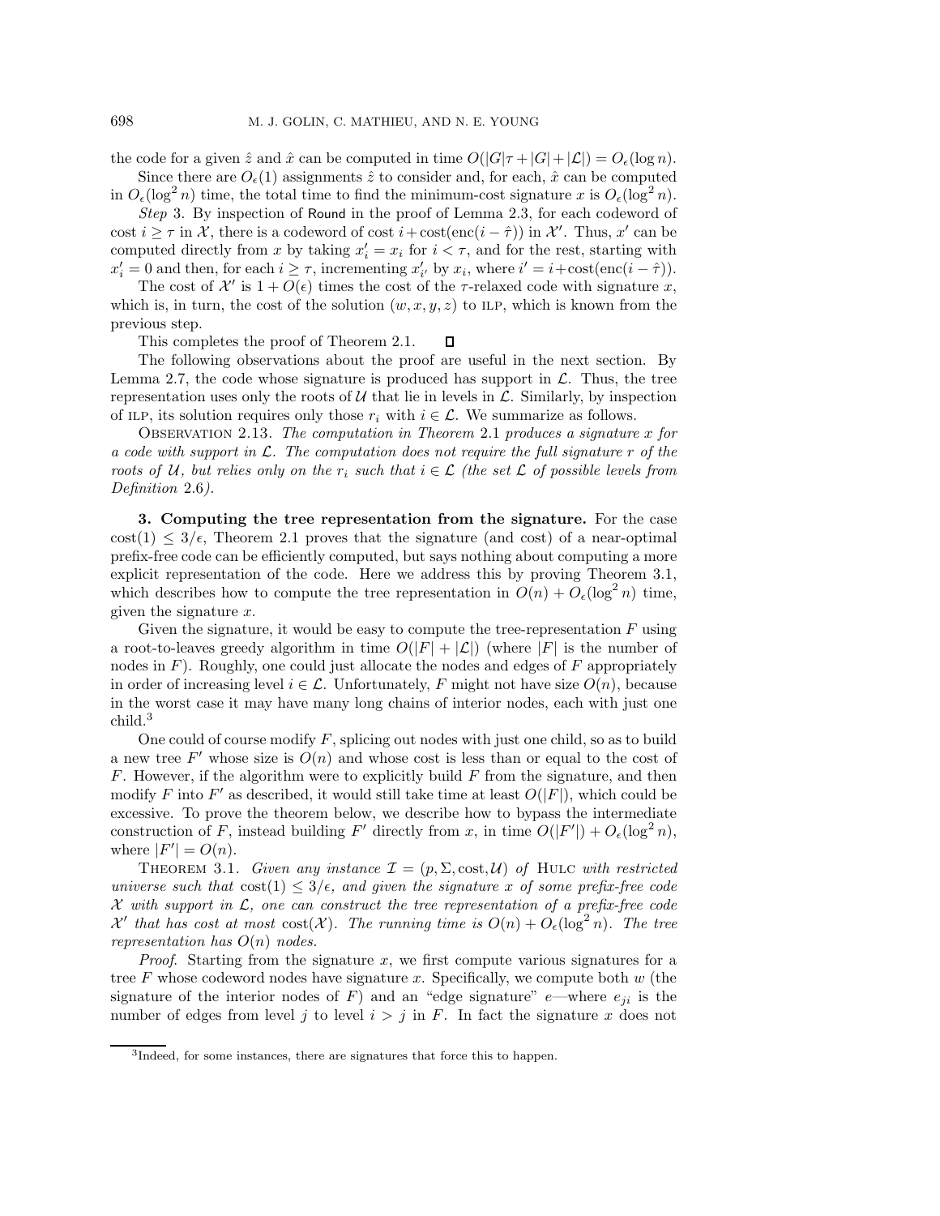the code for a given $\hat{z}$ and $\hat{x}$ can be computed in time $O(|G|\tau + |G| + |\mathcal{L}|) = O_\epsilon(\log n)$.

Since there are $O_\epsilon(1)$ assignments $\hat{z}$ to consider and, for each, $\hat{x}$ can be computed in $O_\epsilon(\log^2 n)$ time, the total time to find the minimum-cost signature $x$ is $O_\epsilon(\log^2 n)$.

*Step* 3. By inspection of Round in the proof of Lemma 2.3, for each codeword of cost $i \geq \tau$ in $\mathcal{X}$, there is a codeword of cost $i + \text{cost}(\text{enc}(i - \hat{\tau}))$ in $\mathcal{X}'$. Thus, $x'$ can be computed directly from $x$ by taking $x'_i = x_i$ for $i < \tau$, and for the rest, starting with $x'_i = 0$ and then, for each $i \geq \tau$, incrementing $x'_{i'}$ by $x_i$, where $i' = i + \text{cost}(\text{enc}(i - \hat{\tau}))$.

The cost of $\mathcal{X}'$ is $1 + O(\epsilon)$ times the cost of the $\tau$-relaxed code with signature $x$, which is, in turn, the cost of the solution $(w, x, y, z)$ to ILP, which is known from the previous step.

This completes the proof of Theorem 2.1. $\square$

The following observations about the proof are useful in the next section. By Lemma 2.7, the code whose signature is produced has support in $\mathcal{L}$. Thus, the tree representation uses only the roots of $\mathcal{U}$ that lie in levels in $\mathcal{L}$. Similarly, by inspection of ILP, its solution requires only those $r_i$ with $i \in \mathcal{L}$. We summarize as follows.

Observation 2.13. *The computation in Theorem* 2.1 *produces a signature $x$ for a code with support in $\mathcal{L}$. The computation does not require the full signature $r$ of the roots of $\mathcal{U}$, but relies only on the $r_i$ such that $i \in \mathcal{L}$ (the set $\mathcal{L}$ of possible levels from Definition* 2.6*).*

## 3. Computing the tree representation from the signature.

For the case $\text{cost}(1) \leq 3/\epsilon$, Theorem 2.1 proves that the signature (and cost) of a near-optimal prefix-free code can be efficiently computed, but says nothing about computing a more explicit representation of the code. Here we address this by proving Theorem 3.1, which describes how to compute the tree representation in $O(n) + O_\epsilon(\log^2 n)$ time, given the signature $x$.

Given the signature, it would be easy to compute the tree-representation $F$ using a root-to-leaves greedy algorithm in time $O(|F| + |\mathcal{L}|)$ (where $|F|$ is the number of nodes in $F$). Roughly, one could just allocate the nodes and edges of $F$ appropriately in order of increasing level $i \in \mathcal{L}$. Unfortunately, $F$ might not have size $O(n)$, because in the worst case it may have many long chains of interior nodes, each with just one child.[3]

One could of course modify $F$, splicing out nodes with just one child, so as to build a new tree $F'$ whose size is $O(n)$ and whose cost is less than or equal to the cost of $F$. However, if the algorithm were to explicitly build $F$ from the signature, and then modify $F$ into $F'$ as described, it would still take time at least $O(|F|)$, which could be excessive. To prove the theorem below, we describe how to bypass the intermediate construction of $F$, instead building $F'$ directly from $x$, in time $O(|F'|) + O_\epsilon(\log^2 n)$, where $|F'| = O(n)$.

Theorem 3.1. *Given any instance $\mathcal{I} = (p, \Sigma, \text{cost}, \mathcal{U})$ of* Hulc *with restricted universe such that $\text{cost}(1) \leq 3/\epsilon$, and given the signature $x$ of some prefix-free code $\mathcal{X}$ with support in $\mathcal{L}$, one can construct the tree representation of a prefix-free code $\mathcal{X}'$ that has cost at most $\text{cost}(\mathcal{X})$. The running time is $O(n) + O_\epsilon(\log^2 n)$. The tree representation has $O(n)$ nodes.*

*Proof*. Starting from the signature $x$, we first compute various signatures for a tree $F$ whose codeword nodes have signature $x$. Specifically, we compute both $w$ (the signature of the interior nodes of $F$) and an "edge signature" $e$—where $e_{ji}$ is the number of edges from level $j$ to level $i > j$ in $F$. In fact the signature $x$ does not

[3] Indeed, for some instances, there are signatures that force this to happen.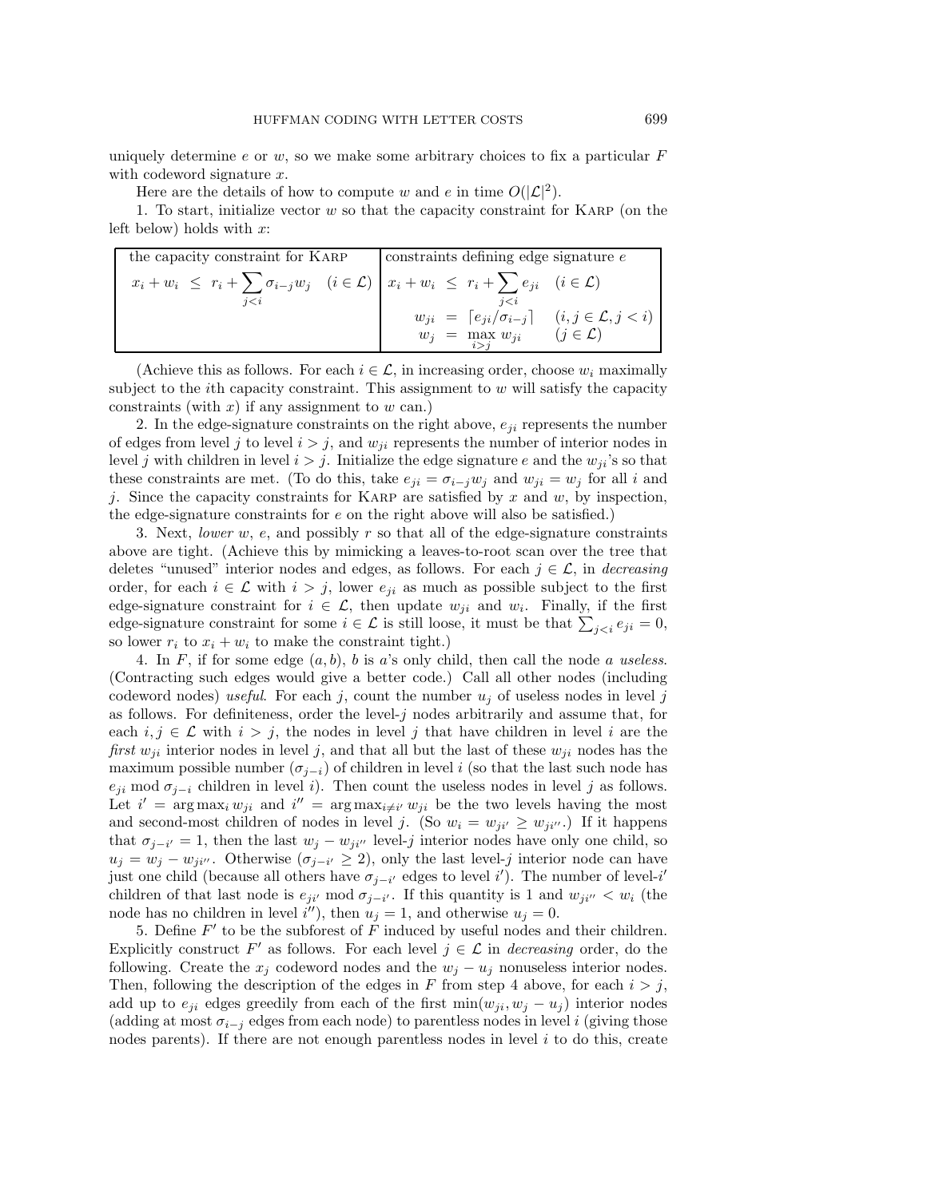uniquely determine $e$ or $w$, so we make some arbitrary choices to fix a particular $F$ with codeword signature $x$.

Here are the details of how to compute $w$ and $e$ in time $O(|\mathcal{L}|^2)$.

1. To start, initialize vector $w$ so that the capacity constraint for KARP (on the left below) holds with $x$:

| the capacity constraint for KARP | constraints defining edge signature $e$ |
|---|---|
| $x_i + w_i \;\le\; r_i + \sum_{j<i} \sigma_{i-j} w_j \quad (i \in \mathcal{L})$ | $x_i + w_i \;\le\; r_i + \sum_{j<i} e_{ji} \quad (i \in \mathcal{L})$ <br> $w_{ji} \;=\; \lceil e_{ji}/\sigma_{i-j} \rceil \quad (i, j \in \mathcal{L}, j < i)$ <br> $w_j \;=\; \max_{i>j} w_{ji} \quad (j \in \mathcal{L})$ |

(Achieve this as follows. For each $i \in \mathcal{L}$, in increasing order, choose $w_i$ maximally subject to the $i$th capacity constraint. This assignment to $w$ will satisfy the capacity constraints (with $x$) if any assignment to $w$ can.)

2. In the edge-signature constraints on the right above, $e_{ji}$ represents the number of edges from level $j$ to level $i > j$, and $w_{ji}$ represents the number of interior nodes in level $j$ with children in level $i > j$. Initialize the edge signature $e$ and the $w_{ji}$'s so that these constraints are met. (To do this, take $e_{ji} = \sigma_{i-j} w_j$ and $w_{ji} = w_j$ for all $i$ and $j$. Since the capacity constraints for KARP are satisfied by $x$ and $w$, by inspection, the edge-signature constraints for $e$ on the right above will also be satisfied.)

3. Next, *lower* $w$, $e$, and possibly $r$ so that all of the edge-signature constraints above are tight. (Achieve this by mimicking a leaves-to-root scan over the tree that deletes "unused" interior nodes and edges, as follows. For each $j \in \mathcal{L}$, in *decreasing* order, for each $i \in \mathcal{L}$ with $i > j$, lower $e_{ji}$ as much as possible subject to the first edge-signature constraint for $i \in \mathcal{L}$, then update $w_{ji}$ and $w_i$. Finally, if the first edge-signature constraint for some $i \in \mathcal{L}$ is still loose, it must be that $\sum_{j<i} e_{ji} = 0$, so lower $r_i$ to $x_i + w_i$ to make the constraint tight.)

4. In $F$, if for some edge $(a, b)$, $b$ is $a$'s only child, then call the node $a$ *useless*. (Contracting such edges would give a better code.) Call all other nodes (including codeword nodes) *useful*. For each $j$, count the number $u_j$ of useless nodes in level $j$ as follows. For definiteness, order the level-$j$ nodes arbitrarily and assume that, for each $i, j \in \mathcal{L}$ with $i > j$, the nodes in level $j$ that have children in level $i$ are the *first* $w_{ji}$ interior nodes in level $j$, and that all but the last of these $w_{ji}$ nodes has the maximum possible number ($\sigma_{j-i}$) of children in level $i$ (so that the last such node has $e_{ji} \bmod \sigma_{j-i}$ children in level $i$). Then count the useless nodes in level $j$ as follows. Let $i' = \arg\max_i w_{ji}$ and $i'' = \arg\max_{i \ne i'} w_{ji}$ be the two levels having the most and second-most children of nodes in level $j$. (So $w_i = w_{ji'} \ge w_{ji''}$.) If it happens that $\sigma_{j-i'} = 1$, then the last $w_j - w_{ji''}$ level-$j$ interior nodes have only one child, so $u_j = w_j - w_{ji''}$. Otherwise ($\sigma_{j-i'} \ge 2$), only the last level-$j$ interior node can have just one child (because all others have $\sigma_{j-i'}$ edges to level $i'$). The number of level-$i'$ children of that last node is $e_{ji'} \bmod \sigma_{j-i'}$. If this quantity is 1 and $w_{ji''} < w_i$ (the node has no children in level $i''$), then $u_j = 1$, and otherwise $u_j = 0$.

5. Define $F'$ to be the subforest of $F$ induced by useful nodes and their children. Explicitly construct $F'$ as follows. For each level $j \in \mathcal{L}$ in *decreasing* order, do the following. Create the $x_j$ codeword nodes and the $w_j - u_j$ nonuseless interior nodes. Then, following the description of the edges in $F$ from step 4 above, for each $i > j$, add up to $e_{ji}$ edges greedily from each of the first $\min(w_{ji}, w_j - u_j)$ interior nodes (adding at most $\sigma_{i-j}$ edges from each node) to parentless nodes in level $i$ (giving those nodes parents). If there are not enough parentless nodes in level $i$ to do this, create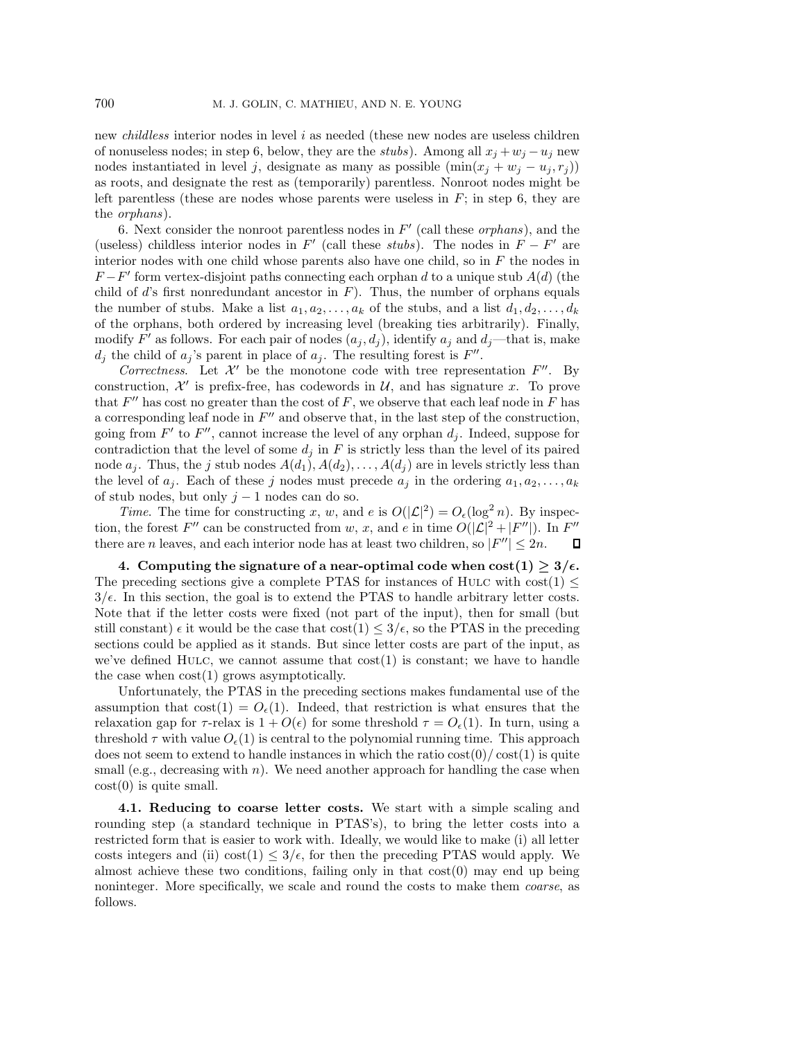new *childless* interior nodes in level $i$ as needed (these new nodes are useless children of nonuseless nodes; in step 6, below, they are the *stubs*). Among all $x_j + w_j - u_j$ new nodes instantiated in level $j$, designate as many as possible ($\min(x_j + w_j - u_j, r_j)$) as roots, and designate the rest as (temporarily) parentless. Nonroot nodes might be left parentless (these are nodes whose parents were useless in $F$; in step 6, they are the *orphans*).

6. Next consider the nonroot parentless nodes in $F'$ (call these *orphans*), and the (useless) childless interior nodes in $F'$ (call these *stubs*). The nodes in $F - F'$ are interior nodes with one child whose parents also have one child, so in $F$ the nodes in $F - F'$ form vertex-disjoint paths connecting each orphan $d$ to a unique stub $A(d)$ (the child of $d$'s first nonredundant ancestor in $F$). Thus, the number of orphans equals the number of stubs. Make a list $a_1, a_2, \ldots, a_k$ of the stubs, and a list $d_1, d_2, \ldots, d_k$ of the orphans, both ordered by increasing level (breaking ties arbitrarily). Finally, modify $F'$ as follows. For each pair of nodes $(a_j, d_j)$, identify $a_j$ and $d_j$—that is, make $d_j$ the child of $a_j$'s parent in place of $a_j$. The resulting forest is $F''$.

*Correctness.* Let $\mathcal{X}'$ be the monotone code with tree representation $F''$. By construction, $\mathcal{X}'$ is prefix-free, has codewords in $\mathcal{U}$, and has signature $x$. To prove that $F''$ has cost no greater than the cost of $F$, we observe that each leaf node in $F$ has a corresponding leaf node in $F''$ and observe that, in the last step of the construction, going from $F'$ to $F''$, cannot increase the level of any orphan $d_j$. Indeed, suppose for contradiction that the level of some $d_j$ in $F$ is strictly less than the level of its paired node $a_j$. Thus, the $j$ stub nodes $A(d_1), A(d_2), \ldots, A(d_j)$ are in levels strictly less than the level of $a_j$. Each of these $j$ nodes must precede $a_j$ in the ordering $a_1, a_2, \ldots, a_k$ of stub nodes, but only $j - 1$ nodes can do so.

*Time.* The time for constructing $x$, $w$, and $e$ is $O(|\mathcal{L}|^2) = O_\epsilon(\log^2 n)$. By inspection, the forest $F''$ can be constructed from $w$, $x$, and $e$ in time $O(|\mathcal{L}|^2 + |F''|)$. In $F''$ there are $n$ leaves, and each interior node has at least two children, so $|F''| \leq 2n$. ◻

**4. Computing the signature of a near-optimal code when $\text{cost}(1) \geq 3/\epsilon$.** The preceding sections give a complete PTAS for instances of HULC with $\text{cost}(1) \leq 3/\epsilon$. In this section, the goal is to extend the PTAS to handle arbitrary letter costs. Note that if the letter costs were fixed (not part of the input), then for small (but still constant) $\epsilon$ it would be the case that $\text{cost}(1) \leq 3/\epsilon$, so the PTAS in the preceding sections could be applied as it stands. But since letter costs are part of the input, as we've defined HULC, we cannot assume that $\text{cost}(1)$ is constant; we have to handle the case when $\text{cost}(1)$ grows asymptotically.

Unfortunately, the PTAS in the preceding sections makes fundamental use of the assumption that $\text{cost}(1) = O_\epsilon(1)$. Indeed, that restriction is what ensures that the relaxation gap for $\tau$-relax is $1 + O(\epsilon)$ for some threshold $\tau = O_\epsilon(1)$. In turn, using a threshold $\tau$ with value $O_\epsilon(1)$ is central to the polynomial running time. This approach does not seem to extend to handle instances in which the ratio $\text{cost}(0)/\text{cost}(1)$ is quite small (e.g., decreasing with $n$). We need another approach for handling the case when $\text{cost}(0)$ is quite small.

**4.1. Reducing to coarse letter costs.** We start with a simple scaling and rounding step (a standard technique in PTAS's), to bring the letter costs into a restricted form that is easier to work with. Ideally, we would like to make (i) all letter costs integers and (ii) $\text{cost}(1) \leq 3/\epsilon$, for then the preceding PTAS would apply. We almost achieve these two conditions, failing only in that $\text{cost}(0)$ may end up being noninteger. More specifically, we scale and round the costs to make them *coarse*, as follows.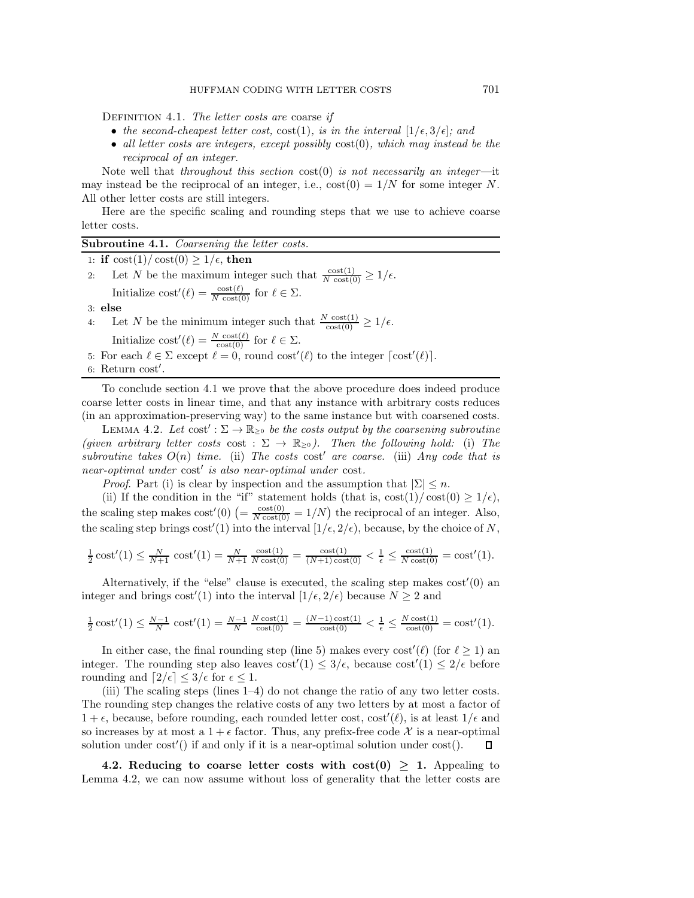Definition 4.1. *The letter costs are* coarse *if*

- *the second-cheapest letter cost,* $\mathrm{cost}(1)$*, is in the interval* $[1/\epsilon, 3/\epsilon]$*; and*
- *all letter costs are integers, except possibly* $\mathrm{cost}(0)$*, which may instead be the reciprocal of an integer.*

Note well that *throughout this section* $\mathrm{cost}(0)$ *is not necessarily an integer*—it may instead be the reciprocal of an integer, i.e., $\mathrm{cost}(0) = 1/N$ for some integer $N$. All other letter costs are still integers.

Here are the specific scaling and rounding steps that we use to achieve coarse letter costs.

**Subroutine 4.1.** *Coarsening the letter costs.*

1: **if** $\mathrm{cost}(1)/\mathrm{cost}(0) \geq 1/\epsilon$, **then**

2: Let $N$ be the maximum integer such that $\frac{\mathrm{cost}(1)}{N\,\mathrm{cost}(0)} \geq 1/\epsilon$.
Initialize $\mathrm{cost}'(\ell) = \frac{\mathrm{cost}(\ell)}{N\,\mathrm{cost}(0)}$ for $\ell \in \Sigma$.

3: **else**

4: Let $N$ be the minimum integer such that $\frac{N\,\mathrm{cost}(1)}{\mathrm{cost}(0)} \geq 1/\epsilon$.
Initialize $\mathrm{cost}'(\ell) = \frac{N\,\mathrm{cost}(\ell)}{\mathrm{cost}(0)}$ for $\ell \in \Sigma$.

5: For each $\ell \in \Sigma$ except $\ell = 0$, round $\mathrm{cost}'(\ell)$ to the integer $\lceil \mathrm{cost}'(\ell) \rceil$.

6: Return $\mathrm{cost}'$.

To conclude section 4.1 we prove that the above procedure does indeed produce coarse letter costs in linear time, and that any instance with arbitrary costs reduces (in an approximation-preserving way) to the same instance but with coarsened costs.

Lemma 4.2. *Let* $\mathrm{cost}' : \Sigma \to \mathbb{R}_{\geq 0}$ *be the costs output by the coarsening subroutine (given arbitrary letter costs* $\mathrm{cost} : \Sigma \to \mathbb{R}_{\geq 0}$*). Then the following hold:* (i) *The subroutine takes* $O(n)$ *time.* (ii) *The costs* $\mathrm{cost}'$ *are coarse.* (iii) *Any code that is near-optimal under* $\mathrm{cost}'$ *is also near-optimal under* $\mathrm{cost}$.

*Proof.* Part (i) is clear by inspection and the assumption that $|\Sigma| \leq n$.

(ii) If the condition in the "if" statement holds (that is, $\mathrm{cost}(1)/\mathrm{cost}(0) \geq 1/\epsilon$), the scaling step makes $\mathrm{cost}'(0)$ $\left(= \frac{\mathrm{cost}(0)}{N\,\mathrm{cost}(0)} = 1/N\right)$ the reciprocal of an integer. Also, the scaling step brings $\mathrm{cost}'(1)$ into the interval $[1/\epsilon, 2/\epsilon)$, because, by the choice of $N$,

$$\tfrac{1}{2}\mathrm{cost}'(1) \leq \tfrac{N}{N+1}\,\mathrm{cost}'(1) = \tfrac{N}{N+1}\,\tfrac{\mathrm{cost}(1)}{N\,\mathrm{cost}(0)} = \tfrac{\mathrm{cost}(1)}{(N+1)\,\mathrm{cost}(0)} < \tfrac{1}{\epsilon} \leq \tfrac{\mathrm{cost}(1)}{N\,\mathrm{cost}(0)} = \mathrm{cost}'(1).$$

Alternatively, if the "else" clause is executed, the scaling step makes $\mathrm{cost}'(0)$ an integer and brings $\mathrm{cost}'(1)$ into the interval $[1/\epsilon, 2/\epsilon)$ because $N \geq 2$ and

$$\tfrac{1}{2}\mathrm{cost}'(1) \leq \tfrac{N-1}{N}\,\mathrm{cost}'(1) = \tfrac{N-1}{N}\,\tfrac{N\,\mathrm{cost}(1)}{\mathrm{cost}(0)} = \tfrac{(N-1)\,\mathrm{cost}(1)}{\mathrm{cost}(0)} < \tfrac{1}{\epsilon} \leq \tfrac{N\,\mathrm{cost}(1)}{\mathrm{cost}(0)} = \mathrm{cost}'(1).$$

In either case, the final rounding step (line 5) makes every $\mathrm{cost}'(\ell)$ (for $\ell \geq 1$) an integer. The rounding step also leaves $\mathrm{cost}'(1) \leq 3/\epsilon$, because $\mathrm{cost}'(1) \leq 2/\epsilon$ before rounding and $\lceil 2/\epsilon \rceil \leq 3/\epsilon$ for $\epsilon \leq 1$.

(iii) The scaling steps (lines 1–4) do not change the ratio of any two letter costs. The rounding step changes the relative costs of any two letters by at most a factor of $1+\epsilon$, because, before rounding, each rounded letter cost, $\mathrm{cost}'(\ell)$, is at least $1/\epsilon$ and so increases by at most a $1+\epsilon$ factor. Thus, any prefix-free code $\mathcal{X}$ is a near-optimal solution under $\mathrm{cost}'()$ if and only if it is a near-optimal solution under $\mathrm{cost}()$. ∎

**4.2. Reducing to coarse letter costs with $\mathrm{cost}(0) \geq 1$.** Appealing to Lemma 4.2, we can now assume without loss of generality that the letter costs are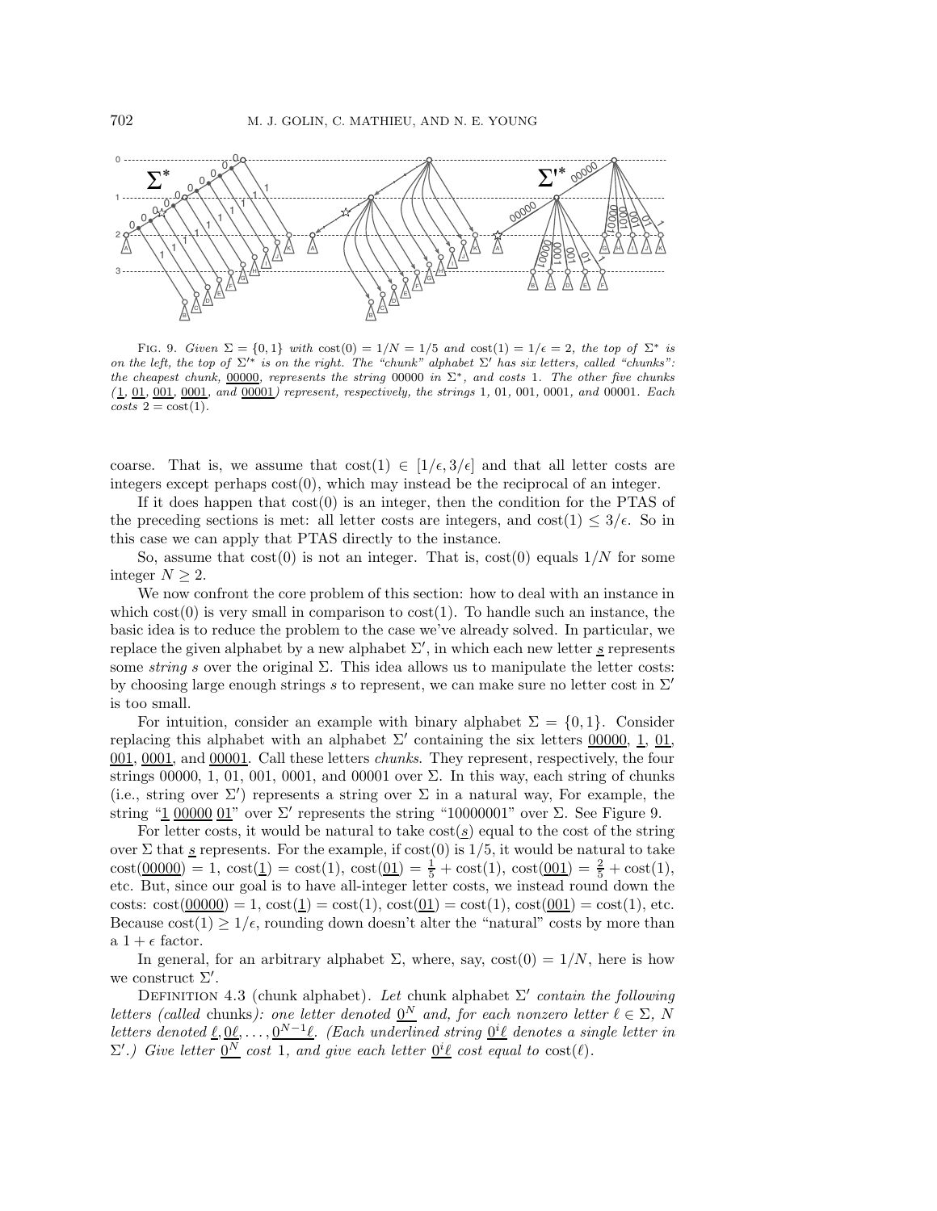FIG. 9. *Given* $\Sigma = \{0, 1\}$ *with* $\text{cost}(0) = 1/N = 1/5$ *and* $\text{cost}(1) = 1/\epsilon = 2$*, the top of* $\Sigma^*$ *is on the left, the top of* $\Sigma'^*$ *is on the right. The "chunk" alphabet* $\Sigma'$ *has six letters, called "chunks": the cheapest chunk,* $\underline{00000}$*, represents the string* 00000 *in* $\Sigma^*$*, and costs* 1*. The other five chunks (*$\underline{1}$*,* $\underline{01}$*,* $\underline{001}$*,* $\underline{0001}$*, and* $\underline{00001}$*) represent, respectively, the strings* 1*,* 01*,* 001*,* 0001*, and* 00001*. Each costs* $2 = \text{cost}(1)$*.*

coarse. That is, we assume that $\text{cost}(1) \in [1/\epsilon, 3/\epsilon]$ and that all letter costs are integers except perhaps $\text{cost}(0)$, which may instead be the reciprocal of an integer.

If it does happen that $\text{cost}(0)$ is an integer, then the condition for the PTAS of the preceding sections is met: all letter costs are integers, and $\text{cost}(1) \leq 3/\epsilon$. So in this case we can apply that PTAS directly to the instance.

So, assume that $\text{cost}(0)$ is not an integer. That is, $\text{cost}(0)$ equals $1/N$ for some integer $N \geq 2$.

We now confront the core problem of this section: how to deal with an instance in which $\text{cost}(0)$ is very small in comparison to $\text{cost}(1)$. To handle such an instance, the basic idea is to reduce the problem to the case we've already solved. In particular, we replace the given alphabet by a new alphabet $\Sigma'$, in which each new letter $\underline{s}$ represents some *string* $s$ over the original $\Sigma$. This idea allows us to manipulate the letter costs: by choosing large enough strings $s$ to represent, we can make sure no letter cost in $\Sigma'$ is too small.

For intuition, consider an example with binary alphabet $\Sigma = \{0, 1\}$. Consider replacing this alphabet with an alphabet $\Sigma'$ containing the six letters $\underline{00000}$, $\underline{1}$, $\underline{01}$, $\underline{001}$, $\underline{0001}$, and $\underline{00001}$. Call these letters *chunks*. They represent, respectively, the four strings 00000, 1, 01, 001, 0001, and 00001 over $\Sigma$. In this way, each string of chunks (i.e., string over $\Sigma'$) represents a string over $\Sigma$ in a natural way, For example, the string "$\underline{1}$ $\underline{00000}$ $\underline{01}$" over $\Sigma'$ represents the string "10000001" over $\Sigma$. See Figure 9.

For letter costs, it would be natural to take $\text{cost}(\underline{s})$ equal to the cost of the string over $\Sigma$ that $\underline{s}$ represents. For the example, if $\text{cost}(0)$ is $1/5$, it would be natural to take $\text{cost}(\underline{00000}) = 1$, $\text{cost}(\underline{1}) = \text{cost}(1)$, $\text{cost}(\underline{01}) = \frac{1}{5} + \text{cost}(1)$, $\text{cost}(\underline{001}) = \frac{2}{5} + \text{cost}(1)$, etc. But, since our goal is to have all-integer letter costs, we instead round down the costs: $\text{cost}(\underline{00000}) = 1$, $\text{cost}(\underline{1}) = \text{cost}(1)$, $\text{cost}(\underline{01}) = \text{cost}(1)$, $\text{cost}(\underline{001}) = \text{cost}(1)$, etc. Because $\text{cost}(1) \geq 1/\epsilon$, rounding down doesn't alter the "natural" costs by more than a $1 + \epsilon$ factor.

In general, for an arbitrary alphabet $\Sigma$, where, say, $\text{cost}(0) = 1/N$, here is how we construct $\Sigma'$.

DEFINITION 4.3 (chunk alphabet). *Let* chunk alphabet $\Sigma'$ *contain the following letters (called* chunks*): one letter denoted* $\underline{0^N}$ *and, for each nonzero letter* $\ell \in \Sigma$*,* $N$ *letters denoted* $\underline{\ell}, \underline{0\ell}, \ldots, \underline{0^{N-1}\ell}$*. (Each underlined string* $\underline{0^i\ell}$ *denotes a single letter in* $\Sigma'$*.) Give letter* $\underline{0^N}$ *cost* 1*, and give each letter* $\underline{0^i\ell}$ *cost equal to* $\text{cost}(\ell)$*.*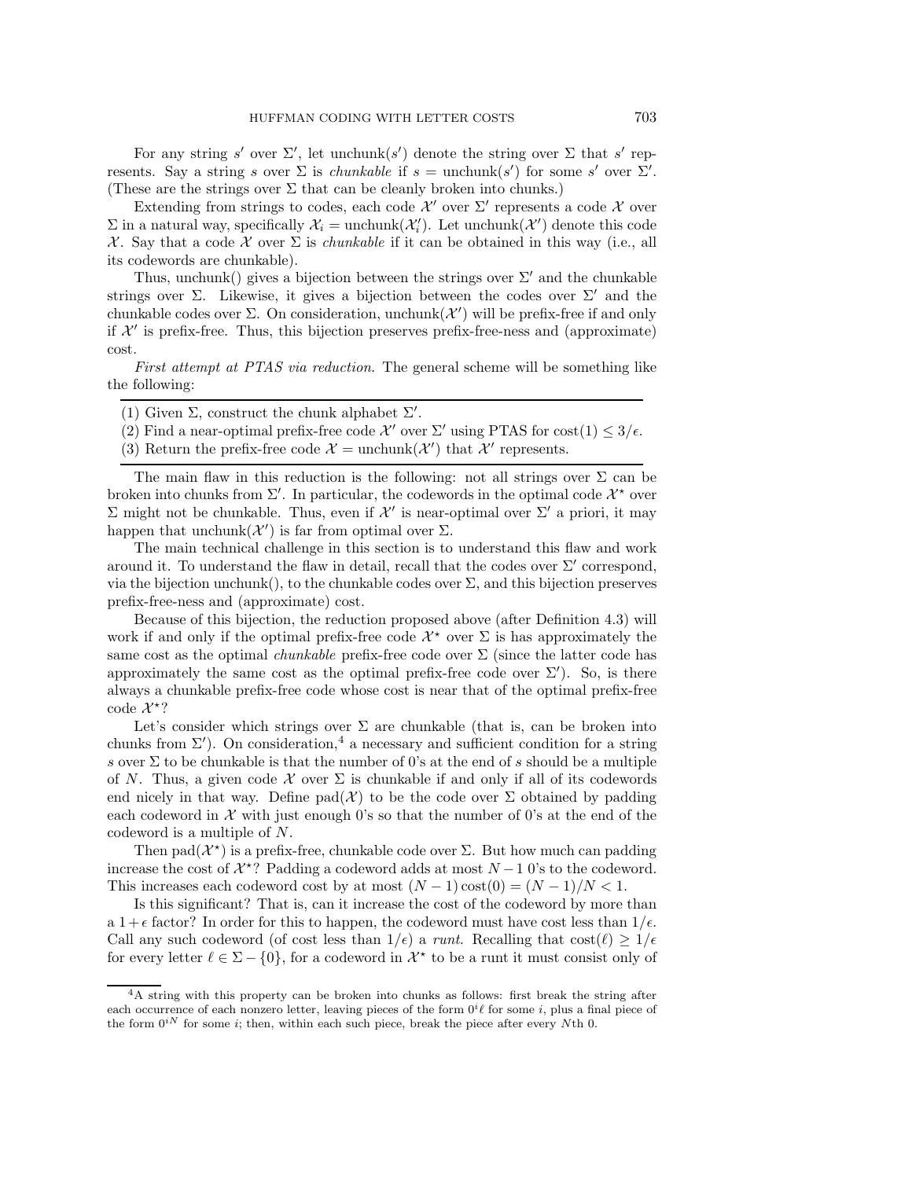For any string $s'$ over $\Sigma'$, let unchunk($s'$) denote the string over $\Sigma$ that $s'$ represents. Say a string $s$ over $\Sigma$ is *chunkable* if $s = \text{unchunk}(s')$ for some $s'$ over $\Sigma'$. (These are the strings over $\Sigma$ that can be cleanly broken into chunks.)

Extending from strings to codes, each code $\mathcal{X}'$ over $\Sigma'$ represents a code $\mathcal{X}$ over $\Sigma$ in a natural way, specifically $\mathcal{X}_i = \text{unchunk}(\mathcal{X}'_i)$. Let unchunk($\mathcal{X}'$) denote this code $\mathcal{X}$. Say that a code $\mathcal{X}$ over $\Sigma$ is *chunkable* if it can be obtained in this way (i.e., all its codewords are chunkable).

Thus, unchunk() gives a bijection between the strings over $\Sigma'$ and the chunkable strings over $\Sigma$. Likewise, it gives a bijection between the codes over $\Sigma'$ and the chunkable codes over $\Sigma$. On consideration, unchunk($\mathcal{X}'$) will be prefix-free if and only if $\mathcal{X}'$ is prefix-free. Thus, this bijection preserves prefix-free-ness and (approximate) cost.

*First attempt at PTAS via reduction.* The general scheme will be something like the following:

---

(1) Given $\Sigma$, construct the chunk alphabet $\Sigma'$.
(2) Find a near-optimal prefix-free code $\mathcal{X}'$ over $\Sigma'$ using PTAS for $\text{cost}(1) \le 3/\epsilon$.
(3) Return the prefix-free code $\mathcal{X} = \text{unchunk}(\mathcal{X}')$ that $\mathcal{X}'$ represents.

---

The main flaw in this reduction is the following: not all strings over $\Sigma$ can be broken into chunks from $\Sigma'$. In particular, the codewords in the optimal code $\mathcal{X}^\star$ over $\Sigma$ might not be chunkable. Thus, even if $\mathcal{X}'$ is near-optimal over $\Sigma'$ a priori, it may happen that unchunk($\mathcal{X}'$) is far from optimal over $\Sigma$.

The main technical challenge in this section is to understand this flaw and work around it. To understand the flaw in detail, recall that the codes over $\Sigma'$ correspond, via the bijection unchunk(), to the chunkable codes over $\Sigma$, and this bijection preserves prefix-free-ness and (approximate) cost.

Because of this bijection, the reduction proposed above (after Definition 4.3) will work if and only if the optimal prefix-free code $\mathcal{X}^\star$ over $\Sigma$ is has approximately the same cost as the optimal *chunkable* prefix-free code over $\Sigma$ (since the latter code has approximately the same cost as the optimal prefix-free code over $\Sigma'$). So, is there always a chunkable prefix-free code whose cost is near that of the optimal prefix-free code $\mathcal{X}^\star$?

Let's consider which strings over $\Sigma$ are chunkable (that is, can be broken into chunks from $\Sigma'$). On consideration,[4] a necessary and sufficient condition for a string $s$ over $\Sigma$ to be chunkable is that the number of 0's at the end of $s$ should be a multiple of $N$. Thus, a given code $\mathcal{X}$ over $\Sigma$ is chunkable if and only if all of its codewords end nicely in that way. Define pad($\mathcal{X}$) to be the code over $\Sigma$ obtained by padding each codeword in $\mathcal{X}$ with just enough 0's so that the number of 0's at the end of the codeword is a multiple of $N$.

Then pad($\mathcal{X}^\star$) is a prefix-free, chunkable code over $\Sigma$. But how much can padding increase the cost of $\mathcal{X}^\star$? Padding a codeword adds at most $N-1$ 0's to the codeword. This increases each codeword cost by at most $(N-1)\,\text{cost}(0) = (N-1)/N < 1$.

Is this significant? That is, can it increase the cost of the codeword by more than a $1+\epsilon$ factor? In order for this to happen, the codeword must have cost less than $1/\epsilon$. Call any such codeword (of cost less than $1/\epsilon$) a *runt*. Recalling that $\text{cost}(\ell) \ge 1/\epsilon$ for every letter $\ell \in \Sigma - \{0\}$, for a codeword in $\mathcal{X}^\star$ to be a runt it must consist only of

[4] A string with this property can be broken into chunks as follows: first break the string after each occurrence of each nonzero letter, leaving pieces of the form $0^i\ell$ for some $i$, plus a final piece of the form $0^{iN}$ for some $i$; then, within each such piece, break the piece after every $N$th 0.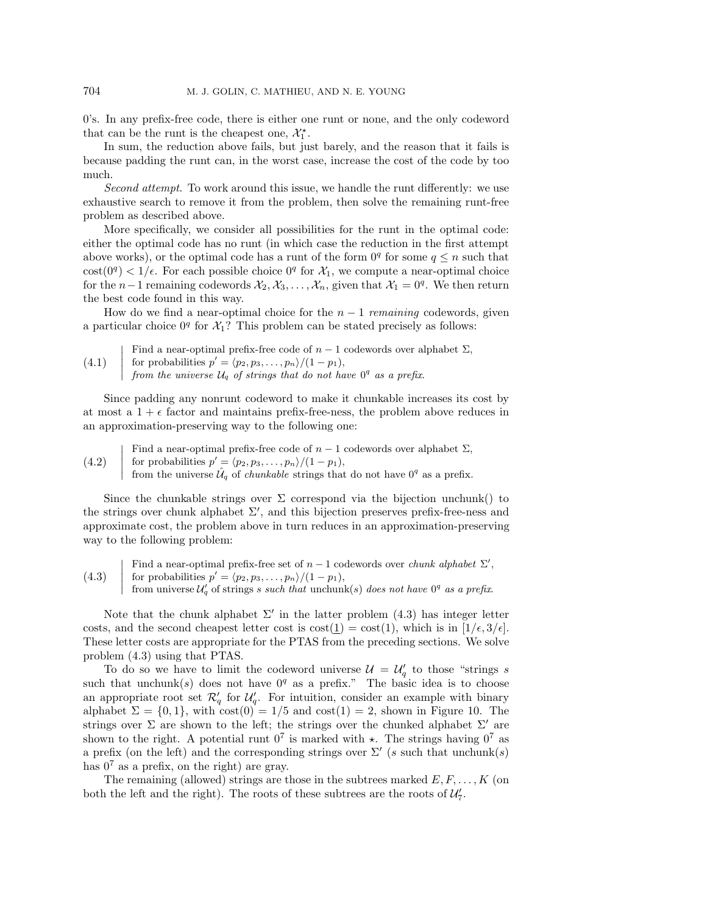0's. In any prefix-free code, there is either one runt or none, and the only codeword that can be the runt is the cheapest one, $\mathcal{X}_1^\star$.

In sum, the reduction above fails, but just barely, and the reason that it fails is because padding the runt can, in the worst case, increase the cost of the code by too much.

*Second attempt.* To work around this issue, we handle the runt differently: we use exhaustive search to remove it from the problem, then solve the remaining runt-free problem as described above.

More specifically, we consider all possibilities for the runt in the optimal code: either the optimal code has no runt (in which case the reduction in the first attempt above works), or the optimal code has a runt of the form $0^q$ for some $q \le n$ such that $\text{cost}(0^q) < 1/\epsilon$. For each possible choice $0^q$ for $\mathcal{X}_1$, we compute a near-optimal choice for the $n-1$ remaining codewords $\mathcal{X}_2, \mathcal{X}_3, \ldots, \mathcal{X}_n$, given that $\mathcal{X}_1 = 0^q$. We then return the best code found in this way.

How do we find a near-optimal choice for the $n-1$ *remaining* codewords, given a particular choice $0^q$ for $\mathcal{X}_1$? This problem can be stated precisely as follows:

(4.1)
| Find a near-optimal prefix-free code of $n-1$ codewords over alphabet $\Sigma$,
| for probabilities $p' = \langle p_2, p_3, \ldots, p_n \rangle/(1-p_1)$,
| *from the universe $\mathcal{U}_q$ of strings that do not have $0^q$ as a prefix.*

Since padding any nonrunt codeword to make it chunkable increases its cost by at most a $1+\epsilon$ factor and maintains prefix-free-ness, the problem above reduces in an approximation-preserving way to the following one:

(4.2)
| Find a near-optimal prefix-free code of $n-1$ codewords over alphabet $\Sigma$,
| for probabilities $p' = \langle p_2, p_3, \ldots, p_n \rangle/(1-p_1)$,
| from the universe $\hat{\mathcal{U}}_q$ of *chunkable* strings that do not have $0^q$ as a prefix.

Since the chunkable strings over $\Sigma$ correspond via the bijection unchunk() to the strings over chunk alphabet $\Sigma'$, and this bijection preserves prefix-free-ness and approximate cost, the problem above in turn reduces in an approximation-preserving way to the following problem:

(4.3)
| Find a near-optimal prefix-free set of $n-1$ codewords over *chunk alphabet* $\Sigma'$,
| for probabilities $p' = \langle p_2, p_3, \ldots, p_n \rangle/(1-p_1)$,
| from universe $\mathcal{U}'_q$ of strings $s$ *such that* unchunk($s$) *does not have* $0^q$ *as a prefix.*

Note that the chunk alphabet $\Sigma'$ in the latter problem (4.3) has integer letter costs, and the second cheapest letter cost is $\text{cost}(\underline{1}) = \text{cost}(1)$, which is in $[1/\epsilon, 3/\epsilon]$. These letter costs are appropriate for the PTAS from the preceding sections. We solve problem (4.3) using that PTAS.

To do so we have to limit the codeword universe $\mathcal{U} = \mathcal{U}'_q$ to those "strings $s$ such that unchunk($s$) does not have $0^q$ as a prefix." The basic idea is to choose an appropriate root set $\mathcal{R}'_q$ for $\mathcal{U}'_q$. For intuition, consider an example with binary alphabet $\Sigma = \{0, 1\}$, with $\text{cost}(0) = 1/5$ and $\text{cost}(1) = 2$, shown in Figure 10. The strings over $\Sigma$ are shown to the left; the strings over the chunked alphabet $\Sigma'$ are shown to the right. A potential runt $0^7$ is marked with $\star$. The strings having $0^7$ as a prefix (on the left) and the corresponding strings over $\Sigma'$ ($s$ such that unchunk($s$) has $0^7$ as a prefix, on the right) are gray.

The remaining (allowed) strings are those in the subtrees marked $E, F, \ldots, K$ (on both the left and the right). The roots of these subtrees are the roots of $\mathcal{U}'_7$.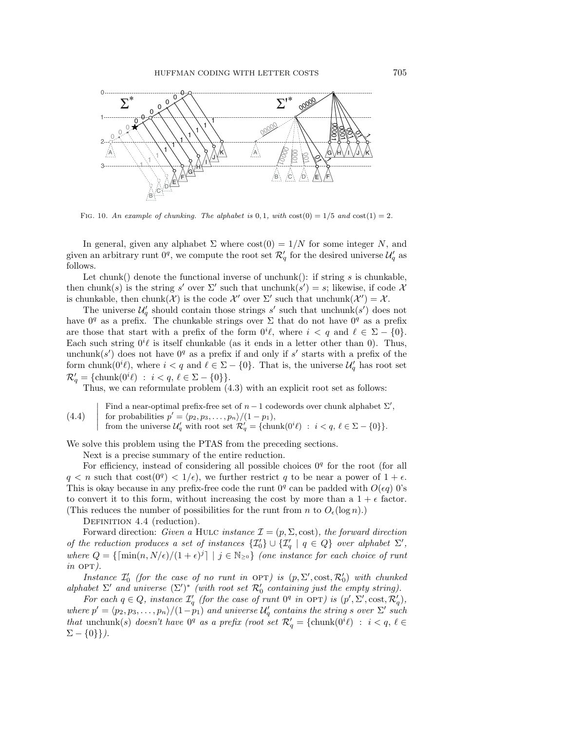FIG. 10. *An example of chunking. The alphabet is* 0, 1, *with* $\text{cost}(0) = 1/5$ *and* $\text{cost}(1) = 2$.

In general, given any alphabet $\Sigma$ where $\text{cost}(0) = 1/N$ for some integer $N$, and given an arbitrary runt $0^q$, we compute the root set $\mathcal{R}'_q$ for the desired universe $\mathcal{U}'_q$ as follows.

Let chunk() denote the functional inverse of unchunk(): if string $s$ is chunkable, then chunk($s$) is the string $s'$ over $\Sigma'$ such that unchunk($s'$) = $s$; likewise, if code $\mathcal{X}$ is chunkable, then chunk($\mathcal{X}$) is the code $\mathcal{X}'$ over $\Sigma'$ such that unchunk($\mathcal{X}'$) = $\mathcal{X}$.

The universe $\mathcal{U}'_q$ should contain those strings $s'$ such that unchunk($s'$) does not have $0^q$ as a prefix. The chunkable strings over $\Sigma$ that do not have $0^q$ as a prefix are those that start with a prefix of the form $0^i\ell$, where $i < q$ and $\ell \in \Sigma - \{0\}$. Each such string $0^i\ell$ is itself chunkable (as it ends in a letter other than 0). Thus, unchunk($s'$) does not have $0^q$ as a prefix if and only if $s'$ starts with a prefix of the form chunk($0^i\ell$), where $i < q$ and $\ell \in \Sigma - \{0\}$. That is, the universe $\mathcal{U}'_q$ has root set $\mathcal{R}'_q = \{\text{chunk}(0^i\ell) \; : \; i < q, \; \ell \in \Sigma - \{0\}\}$.

Thus, we can reformulate problem (4.3) with an explicit root set as follows:

(4.4)
> Find a near-optimal prefix-free set of $n-1$ codewords over chunk alphabet $\Sigma'$,
> for probabilities $p' = \langle p_2, p_3, \ldots, p_n \rangle/(1-p_1)$,
> from the universe $\mathcal{U}'_q$ with root set $\mathcal{R}'_q = \{\text{chunk}(0^i\ell) \; : \; i < q, \; \ell \in \Sigma - \{0\}\}$.

We solve this problem using the PTAS from the preceding sections.

Next is a precise summary of the entire reduction.

For efficiency, instead of considering all possible choices $0^q$ for the root (for all $q < n$ such that $\text{cost}(0^q) < 1/\epsilon$), we further restrict $q$ to be near a power of $1+\epsilon$. This is okay because in any prefix-free code the runt $0^q$ can be padded with $O(\epsilon q)$ 0's to convert it to this form, without increasing the cost by more than a $1+\epsilon$ factor. (This reduces the number of possibilities for the runt from $n$ to $O_\epsilon(\log n)$.)

DEFINITION 4.4 (reduction).

Forward direction: *Given a* HULC *instance* $\mathcal{I} = (p, \Sigma, \text{cost})$, *the forward direction of the reduction produces a set of instances* $\{\mathcal{I}'_0\} \cup \{\mathcal{I}'_q \mid q \in Q\}$ *over alphabet* $\Sigma'$, *where* $Q = \{\lceil \min(n, N/\epsilon)/(1+\epsilon)^j \rceil \mid j \in \mathbb{N}_{\geq 0}\}$ *(one instance for each choice of runt in* OPT*).*

*Instance* $\mathcal{I}'_0$ *(for the case of no runt in* OPT*) is* $(p, \Sigma', \text{cost}, \mathcal{R}'_0)$ *with chunked alphabet* $\Sigma'$ *and universe* $(\Sigma')^*$ *(with root set* $\mathcal{R}'_0$ *containing just the empty string).*

*For each* $q \in Q$, *instance* $\mathcal{I}'_q$ *(for the case of runt* $0^q$ *in* OPT*) is* $(p', \Sigma', \text{cost}, \mathcal{R}'_q)$, *where* $p' = \langle p_2, p_3, \ldots, p_n \rangle/(1-p_1)$ *and universe* $\mathcal{U}'_q$ *contains the string* $s$ *over* $\Sigma'$ *such that* unchunk($s$) *doesn't have* $0^q$ *as a prefix (root set* $\mathcal{R}'_q = \{\text{chunk}(0^i\ell) \; : \; i < q, \; \ell \in \Sigma - \{0\}\}$*).*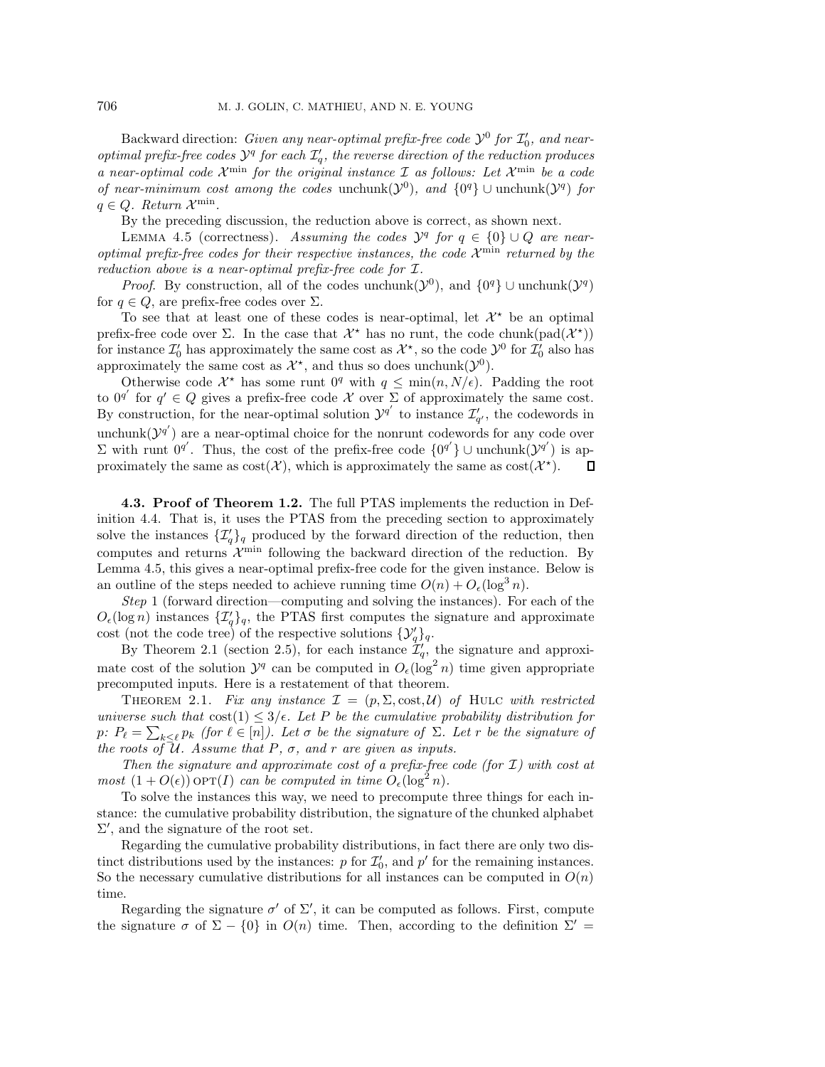Backward direction: *Given any near-optimal prefix-free code $\mathcal{Y}^0$ for $\mathcal{I}'_0$, and near-optimal prefix-free codes $\mathcal{Y}^q$ for each $\mathcal{I}'_q$, the reverse direction of the reduction produces a near-optimal code $\mathcal{X}^{\min}$ for the original instance $\mathcal{I}$ as follows: Let $\mathcal{X}^{\min}$ be a code of near-minimum cost among the codes* $\operatorname{unchunk}(\mathcal{Y}^0)$*, and* $\{0^q\} \cup \operatorname{unchunk}(\mathcal{Y}^q)$ *for* $q \in Q$. *Return* $\mathcal{X}^{\min}$.

By the preceding discussion, the reduction above is correct, as shown next.

Lemma 4.5 (correctness). *Assuming the codes $\mathcal{Y}^q$ for $q \in \{0\} \cup Q$ are near-optimal prefix-free codes for their respective instances, the code $\mathcal{X}^{\min}$ returned by the reduction above is a near-optimal prefix-free code for $\mathcal{I}$.*

*Proof.* By construction, all of the codes $\operatorname{unchunk}(\mathcal{Y}^0)$, and $\{0^q\} \cup \operatorname{unchunk}(\mathcal{Y}^q)$ for $q \in Q$, are prefix-free codes over $\Sigma$.

To see that at least one of these codes is near-optimal, let $\mathcal{X}^\star$ be an optimal prefix-free code over $\Sigma$. In the case that $\mathcal{X}^\star$ has no runt, the code $\operatorname{chunk}(\operatorname{pad}(\mathcal{X}^\star))$ for instance $\mathcal{I}'_0$ has approximately the same cost as $\mathcal{X}^\star$, so the code $\mathcal{Y}^0$ for $\mathcal{I}'_0$ also has approximately the same cost as $\mathcal{X}^\star$, and thus so does $\operatorname{unchunk}(\mathcal{Y}^0)$.

Otherwise code $\mathcal{X}^\star$ has some runt $0^q$ with $q \le \min(n, N/\epsilon)$. Padding the root to $0^{q'}$ for $q' \in Q$ gives a prefix-free code $\mathcal{X}$ over $\Sigma$ of approximately the same cost. By construction, for the near-optimal solution $\mathcal{Y}^{q'}$ to instance $\mathcal{I}'_{q'}$, the codewords in $\operatorname{unchunk}(\mathcal{Y}^{q'})$ are a near-optimal choice for the nonrunt codewords for any code over $\Sigma$ with runt $0^{q'}$. Thus, the cost of the prefix-free code $\{0^{q'}\} \cup \operatorname{unchunk}(\mathcal{Y}^{q'})$ is approximately the same as $\operatorname{cost}(\mathcal{X})$, which is approximately the same as $\operatorname{cost}(\mathcal{X}^\star)$. $\square$

### 4.3. Proof of Theorem 1.2.

The full PTAS implements the reduction in Definition 4.4. That is, it uses the PTAS from the preceding section to approximately solve the instances $\{\mathcal{I}'_q\}_q$ produced by the forward direction of the reduction, then computes and returns $\mathcal{X}^{\min}$ following the backward direction of the reduction. By Lemma 4.5, this gives a near-optimal prefix-free code for the given instance. Below is an outline of the steps needed to achieve running time $O(n) + O_\epsilon(\log^3 n)$.

*Step* 1 (forward direction—computing and solving the instances). For each of the $O_\epsilon(\log n)$ instances $\{\mathcal{I}'_q\}_q$, the PTAS first computes the signature and approximate cost (not the code tree) of the respective solutions $\{\mathcal{Y}'_q\}_q$.

By Theorem 2.1 (section 2.5), for each instance $\mathcal{I}'_q$, the signature and approximate cost of the solution $\mathcal{Y}^q$ can be computed in $O_\epsilon(\log^2 n)$ time given appropriate precomputed inputs. Here is a restatement of that theorem.

Theorem 2.1. *Fix any instance $\mathcal{I} = (p, \Sigma, \operatorname{cost}, \mathcal{U})$ of* Hulc *with restricted universe such that $\operatorname{cost}(1) \le 3/\epsilon$. Let $P$ be the cumulative probability distribution for $p$: $P_\ell = \sum_{k \le \ell} p_k$ (for $\ell \in [n]$). Let $\sigma$ be the signature of $\Sigma$. Let $r$ be the signature of the roots of $\mathcal{U}$. Assume that $P$, $\sigma$, and $r$ are given as inputs.*

*Then the signature and approximate cost of a prefix-free code (for $\mathcal{I}$) with cost at most $(1 + O(\epsilon))\operatorname{OPT}(I)$ can be computed in time $O_\epsilon(\log^2 n)$.*

To solve the instances this way, we need to precompute three things for each instance: the cumulative probability distribution, the signature of the chunked alphabet $\Sigma'$, and the signature of the root set.

Regarding the cumulative probability distributions, in fact there are only two distinct distributions used by the instances: $p$ for $\mathcal{I}'_0$, and $p'$ for the remaining instances. So the necessary cumulative distributions for all instances can be computed in $O(n)$ time.

Regarding the signature $\sigma'$ of $\Sigma'$, it can be computed as follows. First, compute the signature $\sigma$ of $\Sigma - \{0\}$ in $O(n)$ time. Then, according to the definition $\Sigma' =$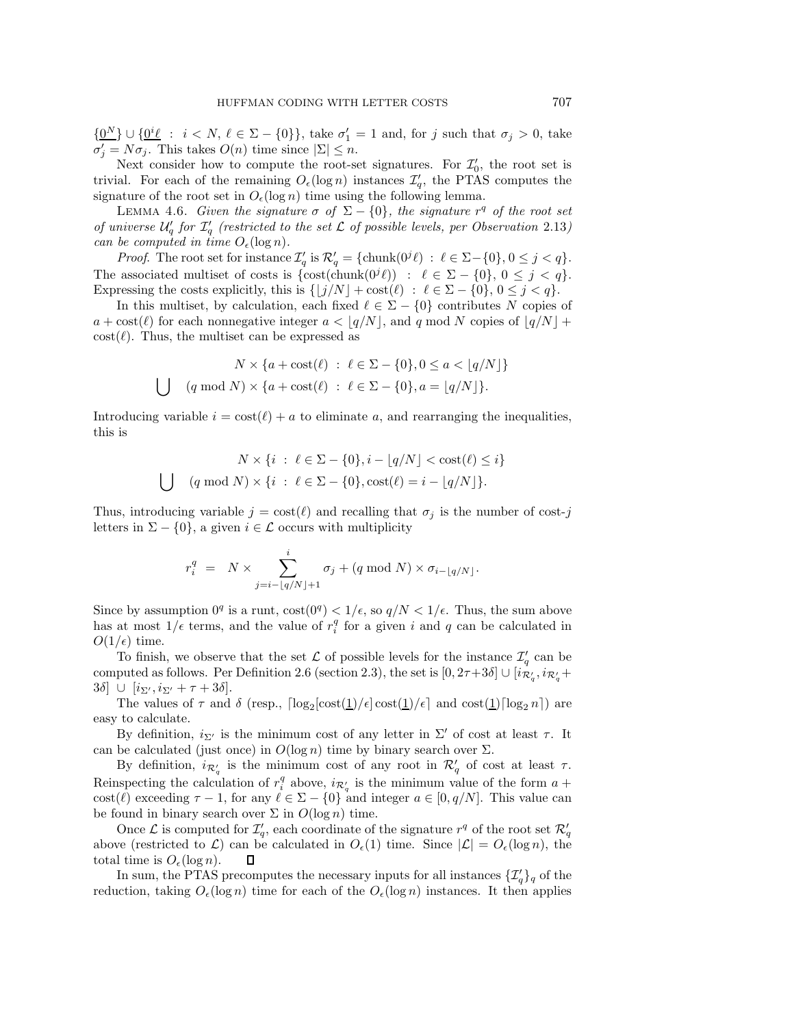$\{\underline{0^N}\} \cup \{\underline{0^i\ell} \;:\; i < N,\, \ell \in \Sigma - \{0\}\}$, take $\sigma'_1 = 1$ and, for $j$ such that $\sigma_j > 0$, take $\sigma'_j = N\sigma_j$. This takes $O(n)$ time since $|\Sigma| \leq n$.

Next consider how to compute the root-set signatures. For $\mathcal{I}'_0$, the root set is trivial. For each of the remaining $O_\epsilon(\log n)$ instances $\mathcal{I}'_q$, the PTAS computes the signature of the root set in $O_\epsilon(\log n)$ time using the following lemma.

Lemma 4.6. *Given the signature $\sigma$ of $\Sigma - \{0\}$, the signature $r^q$ of the root set of universe $\mathcal{U}'_q$ for $\mathcal{I}'_q$ (restricted to the set $\mathcal{L}$ of possible levels, per Observation* 2.13*) can be computed in time $O_\epsilon(\log n)$.*

*Proof*. The root set for instance $\mathcal{I}'_q$ is $\mathcal{R}'_q = \{\text{chunk}(0^j\ell) \;:\; \ell \in \Sigma - \{0\}, 0 \leq j < q\}$. The associated multiset of costs is $\{\text{cost}(\text{chunk}(0^j\ell)) \;:\; \ell \in \Sigma - \{0\},\, 0 \leq j < q\}$. Expressing the costs explicitly, this is $\{\lfloor j/N \rfloor + \text{cost}(\ell) \;:\; \ell \in \Sigma - \{0\},\, 0 \leq j < q\}$.

In this multiset, by calculation, each fixed $\ell \in \Sigma - \{0\}$ contributes $N$ copies of $a + \text{cost}(\ell)$ for each nonnegative integer $a < \lfloor q/N \rfloor$, and $q \bmod N$ copies of $\lfloor q/N \rfloor + \text{cost}(\ell)$. Thus, the multiset can be expressed as

$$\begin{aligned} & N \times \{a + \text{cost}(\ell) \;:\; \ell \in \Sigma - \{0\}, 0 \leq a < \lfloor q/N \rfloor\} \\ \bigcup \quad & (q \bmod N) \times \{a + \text{cost}(\ell) \;:\; \ell \in \Sigma - \{0\}, a = \lfloor q/N \rfloor\}. \end{aligned}$$

Introducing variable $i = \text{cost}(\ell) + a$ to eliminate $a$, and rearranging the inequalities, this is

$$\begin{aligned} & N \times \{i \;:\; \ell \in \Sigma - \{0\}, i - \lfloor q/N \rfloor < \text{cost}(\ell) \leq i\} \\ \bigcup \quad & (q \bmod N) \times \{i \;:\; \ell \in \Sigma - \{0\}, \text{cost}(\ell) = i - \lfloor q/N \rfloor\}. \end{aligned}$$

Thus, introducing variable $j = \text{cost}(\ell)$ and recalling that $\sigma_j$ is the number of cost-$j$ letters in $\Sigma - \{0\}$, a given $i \in \mathcal{L}$ occurs with multiplicity

$$r_i^q \;=\; N \times \sum_{j=i-\lfloor q/N \rfloor + 1}^{i} \sigma_j + (q \bmod N) \times \sigma_{i - \lfloor q/N \rfloor}.$$

Since by assumption $0^q$ is a runt, $\text{cost}(0^q) < 1/\epsilon$, so $q/N < 1/\epsilon$. Thus, the sum above has at most $1/\epsilon$ terms, and the value of $r_i^q$ for a given $i$ and $q$ can be calculated in $O(1/\epsilon)$ time.

To finish, we observe that the set $\mathcal{L}$ of possible levels for the instance $\mathcal{I}'_q$ can be computed as follows. Per Definition 2.6 (section 2.3), the set is $[0, 2\tau + 3\delta] \cup [i_{\mathcal{R}'_q}, i_{\mathcal{R}'_q} + 3\delta] \;\cup\; [i_{\Sigma'}, i_{\Sigma'} + \tau + 3\delta]$.

The values of $\tau$ and $\delta$ (resp., $\lceil \log_2 [\text{cost}(\underline{1})/\epsilon] \,\text{cost}(\underline{1})/\epsilon \rceil$ and $\text{cost}(\underline{1}) \lceil \log_2 n \rceil$) are easy to calculate.

By definition, $i_{\Sigma'}$ is the minimum cost of any letter in $\Sigma'$ of cost at least $\tau$. It can be calculated (just once) in $O(\log n)$ time by binary search over $\Sigma$.

By definition, $i_{\mathcal{R}'_q}$ is the minimum cost of any root in $\mathcal{R}'_q$ of cost at least $\tau$. Reinspecting the calculation of $r_i^q$ above, $i_{\mathcal{R}'_q}$ is the minimum value of the form $a + \text{cost}(\ell)$ exceeding $\tau - 1$, for any $\ell \in \Sigma - \{0\}$ and integer $a \in [0, q/N]$. This value can be found in binary search over $\Sigma$ in $O(\log n)$ time.

Once $\mathcal{L}$ is computed for $\mathcal{I}'_q$, each coordinate of the signature $r^q$ of the root set $\mathcal{R}'_q$ above (restricted to $\mathcal{L}$) can be calculated in $O_\epsilon(1)$ time. Since $|\mathcal{L}| = O_\epsilon(\log n)$, the total time is $O_\epsilon(\log n)$. ∎

In sum, the PTAS precomputes the necessary inputs for all instances $\{\mathcal{I}'_q\}_q$ of the reduction, taking $O_\epsilon(\log n)$ time for each of the $O_\epsilon(\log n)$ instances. It then applies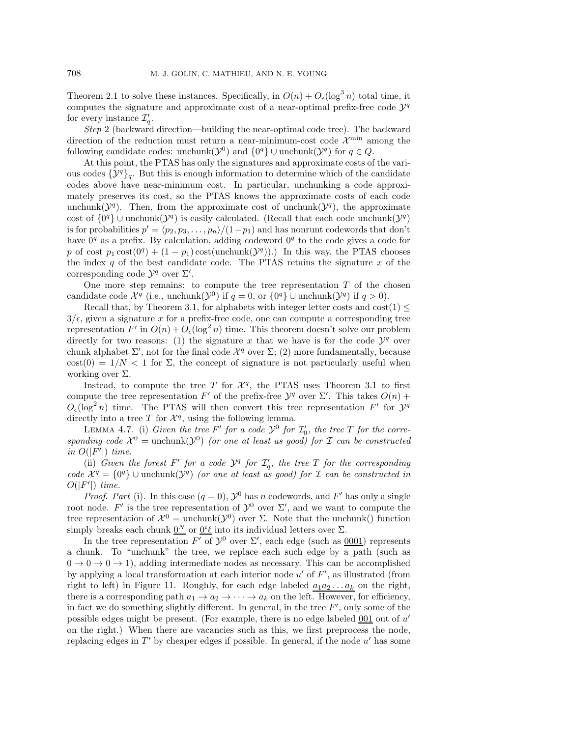Theorem 2.1 to solve these instances. Specifically, in $O(n) + O_\epsilon(\log^3 n)$ total time, it computes the signature and approximate cost of a near-optimal prefix-free code $\mathcal{Y}^q$ for every instance $\mathcal{I}'_q$.

*Step* 2 (backward direction—building the near-optimal code tree). The backward direction of the reduction must return a near-minimum-cost code $\mathcal{X}^{\min}$ among the following candidate codes: $\text{unchunk}(\mathcal{Y}^0)$ and $\{0^q\} \cup \text{unchunk}(\mathcal{Y}^q)$ for $q \in Q$.

At this point, the PTAS has only the signatures and approximate costs of the various codes $\{\mathcal{Y}^q\}_q$. But this is enough information to determine which of the candidate codes above have near-minimum cost. In particular, unchunking a code approximately preserves its cost, so the PTAS knows the approximate costs of each code $\text{unchunk}(\mathcal{Y}^q)$. Then, from the approximate cost of $\text{unchunk}(\mathcal{Y}^q)$, the approximate cost of $\{0^q\} \cup \text{unchunk}(\mathcal{Y}^q)$ is easily calculated. (Recall that each code $\text{unchunk}(\mathcal{Y}^q)$ is for probabilities $p' = \langle p_2, p_3, \ldots, p_n \rangle / (1 - p_1)$ and has nonrunt codewords that don't have $0^q$ as a prefix. By calculation, adding codeword $0^q$ to the code gives a code for $p$ of cost $p_1 \operatorname{cost}(0^q) + (1 - p_1) \operatorname{cost}(\text{unchunk}(\mathcal{Y}^q))$.) In this way, the PTAS chooses the index $q$ of the best candidate code. The PTAS retains the signature $x$ of the corresponding code $\mathcal{Y}^q$ over $\Sigma'$.

One more step remains: to compute the tree representation $T$ of the chosen candidate code $\mathcal{X}^q$ (i.e., $\text{unchunk}(\mathcal{Y}^0)$ if $q = 0$, or $\{0^q\} \cup \text{unchunk}(\mathcal{Y}^q)$ if $q > 0$).

Recall that, by Theorem 3.1, for alphabets with integer letter costs and $\operatorname{cost}(1) \le 3/\epsilon$, given a signature $x$ for a prefix-free code, one can compute a corresponding tree representation $F'$ in $O(n) + O_\epsilon(\log^2 n)$ time. This theorem doesn't solve our problem directly for two reasons: (1) the signature $x$ that we have is for the code $\mathcal{Y}^q$ over chunk alphabet $\Sigma'$, not for the final code $\mathcal{X}^q$ over $\Sigma$; (2) more fundamentally, because $\operatorname{cost}(0) = 1/N < 1$ for $\Sigma$, the concept of signature is not particularly useful when working over $\Sigma$.

Instead, to compute the tree $T$ for $\mathcal{X}^q$, the PTAS uses Theorem 3.1 to first compute the tree representation $F'$ of the prefix-free $\mathcal{Y}^q$ over $\Sigma'$. This takes $O(n) + O_\epsilon(\log^2 n)$ time. The PTAS will then convert this tree representation $F'$ for $\mathcal{Y}^q$ directly into a tree $T$ for $\mathcal{X}^q$, using the following lemma.

Lemma 4.7. (i) *Given the tree $F'$ for a code $\mathcal{Y}^0$ for $\mathcal{I}'_0$, the tree $T$ for the corresponding code $\mathcal{X}^0 = \text{unchunk}(\mathcal{Y}^0)$ (or one at least as good) for $\mathcal{I}$ can be constructed in $O(|F'|)$ time.*

(ii) *Given the forest $F'$ for a code $\mathcal{Y}^q$ for $\mathcal{I}'_q$, the tree $T$ for the corresponding code $\mathcal{X}^q = \{0^q\} \cup \text{unchunk}(\mathcal{Y}^q)$ (or one at least as good) for $\mathcal{I}$ can be constructed in $O(|F'|)$ time.*

*Proof.* *Part* (i). In this case ($q = 0$), $\mathcal{Y}^0$ has $n$ codewords, and $F'$ has only a single root node. $F'$ is the tree representation of $\mathcal{Y}^0$ over $\Sigma'$, and we want to compute the tree representation of $\mathcal{X}^0 = \text{unchunk}(\mathcal{Y}^0)$ over $\Sigma$. Note that the unchunk() function simply breaks each chunk $\underline{0^N}$ or $\underline{0^i\ell}$ into its individual letters over $\Sigma$.

In the tree representation $F'$ of $\mathcal{Y}^0$ over $\Sigma'$, each edge (such as $\underline{0001}$) represents a chunk. To "unchunk" the tree, we replace each such edge by a path (such as $0 \to 0 \to 0 \to 1$), adding intermediate nodes as necessary. This can be accomplished by applying a local transformation at each interior node $u'$ of $F'$, as illustrated (from right to left) in Figure 11. Roughly, for each edge labeled $\underline{a_1 a_2 \ldots a_k}$ on the right, there is a corresponding path $a_1 \to a_2 \to \cdots \to a_k$ on the left. However, for efficiency, in fact we do something slightly different. In general, in the tree $F'$, only some of the possible edges might be present. (For example, there is no edge labeled $\underline{001}$ out of $u'$ on the right.) When there are vacancies such as this, we first preprocess the node, replacing edges in $T'$ by cheaper edges if possible. In general, if the node $u'$ has some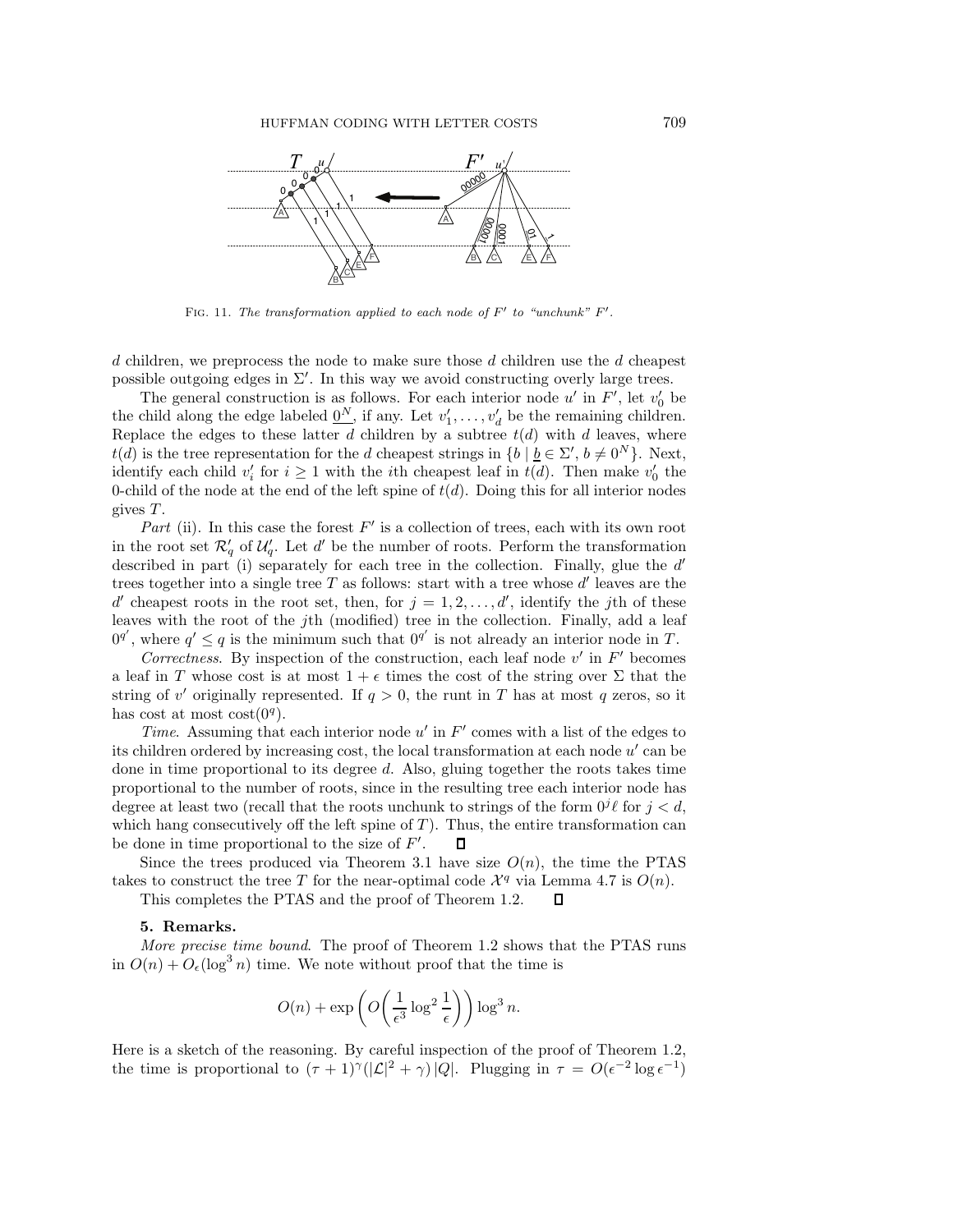FIG. 11. *The transformation applied to each node of $F'$ to "unchunk" $F'$.*

$d$ children, we preprocess the node to make sure those $d$ children use the $d$ cheapest possible outgoing edges in $\Sigma'$. In this way we avoid constructing overly large trees.

The general construction is as follows. For each interior node $u'$ in $F'$, let $v'_0$ be the child along the edge labeled $\underline{0^N}$, if any. Let $v'_1, \ldots, v'_d$ be the remaining children. Replace the edges to these latter $d$ children by a subtree $t(d)$ with $d$ leaves, where $t(d)$ is the tree representation for the $d$ cheapest strings in $\{b \mid \underline{b} \in \Sigma', b \neq 0^N\}$. Next, identify each child $v'_i$ for $i \geq 1$ with the $i$th cheapest leaf in $t(d)$. Then make $v'_0$ the 0-child of the node at the end of the left spine of $t(d)$. Doing this for all interior nodes gives $T$.

*Part* (ii). In this case the forest $F'$ is a collection of trees, each with its own root in the root set $\mathcal{R}'_q$ of $\mathcal{U}'_q$. Let $d'$ be the number of roots. Perform the transformation described in part (i) separately for each tree in the collection. Finally, glue the $d'$ trees together into a single tree $T$ as follows: start with a tree whose $d'$ leaves are the $d'$ cheapest roots in the root set, then, for $j = 1, 2, \ldots, d'$, identify the $j$th of these leaves with the root of the $j$th (modified) tree in the collection. Finally, add a leaf $0^{q'}$, where $q' \leq q$ is the minimum such that $0^{q'}$ is not already an interior node in $T$.

*Correctness.* By inspection of the construction, each leaf node $v'$ in $F'$ becomes a leaf in $T$ whose cost is at most $1 + \epsilon$ times the cost of the string over $\Sigma$ that the string of $v'$ originally represented. If $q > 0$, the runt in $T$ has at most $q$ zeros, so it has cost at most $\text{cost}(0^q)$.

*Time.* Assuming that each interior node $u'$ in $F'$ comes with a list of the edges to its children ordered by increasing cost, the local transformation at each node $u'$ can be done in time proportional to its degree $d$. Also, gluing together the roots takes time proportional to the number of roots, since in the resulting tree each interior node has degree at least two (recall that the roots unchunk to strings of the form $0^j\ell$ for $j < d$, which hang consecutively off the left spine of $T$). Thus, the entire transformation can be done in time proportional to the size of $F'$. ◻

Since the trees produced via Theorem 3.1 have size $O(n)$, the time the PTAS takes to construct the tree $T$ for the near-optimal code $\mathcal{X}^q$ via Lemma 4.7 is $O(n)$.

This completes the PTAS and the proof of Theorem 1.2. ◻

## 5. Remarks.

*More precise time bound*. The proof of Theorem 1.2 shows that the PTAS runs in $O(n) + O_\epsilon(\log^3 n)$ time. We note without proof that the time is

$$O(n) + \exp\left(O\left(\frac{1}{\epsilon^3}\log^2\frac{1}{\epsilon}\right)\right)\log^3 n.$$

Here is a sketch of the reasoning. By careful inspection of the proof of Theorem 1.2, the time is proportional to $(\tau+1)^\gamma(|\mathcal{L}|^2 + \gamma)\,|Q|$. Plugging in $\tau = O(\epsilon^{-2}\log\epsilon^{-1})$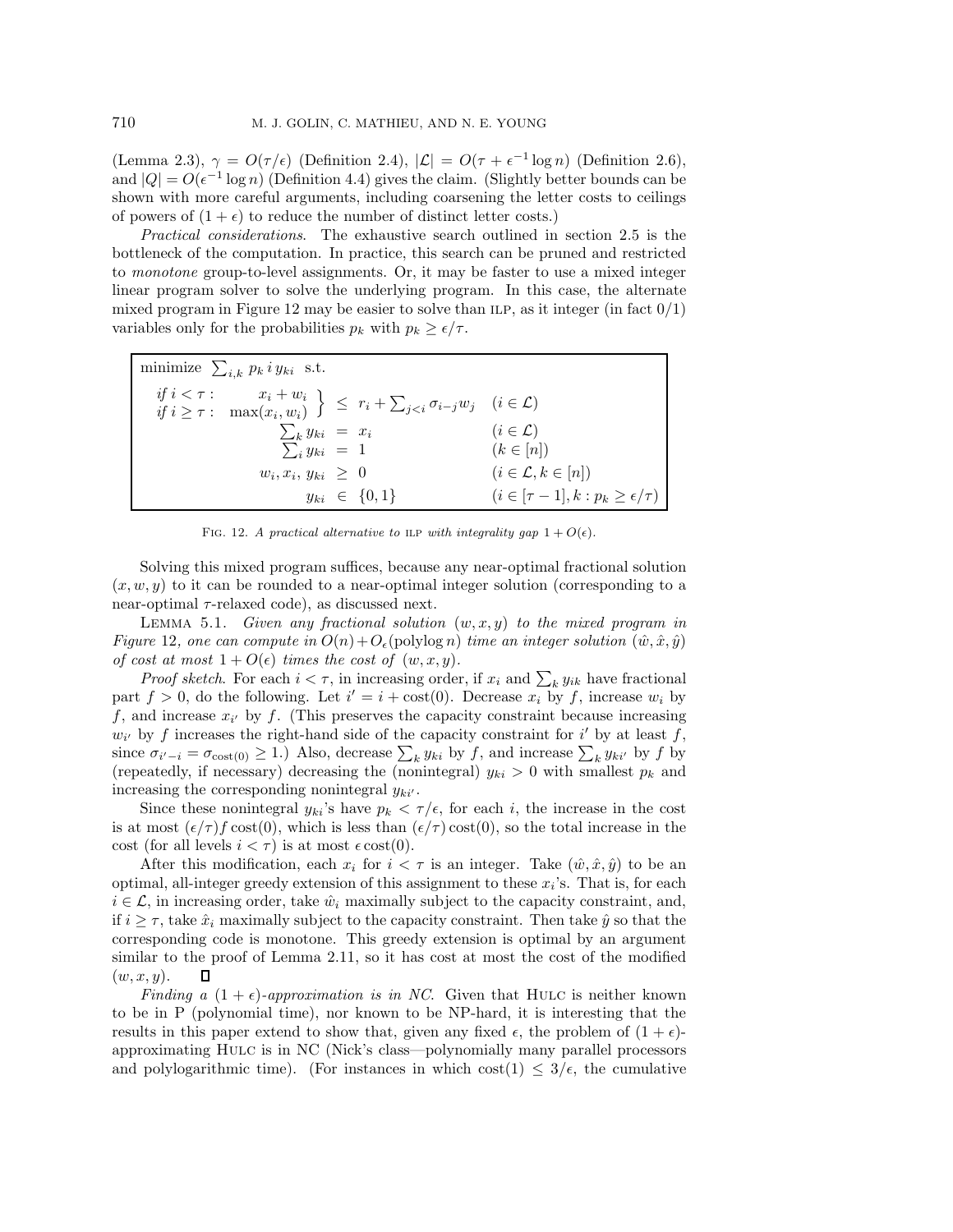(Lemma 2.3), $\gamma = O(\tau/\epsilon)$ (Definition 2.4), $|\mathcal{L}| = O(\tau + \epsilon^{-1}\log n)$ (Definition 2.6), and $|Q| = O(\epsilon^{-1}\log n)$ (Definition 4.4) gives the claim. (Slightly better bounds can be shown with more careful arguments, including coarsening the letter costs to ceilings of powers of $(1+\epsilon)$ to reduce the number of distinct letter costs.)

*Practical considerations*. The exhaustive search outlined in section 2.5 is the bottleneck of the computation. In practice, this search can be pruned and restricted to *monotone* group-to-level assignments. Or, it may be faster to use a mixed integer linear program solver to solve the underlying program. In this case, the alternate mixed program in Figure 12 may be easier to solve than ILP, as it integer (in fact 0/1) variables only for the probabilities $p_k$ with $p_k \geq \epsilon/\tau$.

$$
\begin{array}{l}
\text{minimize } \sum_{i,k} p_k\, i\, y_{ki} \text{ s.t.} \\
\left.\begin{array}{rr} \textit{if } i < \tau: & x_i + w_i \\ \textit{if } i \geq \tau: & \max(x_i, w_i) \end{array}\right\} \leq r_i + \sum_{j<i} \sigma_{i-j} w_j \quad (i \in \mathcal{L}) \\
\qquad\qquad \sum_k y_{ki} = x_i \qquad\qquad\qquad\quad (i \in \mathcal{L}) \\
\qquad\qquad \sum_i y_{ki} = 1 \qquad\qquad\qquad\quad\; (k \in [n]) \\
\qquad w_i, x_i, y_{ki} \geq 0 \qquad\qquad\qquad\quad (i \in \mathcal{L}, k \in [n]) \\
\qquad\qquad\quad y_{ki} \in \{0,1\} \qquad\qquad\quad (i \in [\tau-1], k : p_k \geq \epsilon/\tau)
\end{array}
$$

FIG. 12. *A practical alternative to* ILP *with integrality gap* $1 + O(\epsilon)$.

Solving this mixed program suffices, because any near-optimal fractional solution $(x, w, y)$ to it can be rounded to a near-optimal integer solution (corresponding to a near-optimal $\tau$-relaxed code), as discussed next.

LEMMA 5.1. *Given any fractional solution* $(w, x, y)$ *to the mixed program in Figure* 12, *one can compute in* $O(n) + O_\epsilon(\text{polylog}\, n)$ *time an integer solution* $(\hat{w}, \hat{x}, \hat{y})$ *of cost at most* $1 + O(\epsilon)$ *times the cost of* $(w, x, y)$.

*Proof sketch*. For each $i < \tau$, in increasing order, if $x_i$ and $\sum_k y_{ik}$ have fractional part $f > 0$, do the following. Let $i' = i + \text{cost}(0)$. Decrease $x_i$ by $f$, increase $w_i$ by $f$, and increase $x_{i'}$ by $f$. (This preserves the capacity constraint because increasing $w_{i'}$ by $f$ increases the right-hand side of the capacity constraint for $i'$ by at least $f$, since $\sigma_{i'-i} = \sigma_{\text{cost}(0)} \geq 1$.) Also, decrease $\sum_k y_{ki}$ by $f$, and increase $\sum_k y_{ki'}$ by $f$ by (repeatedly, if necessary) decreasing the (nonintegral) $y_{ki} > 0$ with smallest $p_k$ and increasing the corresponding nonintegral $y_{ki'}$.

Since these nonintegral $y_{ki}$'s have $p_k < \tau/\epsilon$, for each $i$, the increase in the cost is at most $(\epsilon/\tau) f \,\text{cost}(0)$, which is less than $(\epsilon/\tau)\,\text{cost}(0)$, so the total increase in the cost (for all levels $i < \tau$) is at most $\epsilon\,\text{cost}(0)$.

After this modification, each $x_i$ for $i < \tau$ is an integer. Take $(\hat{w}, \hat{x}, \hat{y})$ to be an optimal, all-integer greedy extension of this assignment to these $x_i$'s. That is, for each $i \in \mathcal{L}$, in increasing order, take $\hat{w}_i$ maximally subject to the capacity constraint, and, if $i \geq \tau$, take $\hat{x}_i$ maximally subject to the capacity constraint. Then take $\hat{y}$ so that the corresponding code is monotone. This greedy extension is optimal by an argument similar to the proof of Lemma 2.11, so it has cost at most the cost of the modified $(w, x, y)$. ∎

*Finding a* $(1+\epsilon)$*-approximation is in NC*. Given that HULC is neither known to be in P (polynomial time), nor known to be NP-hard, it is interesting that the results in this paper extend to show that, given any fixed $\epsilon$, the problem of $(1+\epsilon)$-approximating HULC is in NC (Nick's class—polynomially many parallel processors and polylogarithmic time). (For instances in which $\text{cost}(1) \leq 3/\epsilon$, the cumulative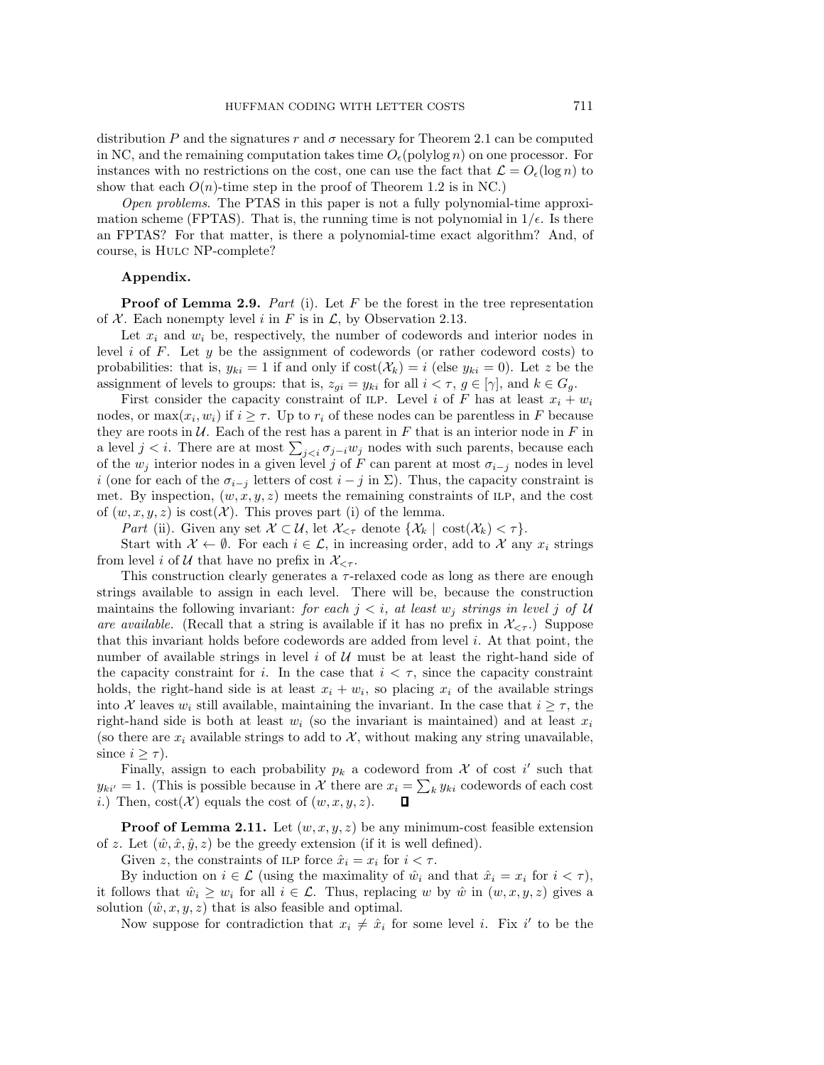distribution $P$ and the signatures $r$ and $\sigma$ necessary for Theorem 2.1 can be computed in NC, and the remaining computation takes time $O_\epsilon(\text{polylog } n)$ on one processor. For instances with no restrictions on the cost, one can use the fact that $\mathcal{L} = O_\epsilon(\log n)$ to show that each $O(n)$-time step in the proof of Theorem 1.2 is in NC.)

*Open problems*. The PTAS in this paper is not a fully polynomial-time approximation scheme (FPTAS). That is, the running time is not polynomial in $1/\epsilon$. Is there an FPTAS? For that matter, is there a polynomial-time exact algorithm? And, of course, is HULC NP-complete?

**Appendix.**

**Proof of Lemma 2.9.** *Part* (i). Let $F$ be the forest in the tree representation of $\mathcal{X}$. Each nonempty level $i$ in $F$ is in $\mathcal{L}$, by Observation 2.13.

Let $x_i$ and $w_i$ be, respectively, the number of codewords and interior nodes in level $i$ of $F$. Let $y$ be the assignment of codewords (or rather codeword costs) to probabilities: that is, $y_{ki} = 1$ if and only if $\text{cost}(\mathcal{X}_k) = i$ (else $y_{ki} = 0$). Let $z$ be the assignment of levels to groups: that is, $z_{gi} = y_{ki}$ for all $i < \tau$, $g \in [\gamma]$, and $k \in G_g$.

First consider the capacity constraint of ILP. Level $i$ of $F$ has at least $x_i + w_i$ nodes, or $\max(x_i, w_i)$ if $i \geq \tau$. Up to $r_i$ of these nodes can be parentless in $F$ because they are roots in $\mathcal{U}$. Each of the rest has a parent in $F$ that is an interior node in $F$ in a level $j < i$. There are at most $\sum_{j<i} \sigma_{j-i} w_j$ nodes with such parents, because each of the $w_j$ interior nodes in a given level $j$ of $F$ can parent at most $\sigma_{i-j}$ nodes in level $i$ (one for each of the $\sigma_{i-j}$ letters of cost $i - j$ in $\Sigma$). Thus, the capacity constraint is met. By inspection, $(w, x, y, z)$ meets the remaining constraints of ILP, and the cost of $(w, x, y, z)$ is $\text{cost}(\mathcal{X})$. This proves part (i) of the lemma.

*Part* (ii). Given any set $\mathcal{X} \subset \mathcal{U}$, let $\mathcal{X}_{<\tau}$ denote $\{\mathcal{X}_k \mid \text{cost}(\mathcal{X}_k) < \tau\}$.

Start with $\mathcal{X} \leftarrow \emptyset$. For each $i \in \mathcal{L}$, in increasing order, add to $\mathcal{X}$ any $x_i$ strings from level $i$ of $\mathcal{U}$ that have no prefix in $\mathcal{X}_{<\tau}$.

This construction clearly generates a $\tau$-relaxed code as long as there are enough strings available to assign in each level. There will be, because the construction maintains the following invariant: *for each $j < i$, at least $w_j$ strings in level $j$ of $\mathcal{U}$ are available*. (Recall that a string is available if it has no prefix in $\mathcal{X}_{<\tau}$.) Suppose that this invariant holds before codewords are added from level $i$. At that point, the number of available strings in level $i$ of $\mathcal{U}$ must be at least the right-hand side of the capacity constraint for $i$. In the case that $i < \tau$, since the capacity constraint holds, the right-hand side is at least $x_i + w_i$, so placing $x_i$ of the available strings into $\mathcal{X}$ leaves $w_i$ still available, maintaining the invariant. In the case that $i \geq \tau$, the right-hand side is both at least $w_i$ (so the invariant is maintained) and at least $x_i$ (so there are $x_i$ available strings to add to $\mathcal{X}$, without making any string unavailable, since $i \geq \tau$).

Finally, assign to each probability $p_k$ a codeword from $\mathcal{X}$ of cost $i'$ such that $y_{ki'} = 1$. (This is possible because in $\mathcal{X}$ there are $x_i = \sum_k y_{ki}$ codewords of each cost $i$.) Then, $\text{cost}(\mathcal{X})$ equals the cost of $(w, x, y, z)$. $\blacksquare$

**Proof of Lemma 2.11.** Let $(w, x, y, z)$ be any minimum-cost feasible extension of $z$. Let $(\hat{w}, \hat{x}, \hat{y}, z)$ be the greedy extension (if it is well defined).

Given $z$, the constraints of ILP force $\hat{x}_i = x_i$ for $i < \tau$.

By induction on $i \in \mathcal{L}$ (using the maximality of $\hat{w}_i$ and that $\hat{x}_i = x_i$ for $i < \tau$), it follows that $\hat{w}_i \geq w_i$ for all $i \in \mathcal{L}$. Thus, replacing $w$ by $\hat{w}$ in $(w, x, y, z)$ gives a solution $(\hat{w}, x, y, z)$ that is also feasible and optimal.

Now suppose for contradiction that $x_i \neq \hat{x}_i$ for some level $i$. Fix $i'$ to be the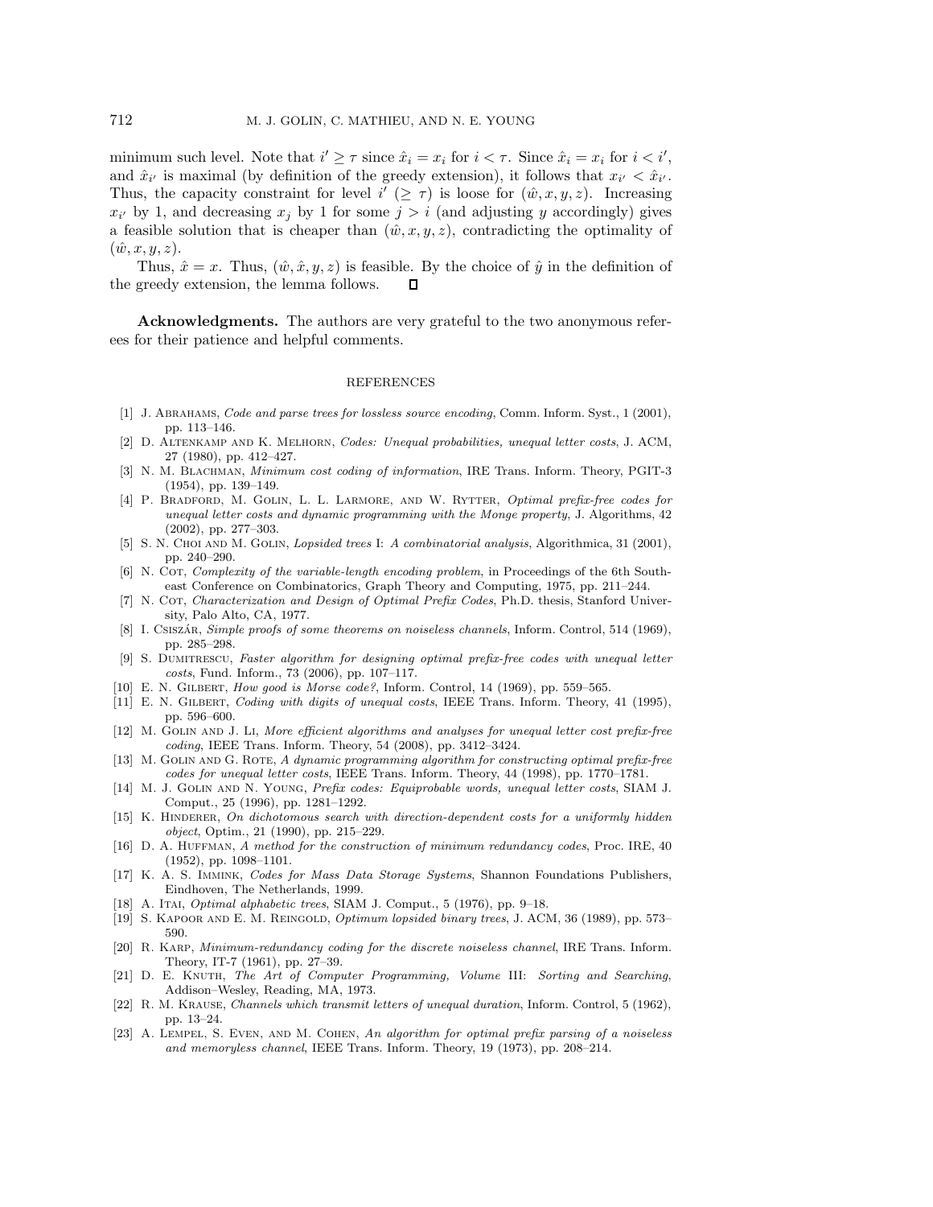minimum such level. Note that $i' \geq \tau$ since $\hat{x}_i = x_i$ for $i < \tau$. Since $\hat{x}_i = x_i$ for $i < i'$, and $\hat{x}_{i'}$ is maximal (by definition of the greedy extension), it follows that $x_{i'} < \hat{x}_{i'}$. Thus, the capacity constraint for level $i'$ ($\geq \tau$) is loose for $(\hat{w}, x, y, z)$. Increasing $x_{i'}$ by 1, and decreasing $x_j$ by 1 for some $j > i$ (and adjusting $y$ accordingly) gives a feasible solution that is cheaper than $(\hat{w}, x, y, z)$, contradicting the optimality of $(\hat{w}, x, y, z)$.

Thus, $\hat{x} = x$. Thus, $(\hat{w}, \hat{x}, y, z)$ is feasible. By the choice of $\hat{y}$ in the definition of the greedy extension, the lemma follows. $\square$

**Acknowledgments.** The authors are very grateful to the two anonymous referees for their patience and helpful comments.

## REFERENCES

[1] J. Abrahams, *Code and parse trees for lossless source encoding*, Comm. Inform. Syst., 1 (2001), pp. 113–146.

[2] D. Altenkamp and K. Melhorn, *Codes: Unequal probabilities, unequal letter costs*, J. ACM, 27 (1980), pp. 412–427.

[3] N. M. Blachman, *Minimum cost coding of information*, IRE Trans. Inform. Theory, PGIT-3 (1954), pp. 139–149.

[4] P. Bradford, M. Golin, L. L. Larmore, and W. Rytter, *Optimal prefix-free codes for unequal letter costs and dynamic programming with the Monge property*, J. Algorithms, 42 (2002), pp. 277–303.

[5] S. N. Choi and M. Golin, *Lopsided trees* I: *A combinatorial analysis*, Algorithmica, 31 (2001), pp. 240–290.

[6] N. Cot, *Complexity of the variable-length encoding problem*, in Proceedings of the 6th Southeast Conference on Combinatorics, Graph Theory and Computing, 1975, pp. 211–244.

[7] N. Cot, *Characterization and Design of Optimal Prefix Codes*, Ph.D. thesis, Stanford University, Palo Alto, CA, 1977.

[8] I. Csiszár, *Simple proofs of some theorems on noiseless channels*, Inform. Control, 514 (1969), pp. 285–298.

[9] S. Dumitrescu, *Faster algorithm for designing optimal prefix-free codes with unequal letter costs*, Fund. Inform., 73 (2006), pp. 107–117.

[10] E. N. Gilbert, *How good is Morse code?*, Inform. Control, 14 (1969), pp. 559–565.

[11] E. N. Gilbert, *Coding with digits of unequal costs*, IEEE Trans. Inform. Theory, 41 (1995), pp. 596–600.

[12] M. Golin and J. Li, *More efficient algorithms and analyses for unequal letter cost prefix-free coding*, IEEE Trans. Inform. Theory, 54 (2008), pp. 3412–3424.

[13] M. Golin and G. Rote, *A dynamic programming algorithm for constructing optimal prefix-free codes for unequal letter costs*, IEEE Trans. Inform. Theory, 44 (1998), pp. 1770–1781.

[14] M. J. Golin and N. Young, *Prefix codes: Equiprobable words, unequal letter costs*, SIAM J. Comput., 25 (1996), pp. 1281–1292.

[15] K. Hinderer, *On dichotomous search with direction-dependent costs for a uniformly hidden object*, Optim., 21 (1990), pp. 215–229.

[16] D. A. Huffman, *A method for the construction of minimum redundancy codes*, Proc. IRE, 40 (1952), pp. 1098–1101.

[17] K. A. S. Immink, *Codes for Mass Data Storage Systems*, Shannon Foundations Publishers, Eindhoven, The Netherlands, 1999.

[18] A. Itai, *Optimal alphabetic trees*, SIAM J. Comput., 5 (1976), pp. 9–18.

[19] S. Kapoor and E. M. Reingold, *Optimum lopsided binary trees*, J. ACM, 36 (1989), pp. 573–590.

[20] R. Karp, *Minimum-redundancy coding for the discrete noiseless channel*, IRE Trans. Inform. Theory, IT-7 (1961), pp. 27–39.

[21] D. E. Knuth, *The Art of Computer Programming, Volume* III: *Sorting and Searching*, Addison–Wesley, Reading, MA, 1973.

[22] R. M. Krause, *Channels which transmit letters of unequal duration*, Inform. Control, 5 (1962), pp. 13–24.

[23] A. Lempel, S. Even, and M. Cohen, *An algorithm for optimal prefix parsing of a noiseless and memoryless channel*, IEEE Trans. Inform. Theory, 19 (1973), pp. 208–214.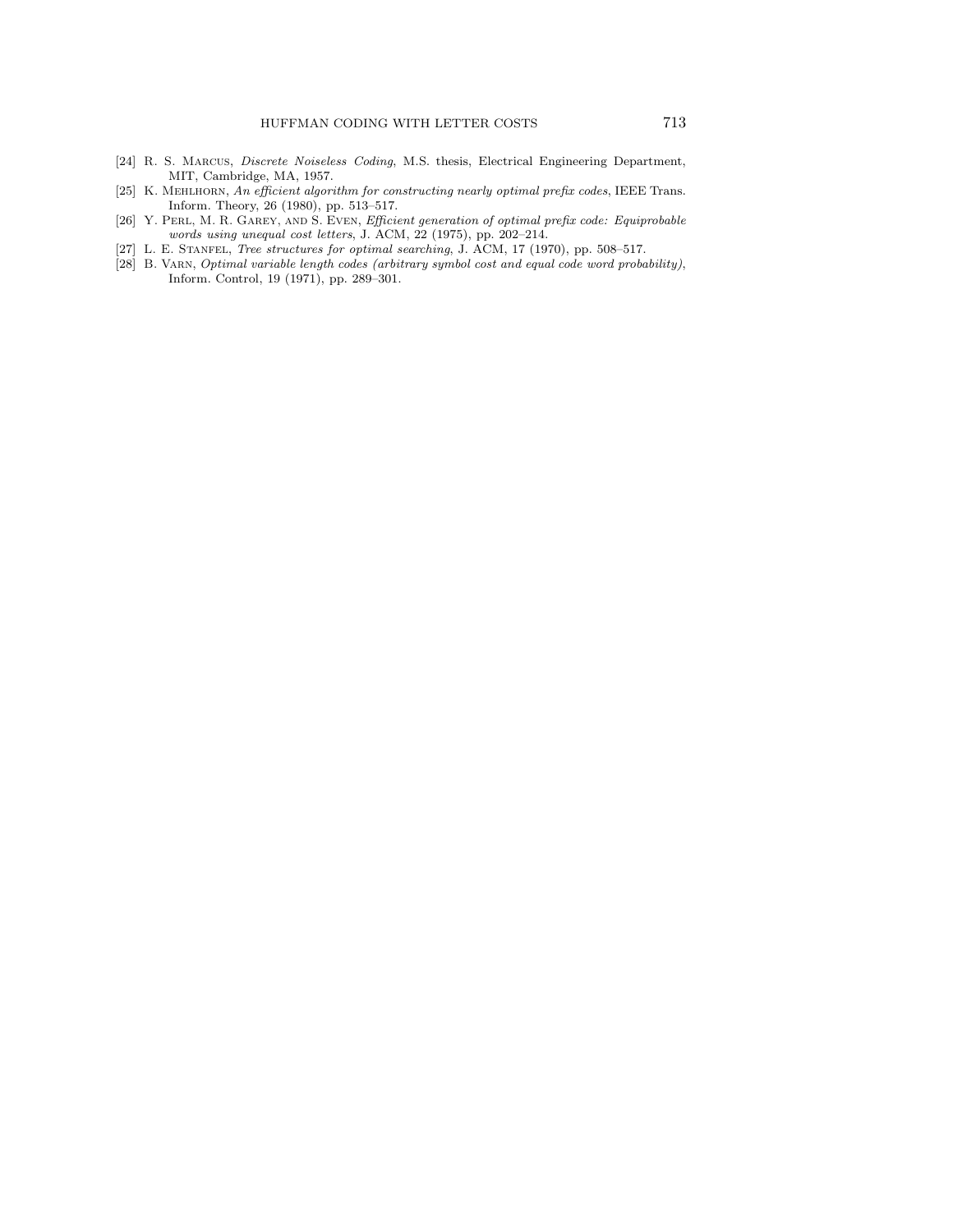[24] R. S. Marcus, *Discrete Noiseless Coding*, M.S. thesis, Electrical Engineering Department, MIT, Cambridge, MA, 1957.

[25] K. Mehlhorn, *An efficient algorithm for constructing nearly optimal prefix codes*, IEEE Trans. Inform. Theory, 26 (1980), pp. 513–517.

[26] Y. Perl, M. R. Garey, and S. Even, *Efficient generation of optimal prefix code: Equiprobable words using unequal cost letters*, J. ACM, 22 (1975), pp. 202–214.

[27] L. E. Stanfel, *Tree structures for optimal searching*, J. ACM, 17 (1970), pp. 508–517.

[28] B. Varn, *Optimal variable length codes (arbitrary symbol cost and equal code word probability)*, Inform. Control, 19 (1971), pp. 289–301.